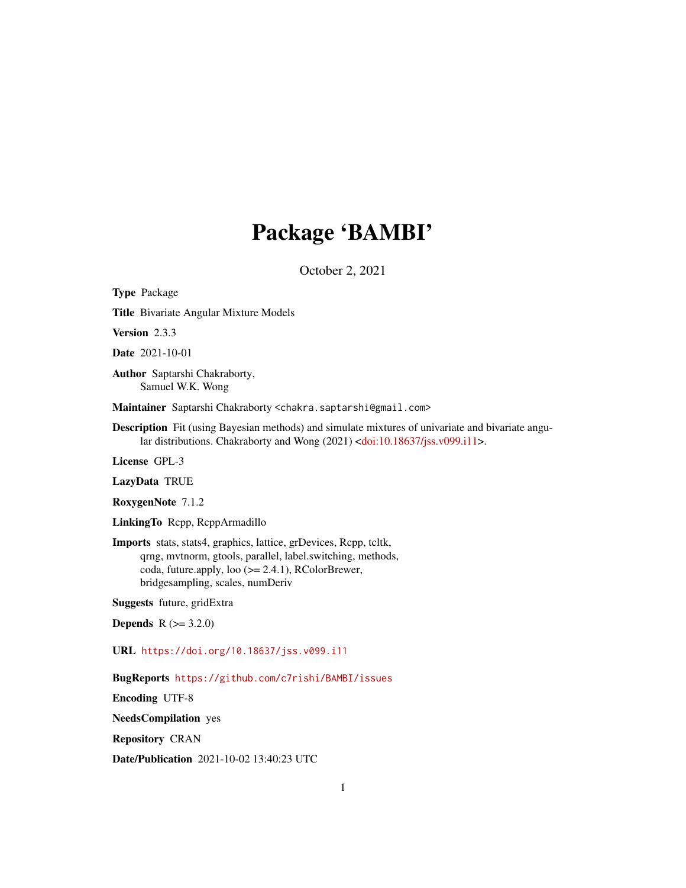# Package 'BAMBI'

October 2, 2021

**Type** Package

**Title** Bivariate Angular Mixture Models

**Version** 2.3.3

**Date** 2021-10-01

**Author** Saptarshi Chakraborty,
Samuel W.K. Wong

**Maintainer** Saptarshi Chakraborty <chakra.saptarshi@gmail.com>

**Description** Fit (using Bayesian methods) and simulate mixtures of univariate and bivariate angular distributions. Chakraborty and Wong (2021) <doi:10.18637/jss.v099.i11>.

**License** GPL-3

**LazyData** TRUE

**RoxygenNote** 7.1.2

**LinkingTo** Rcpp, RcppArmadillo

**Imports** stats, stats4, graphics, lattice, grDevices, Rcpp, tcltk, qrng, mvtnorm, gtools, parallel, label.switching, methods, coda, future.apply, loo (>= 2.4.1), RColorBrewer, bridgesampling, scales, numDeriv

**Suggests** future, gridExtra

**Depends** R (>= 3.2.0)

**URL** https://doi.org/10.18637/jss.v099.i11

**BugReports** https://github.com/c7rishi/BAMBI/issues

**Encoding** UTF-8

**NeedsCompilation** yes

**Repository** CRAN

**Date/Publication** 2021-10-02 13:40:23 UTC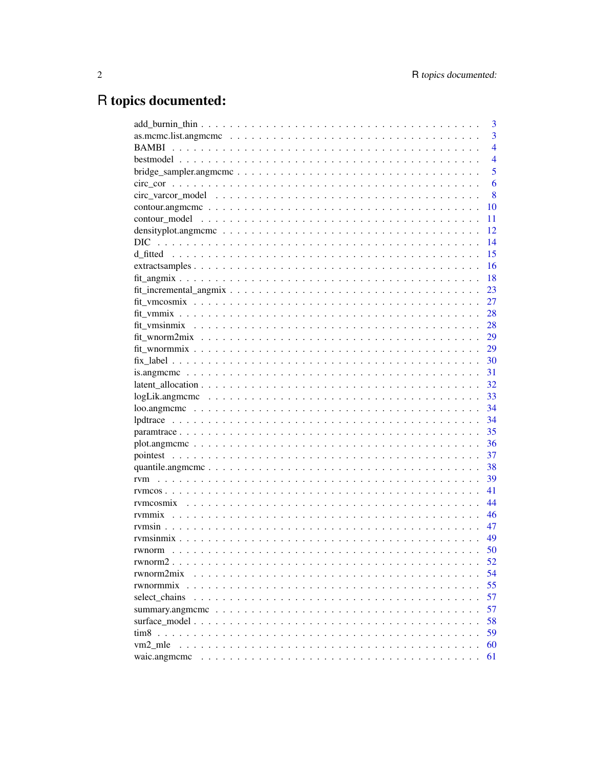# R topics documented:

- add_burnin_thin . . . . . . . . . . . . . . . . . . . . . . . . . . . . . . . . . . . 3
- as.mcmc.list.angmcmc . . . . . . . . . . . . . . . . . . . . . . . . . . . . . . . . 3
- BAMBI . . . . . . . . . . . . . . . . . . . . . . . . . . . . . . . . . . . . . . . . 4
- bestmodel . . . . . . . . . . . . . . . . . . . . . . . . . . . . . . . . . . . . . . 4
- bridge_sampler.angmcmc . . . . . . . . . . . . . . . . . . . . . . . . . . . . . . 5
- circ_cor . . . . . . . . . . . . . . . . . . . . . . . . . . . . . . . . . . . . . . 6
- circ_varcor_model . . . . . . . . . . . . . . . . . . . . . . . . . . . . . . . . . 8
- contour.angmcmc . . . . . . . . . . . . . . . . . . . . . . . . . . . . . . . . . . 10
- contour_model . . . . . . . . . . . . . . . . . . . . . . . . . . . . . . . . . . . 11
- densityplot.angmcmc . . . . . . . . . . . . . . . . . . . . . . . . . . . . . . . . 12
- DIC . . . . . . . . . . . . . . . . . . . . . . . . . . . . . . . . . . . . . . . . 14
- d_fitted . . . . . . . . . . . . . . . . . . . . . . . . . . . . . . . . . . . . . . 15
- extractsamples . . . . . . . . . . . . . . . . . . . . . . . . . . . . . . . . . . . 16
- fit_angmix . . . . . . . . . . . . . . . . . . . . . . . . . . . . . . . . . . . . . 18
- fit_incremental_angmix . . . . . . . . . . . . . . . . . . . . . . . . . . . . . . . 23
- fit_vmcosmix . . . . . . . . . . . . . . . . . . . . . . . . . . . . . . . . . . . . 27
- fit_vmmix . . . . . . . . . . . . . . . . . . . . . . . . . . . . . . . . . . . . . 28
- fit_vmsinmix . . . . . . . . . . . . . . . . . . . . . . . . . . . . . . . . . . . . 28
- fit_wnorm2mix . . . . . . . . . . . . . . . . . . . . . . . . . . . . . . . . . . . 29
- fit_wnormmix . . . . . . . . . . . . . . . . . . . . . . . . . . . . . . . . . . . . 29
- fix_label . . . . . . . . . . . . . . . . . . . . . . . . . . . . . . . . . . . . . . 30
- is.angmcmc . . . . . . . . . . . . . . . . . . . . . . . . . . . . . . . . . . . . . 31
- latent_allocation . . . . . . . . . . . . . . . . . . . . . . . . . . . . . . . . . . 32
- logLik.angmcmc . . . . . . . . . . . . . . . . . . . . . . . . . . . . . . . . . . . 33
- loo.angmcmc . . . . . . . . . . . . . . . . . . . . . . . . . . . . . . . . . . . . 34
- lpdtrace . . . . . . . . . . . . . . . . . . . . . . . . . . . . . . . . . . . . . . 34
- paramtrace . . . . . . . . . . . . . . . . . . . . . . . . . . . . . . . . . . . . . 35
- plot.angmcmc . . . . . . . . . . . . . . . . . . . . . . . . . . . . . . . . . . . . 36
- pointest . . . . . . . . . . . . . . . . . . . . . . . . . . . . . . . . . . . . . . 37
- quantile.angmcmc . . . . . . . . . . . . . . . . . . . . . . . . . . . . . . . . . . 38
- rvm . . . . . . . . . . . . . . . . . . . . . . . . . . . . . . . . . . . . . . . . 39
- rvmcos . . . . . . . . . . . . . . . . . . . . . . . . . . . . . . . . . . . . . . . 41
- rvmcosmix . . . . . . . . . . . . . . . . . . . . . . . . . . . . . . . . . . . . . 44
- rvmmix . . . . . . . . . . . . . . . . . . . . . . . . . . . . . . . . . . . . . . . 46
- rvmsin . . . . . . . . . . . . . . . . . . . . . . . . . . . . . . . . . . . . . . . 47
- rvmsinmix . . . . . . . . . . . . . . . . . . . . . . . . . . . . . . . . . . . . . 49
- rwnorm . . . . . . . . . . . . . . . . . . . . . . . . . . . . . . . . . . . . . . . 50
- rwnorm2 . . . . . . . . . . . . . . . . . . . . . . . . . . . . . . . . . . . . . . 52
- rwnorm2mix . . . . . . . . . . . . . . . . . . . . . . . . . . . . . . . . . . . . . 54
- rwnormmix . . . . . . . . . . . . . . . . . . . . . . . . . . . . . . . . . . . . . 55
- select_chains . . . . . . . . . . . . . . . . . . . . . . . . . . . . . . . . . . . 57
- summary.angmcmc . . . . . . . . . . . . . . . . . . . . . . . . . . . . . . . . . . 57
- surface_model . . . . . . . . . . . . . . . . . . . . . . . . . . . . . . . . . . . 58
- tim8 . . . . . . . . . . . . . . . . . . . . . . . . . . . . . . . . . . . . . . . . 59
- vm2_mle . . . . . . . . . . . . . . . . . . . . . . . . . . . . . . . . . . . . . . 60
- waic.angmcmc . . . . . . . . . . . . . . . . . . . . . . . . . . . . . . . . . . . . 61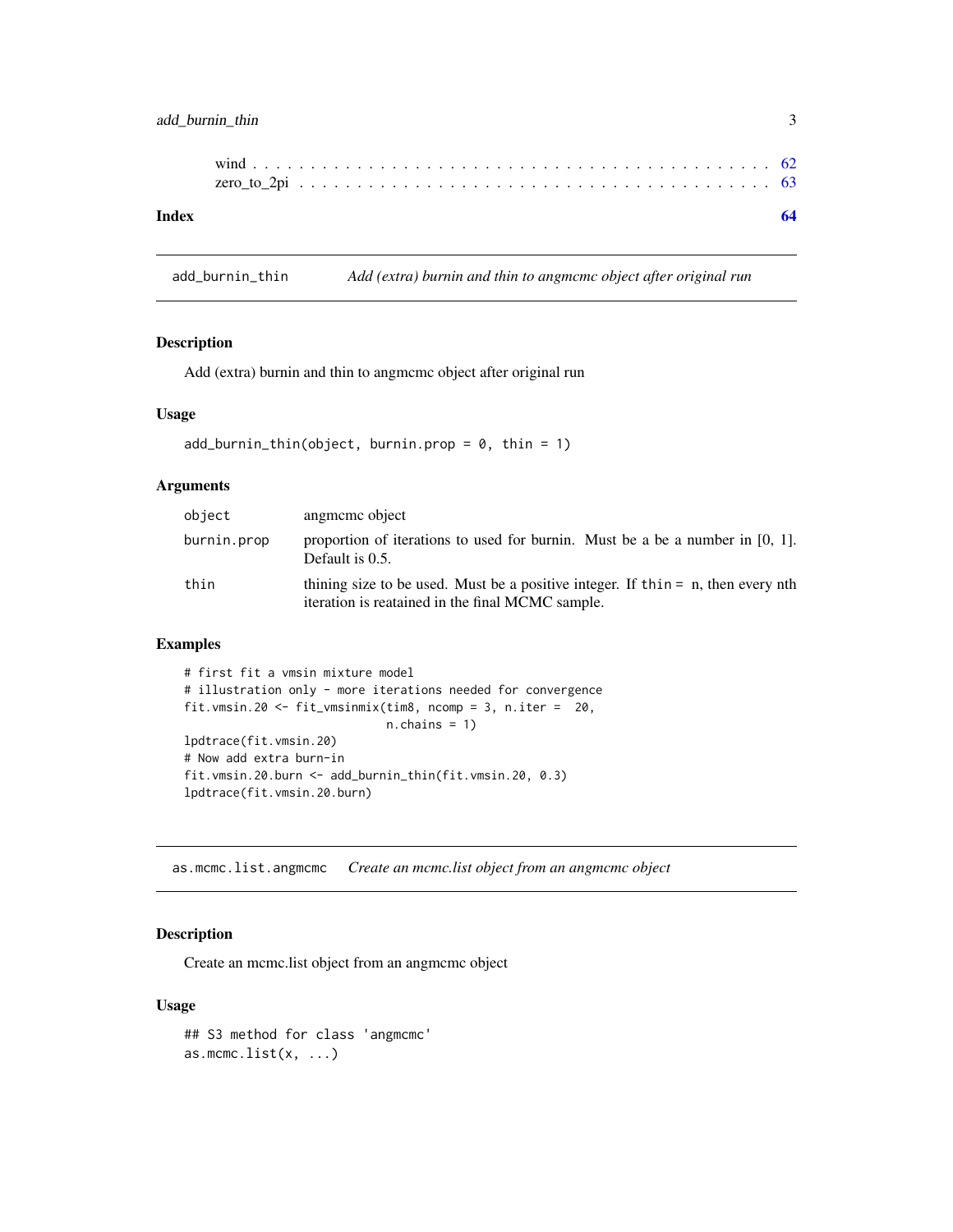wind . . . . . . . . . . . . . . . . . . . . . . . . . . . . . . . . . . . . . . . . . . 62
zero_to_2pi . . . . . . . . . . . . . . . . . . . . . . . . . . . . . . . . . . . . . . . 63

**Index** **64**

---

## add_burnin_thin — *Add (extra) burnin and thin to angmcmc object after original run*

### Description

Add (extra) burnin and thin to angmcmc object after original run

### Usage

```
add_burnin_thin(object, burnin.prop = 0, thin = 1)
```

### Arguments

| | |
|---|---|
| `object` | angmcmc object |
| `burnin.prop` | proportion of iterations to used for burnin. Must be a be a number in [0, 1]. Default is 0.5. |
| `thin` | thining size to be used. Must be a positive integer. If `thin = n`, then every nth iteration is reatained in the final MCMC sample. |

### Examples

```
# first fit a vmsin mixture model
# illustration only - more iterations needed for convergence
fit.vmsin.20 <- fit_vmsinmix(tim8, ncomp = 3, n.iter =  20,
                             n.chains = 1)
lpdtrace(fit.vmsin.20)
# Now add extra burn-in
fit.vmsin.20.burn <- add_burnin_thin(fit.vmsin.20, 0.3)
lpdtrace(fit.vmsin.20.burn)
```

---

## as.mcmc.list.angmcmc — *Create an mcmc.list object from an angmcmc object*

### Description

Create an mcmc.list object from an angmcmc object

### Usage

```
## S3 method for class 'angmcmc'
as.mcmc.list(x, ...)
```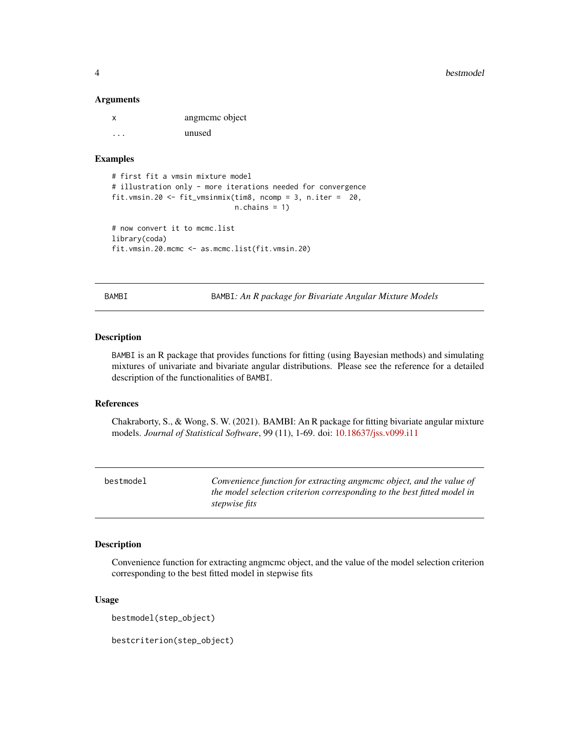### Arguments

| | |
|---|---|
| x | angmcmc object |
| ... | unused |

### Examples

```
# first fit a vmsin mixture model
# illustration only - more iterations needed for convergence
fit.vmsin.20 <- fit_vmsinmix(tim8, ncomp = 3, n.iter =  20,
                             n.chains = 1)

# now convert it to mcmc.list
library(coda)
fit.vmsin.20.mcmc <- as.mcmc.list(fit.vmsin.20)
```

---

## BAMBI — *BAMBI: An R package for Bivariate Angular Mixture Models*

### Description

BAMBI is an R package that provides functions for fitting (using Bayesian methods) and simulating mixtures of univariate and bivariate angular distributions. Please see the reference for a detailed description of the functionalities of BAMBI.

### References

Chakraborty, S., & Wong, S. W. (2021). BAMBI: An R package for fitting bivariate angular mixture models. *Journal of Statistical Software*, 99 (11), 1-69. doi: 10.18637/jss.v099.i11

---

## bestmodel — *Convenience function for extracting angmcmc object, and the value of the model selection criterion corresponding to the best fitted model in stepwise fits*

### Description

Convenience function for extracting angmcmc object, and the value of the model selection criterion corresponding to the best fitted model in stepwise fits

### Usage

```
bestmodel(step_object)

bestcriterion(step_object)
```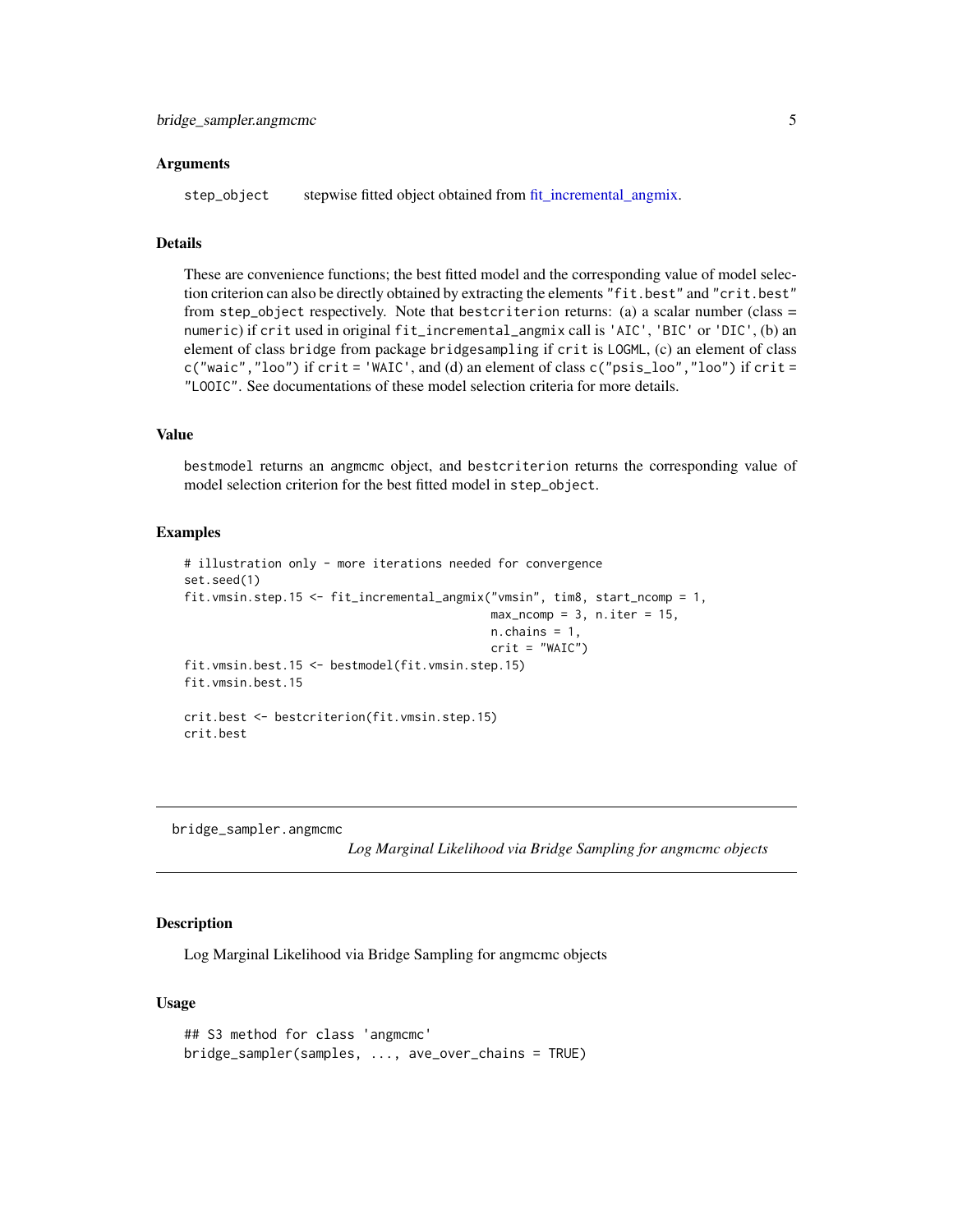### Arguments

`step_object` stepwise fitted object obtained from fit_incremental_angmix.

### Details

These are convenience functions; the best fitted model and the corresponding value of model selection criterion can also be directly obtained by extracting the elements "fit.best" and "crit.best" from step_object respectively. Note that bestcriterion returns: (a) a scalar number (class = numeric) if crit used in original fit_incremental_angmix call is 'AIC', 'BIC' or 'DIC', (b) an element of class bridge from package bridgesampling if crit is LOGML, (c) an element of class c("waic","loo") if crit = 'WAIC', and (d) an element of class c("psis_loo","loo") if crit = "LOOIC". See documentations of these model selection criteria for more details.

### Value

bestmodel returns an angmcmc object, and bestcriterion returns the corresponding value of model selection criterion for the best fitted model in step_object.

### Examples

```
# illustration only - more iterations needed for convergence
set.seed(1)
fit.vmsin.step.15 <- fit_incremental_angmix("vmsin", tim8, start_ncomp = 1,
                                            max_ncomp = 3, n.iter = 15,
                                            n.chains = 1,
                                            crit = "WAIC")
fit.vmsin.best.15 <- bestmodel(fit.vmsin.step.15)
fit.vmsin.best.15

crit.best <- bestcriterion(fit.vmsin.step.15)
crit.best
```

---

## bridge_sampler.angmcmc

*Log Marginal Likelihood via Bridge Sampling for angmcmc objects*

---

### Description

Log Marginal Likelihood via Bridge Sampling for angmcmc objects

### Usage

```
## S3 method for class 'angmcmc'
bridge_sampler(samples, ..., ave_over_chains = TRUE)
```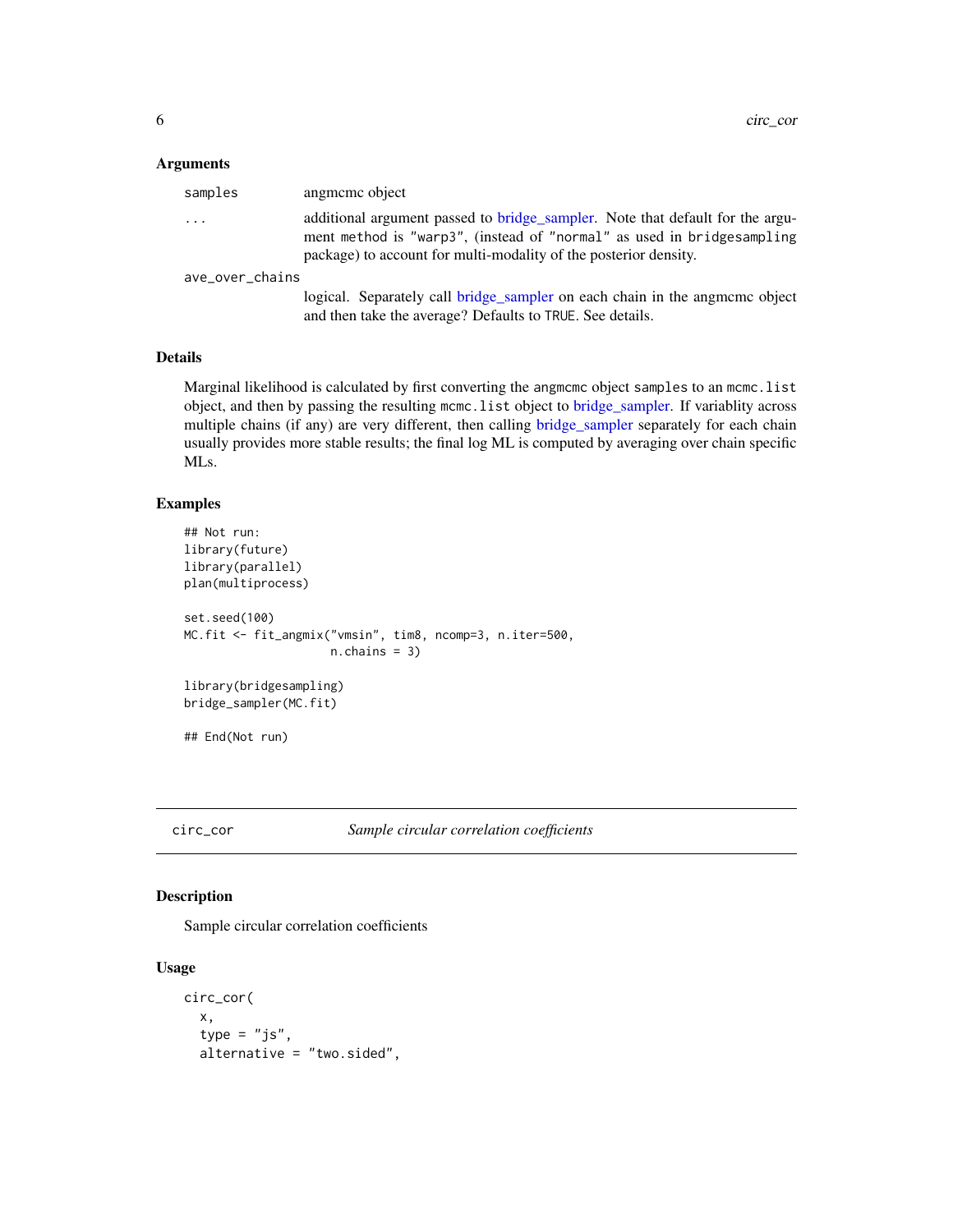### Arguments

samples
: angmcmc object

...
: additional argument passed to bridge_sampler. Note that default for the argument method is "warp3", (instead of "normal" as used in bridgesampling package) to account for multi-modality of the posterior density.

ave_over_chains
: logical. Separately call bridge_sampler on each chain in the angmcmc object and then take the average? Defaults to TRUE. See details.

### Details

Marginal likelihood is calculated by first converting the angmcmc object samples to an mcmc.list object, and then by passing the resulting mcmc.list object to bridge_sampler. If variablity across multiple chains (if any) are very different, then calling bridge_sampler separately for each chain usually provides more stable results; the final log ML is computed by averaging over chain specific MLs.

### Examples

```
## Not run:
library(future)
library(parallel)
plan(multiprocess)

set.seed(100)
MC.fit <- fit_angmix("vmsin", tim8, ncomp=3, n.iter=500,
                     n.chains = 3)

library(bridgesampling)
bridge_sampler(MC.fit)

## End(Not run)
```

---

## circ_cor — *Sample circular correlation coefficients*

### Description

Sample circular correlation coefficients

### Usage

```
circ_cor(
  x,
  type = "js",
  alternative = "two.sided",
```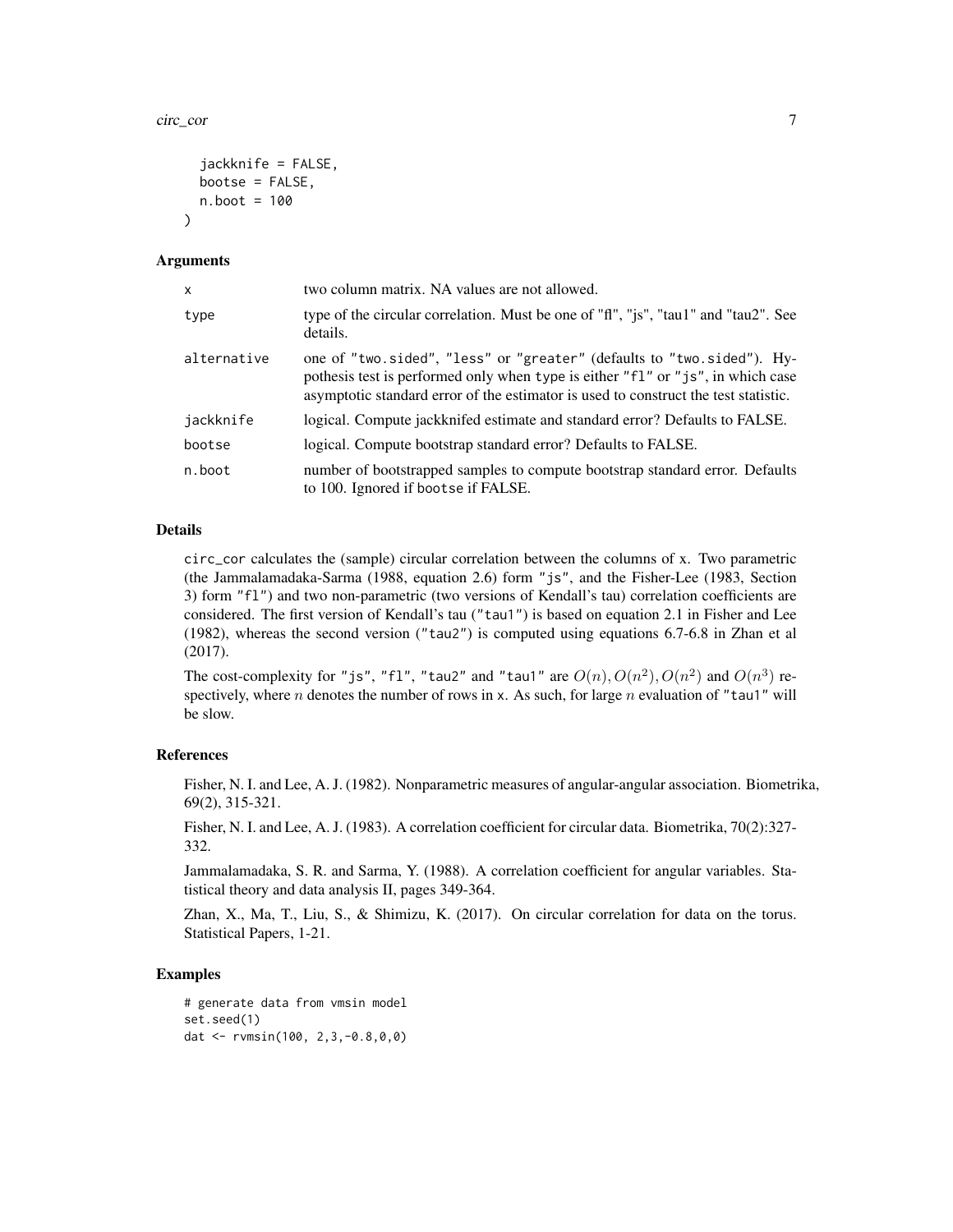```
  jackknife = FALSE,
  bootse = FALSE,
  n.boot = 100
)
```

### Arguments

| | |
|---|---|
| x | two column matrix. NA values are not allowed. |
| type | type of the circular correlation. Must be one of "fl", "js", "tau1" and "tau2". See details. |
| alternative | one of "two.sided", "less" or "greater" (defaults to "two.sided"). Hypothesis test is performed only when type is either "fl" or "js", in which case asymptotic standard error of the estimator is used to construct the test statistic. |
| jackknife | logical. Compute jackknifed estimate and standard error? Defaults to FALSE. |
| bootse | logical. Compute bootstrap standard error? Defaults to FALSE. |
| n.boot | number of bootstrapped samples to compute bootstrap standard error. Defaults to 100. Ignored if bootse if FALSE. |

### Details

circ_cor calculates the (sample) circular correlation between the columns of x. Two parametric (the Jammalamadaka-Sarma (1988, equation 2.6) form "js", and the Fisher-Lee (1983, Section 3) form "fl") and two non-parametric (two versions of Kendall's tau) correlation coefficients are considered. The first version of Kendall's tau ("tau1") is based on equation 2.1 in Fisher and Lee (1982), whereas the second version ("tau2") is computed using equations 6.7-6.8 in Zhan et al (2017).

The cost-complexity for "js", "fl", "tau2" and "tau1" are $O(n), O(n^2), O(n^2)$ and $O(n^3)$ respectively, where $n$ denotes the number of rows in x. As such, for large $n$ evaluation of "tau1" will be slow.

### References

Fisher, N. I. and Lee, A. J. (1982). Nonparametric measures of angular-angular association. Biometrika, 69(2), 315-321.

Fisher, N. I. and Lee, A. J. (1983). A correlation coefficient for circular data. Biometrika, 70(2):327-332.

Jammalamadaka, S. R. and Sarma, Y. (1988). A correlation coefficient for angular variables. Statistical theory and data analysis II, pages 349-364.

Zhan, X., Ma, T., Liu, S., & Shimizu, K. (2017). On circular correlation for data on the torus. Statistical Papers, 1-21.

### Examples

```
# generate data from vmsin model
set.seed(1)
dat <- rvmsin(100, 2,3,-0.8,0,0)
```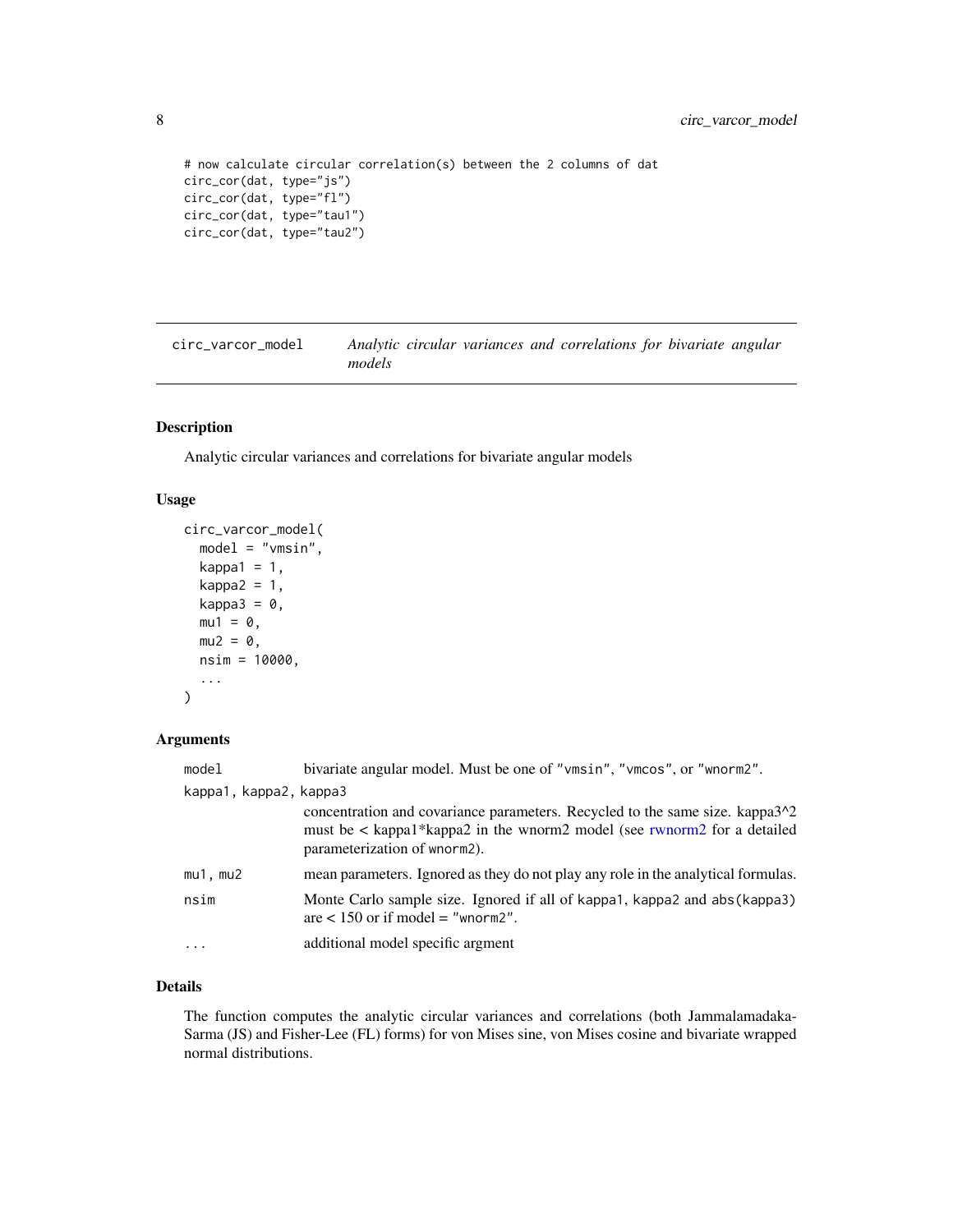```
# now calculate circular correlation(s) between the 2 columns of dat
circ_cor(dat, type="js")
circ_cor(dat, type="fl")
circ_cor(dat, type="tau1")
circ_cor(dat, type="tau2")
```

## circ_varcor_model — *Analytic circular variances and correlations for bivariate angular models*

### Description

Analytic circular variances and correlations for bivariate angular models

### Usage

```
circ_varcor_model(
  model = "vmsin",
  kappa1 = 1,
  kappa2 = 1,
  kappa3 = 0,
  mu1 = 0,
  mu2 = 0,
  nsim = 10000,
  ...
)
```

### Arguments

| Argument | Description |
|---|---|
| `model` | bivariate angular model. Must be one of "`vmsin`", "`vmcos`", or "`wnorm2`". |
| `kappa1, kappa2, kappa3` | concentration and covariance parameters. Recycled to the same size. kappa3^2 must be < kappa1*kappa2 in the wnorm2 model (see rwnorm2 for a detailed parameterization of `wnorm2`). |
| `mu1, mu2` | mean parameters. Ignored as they do not play any role in the analytical formulas. |
| `nsim` | Monte Carlo sample size. Ignored if all of `kappa1`, `kappa2` and `abs(kappa3)` are < 150 or if model = "`wnorm2`". |
| `...` | additional model specific argment |

### Details

The function computes the analytic circular variances and correlations (both Jammalamadaka-Sarma (JS) and Fisher-Lee (FL) forms) for von Mises sine, von Mises cosine and bivariate wrapped normal distributions.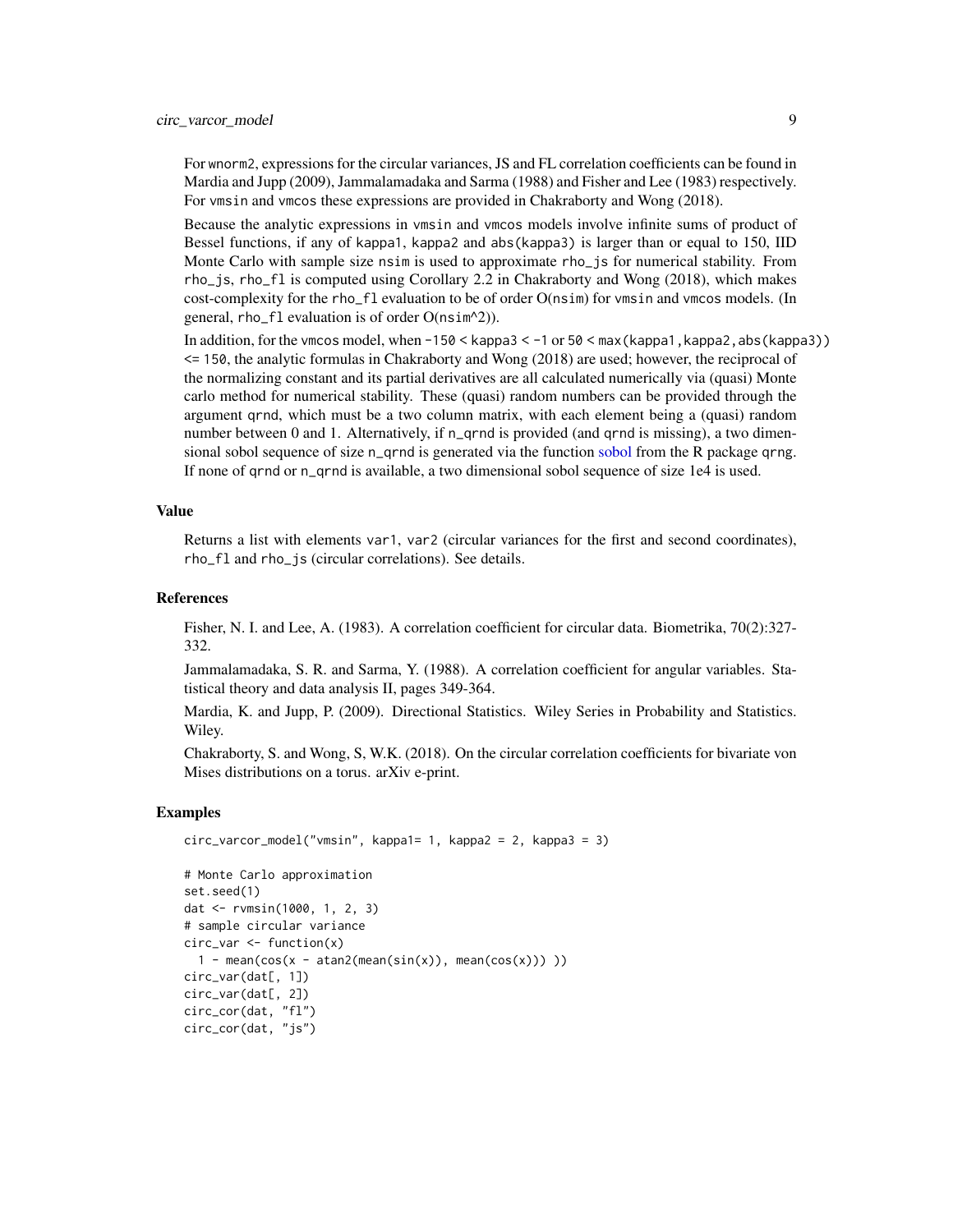For wnorm2, expressions for the circular variances, JS and FL correlation coefficients can be found in Mardia and Jupp (2009), Jammalamadaka and Sarma (1988) and Fisher and Lee (1983) respectively. For vmsin and vmcos these expressions are provided in Chakraborty and Wong (2018).

Because the analytic expressions in vmsin and vmcos models involve infinite sums of product of Bessel functions, if any of kappa1, kappa2 and abs(kappa3) is larger than or equal to 150, IID Monte Carlo with sample size nsim is used to approximate rho_js for numerical stability. From rho_js, rho_fl is computed using Corollary 2.2 in Chakraborty and Wong (2018), which makes cost-complexity for the rho_fl evaluation to be of order O(nsim) for vmsin and vmcos models. (In general, rho_fl evaluation is of order O(nsim^2)).

In addition, for the vmcos model, when -150 < kappa3 < -1 or 50 < max(kappa1, kappa2, abs(kappa3)) <= 150, the analytic formulas in Chakraborty and Wong (2018) are used; however, the reciprocal of the normalizing constant and its partial derivatives are all calculated numerically via (quasi) Monte carlo method for numerical stability. These (quasi) random numbers can be provided through the argument qrnd, which must be a two column matrix, with each element being a (quasi) random number between 0 and 1. Alternatively, if n_qrnd is provided (and qrnd is missing), a two dimensional sobol sequence of size n_qrnd is generated via the function sobol from the R package qrng. If none of qrnd or n_qrnd is available, a two dimensional sobol sequence of size 1e4 is used.

## Value

Returns a list with elements var1, var2 (circular variances for the first and second coordinates), rho_fl and rho_js (circular correlations). See details.

## References

Fisher, N. I. and Lee, A. (1983). A correlation coefficient for circular data. Biometrika, 70(2):327-332.

Jammalamadaka, S. R. and Sarma, Y. (1988). A correlation coefficient for angular variables. Statistical theory and data analysis II, pages 349-364.

Mardia, K. and Jupp, P. (2009). Directional Statistics. Wiley Series in Probability and Statistics. Wiley.

Chakraborty, S. and Wong, S, W.K. (2018). On the circular correlation coefficients for bivariate von Mises distributions on a torus. arXiv e-print.

## Examples

```
circ_varcor_model("vmsin", kappa1= 1, kappa2 = 2, kappa3 = 3)

# Monte Carlo approximation
set.seed(1)
dat <- rvmsin(1000, 1, 2, 3)
# sample circular variance
circ_var <- function(x)
  1 - mean(cos(x - atan2(mean(sin(x)), mean(cos(x))) ))
circ_var(dat[, 1])
circ_var(dat[, 2])
circ_cor(dat, "fl")
circ_cor(dat, "js")
```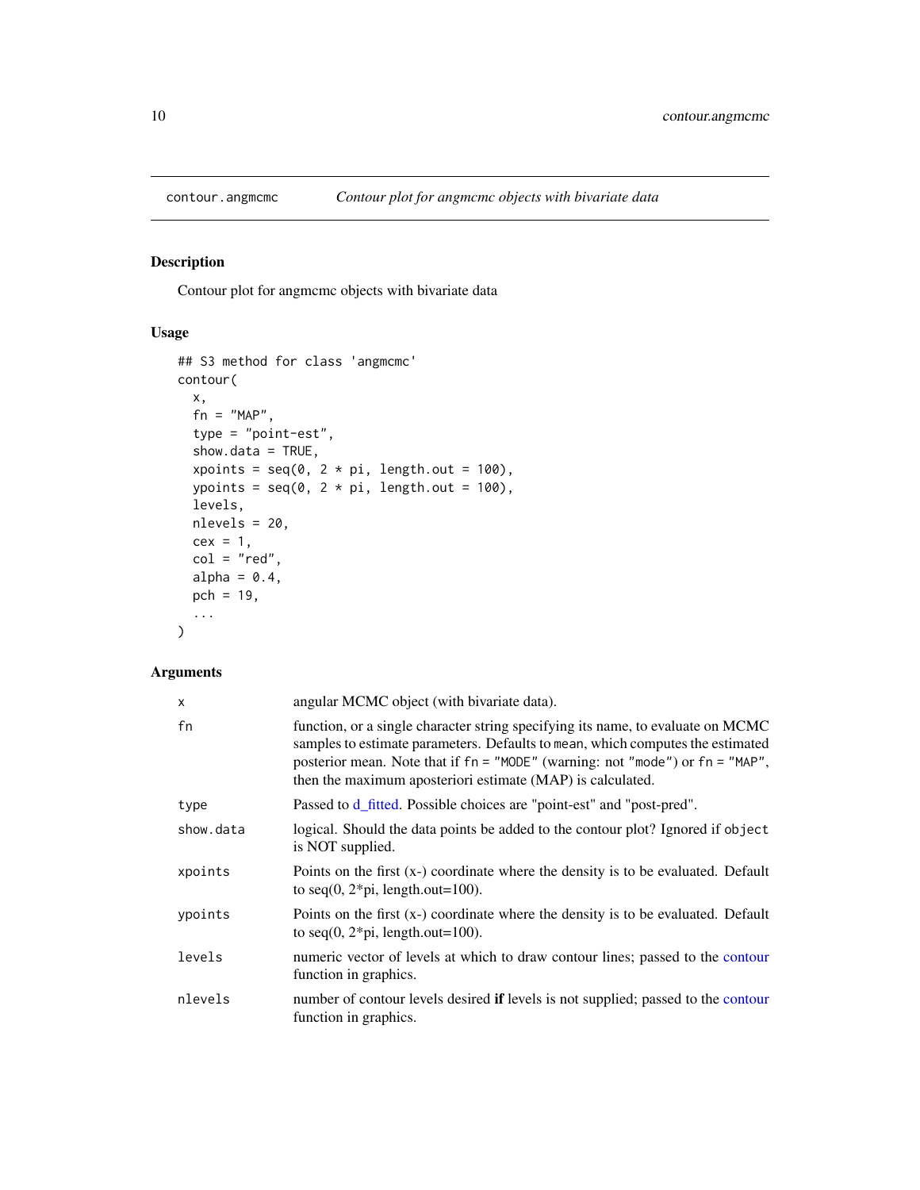## contour.angmcmc — *Contour plot for angmcmc objects with bivariate data*

### Description

Contour plot for angmcmc objects with bivariate data

### Usage

```
## S3 method for class 'angmcmc'
contour(
  x,
  fn = "MAP",
  type = "point-est",
  show.data = TRUE,
  xpoints = seq(0, 2 * pi, length.out = 100),
  ypoints = seq(0, 2 * pi, length.out = 100),
  levels,
  nlevels = 20,
  cex = 1,
  col = "red",
  alpha = 0.4,
  pch = 19,
  ...
)
```

### Arguments

| | |
|---|---|
| `x` | angular MCMC object (with bivariate data). |
| `fn` | function, or a single character string specifying its name, to evaluate on MCMC samples to estimate parameters. Defaults to `mean`, which computes the estimated posterior mean. Note that if `fn = "MODE"` (warning: not `"mode"`) or `fn = "MAP"`, then the maximum aposteriori estimate (MAP) is calculated. |
| `type` | Passed to d_fitted. Possible choices are "point-est" and "post-pred". |
| `show.data` | logical. Should the data points be added to the contour plot? Ignored if `object` is NOT supplied. |
| `xpoints` | Points on the first (x-) coordinate where the density is to be evaluated. Default to seq(0, 2*pi, length.out=100). |
| `ypoints` | Points on the first (x-) coordinate where the density is to be evaluated. Default to seq(0, 2*pi, length.out=100). |
| `levels` | numeric vector of levels at which to draw contour lines; passed to the contour function in graphics. |
| `nlevels` | number of contour levels desired **if** levels is not supplied; passed to the contour function in graphics. |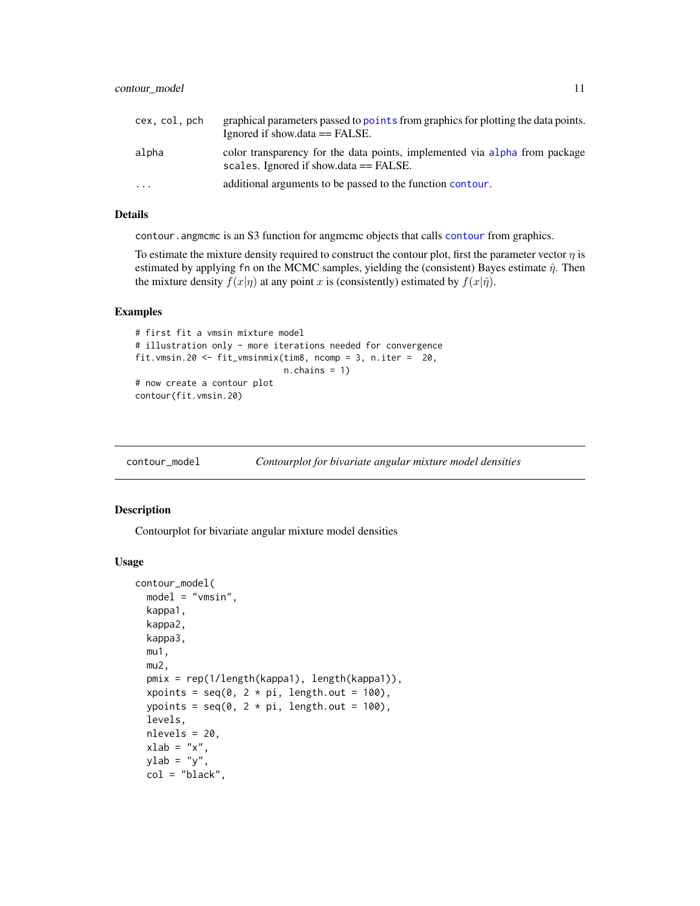| | |
|---|---|
| cex, col, pch | graphical parameters passed to points from graphics for plotting the data points. Ignored if show.data == FALSE. |
| alpha | color transparency for the data points, implemented via alpha from package scales. Ignored if show.data == FALSE. |
| ... | additional arguments to be passed to the function contour. |

### Details

contour.angmcmc is an S3 function for angmcmc objects that calls contour from graphics.

To estimate the mixture density required to construct the contour plot, first the parameter vector $\eta$ is estimated by applying fn on the MCMC samples, yielding the (consistent) Bayes estimate $\hat{\eta}$. Then the mixture density $f(x|\eta)$ at any point $x$ is (consistently) estimated by $f(x|\hat{\eta})$.

### Examples

```
# first fit a vmsin mixture model
# illustration only - more iterations needed for convergence
fit.vmsin.20 <- fit_vmsinmix(tim8, ncomp = 3, n.iter =  20,
                             n.chains = 1)
# now create a contour plot
contour(fit.vmsin.20)
```

---

## contour_model — *Contourplot for bivariate angular mixture model densities*

### Description

Contourplot for bivariate angular mixture model densities

### Usage

```
contour_model(
  model = "vmsin",
  kappa1,
  kappa2,
  kappa3,
  mu1,
  mu2,
  pmix = rep(1/length(kappa1), length(kappa1)),
  xpoints = seq(0, 2 * pi, length.out = 100),
  ypoints = seq(0, 2 * pi, length.out = 100),
  levels,
  nlevels = 20,
  xlab = "x",
  ylab = "y",
  col = "black",
```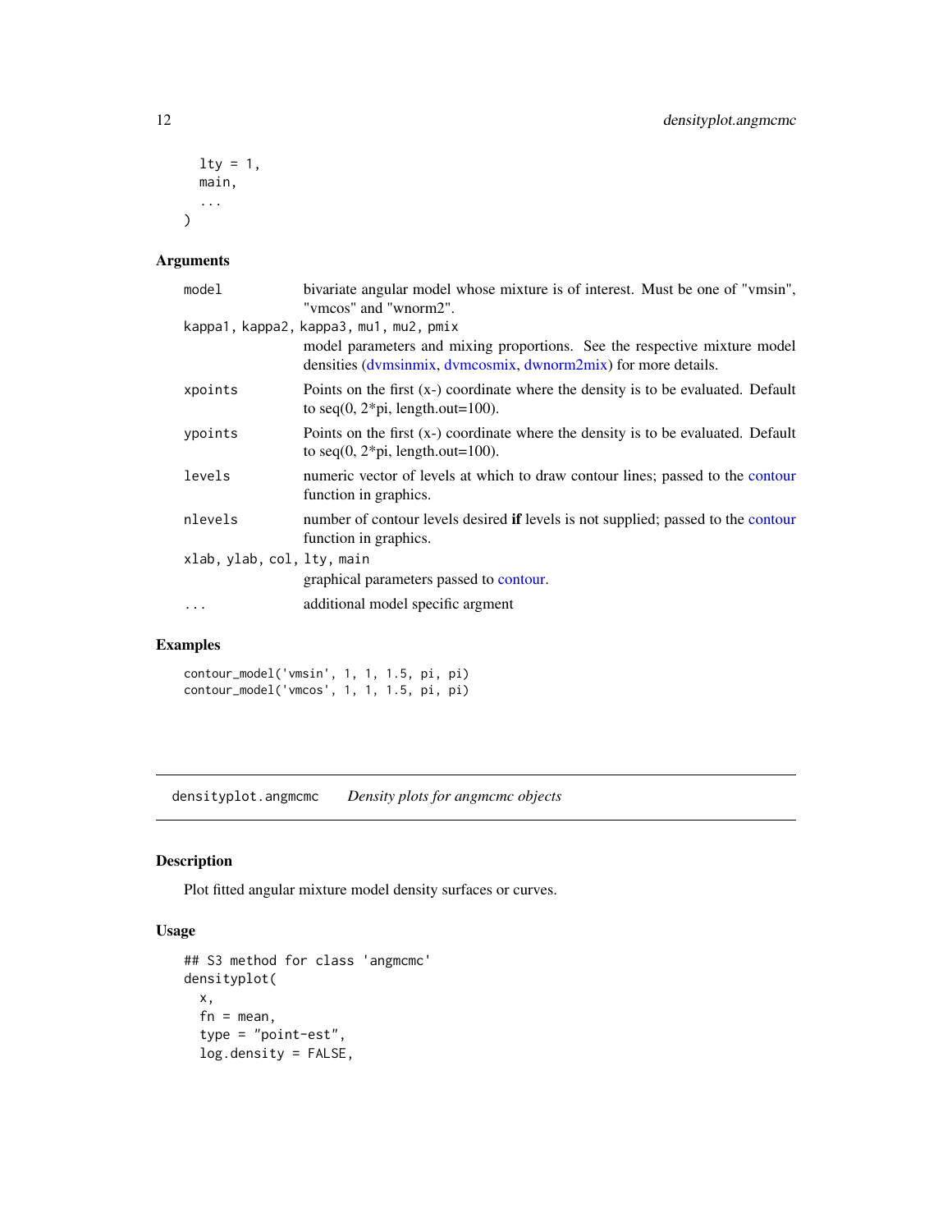```
  lty = 1,
  main,
  ...
)
```

### Arguments

| | |
|---|---|
| model | bivariate angular model whose mixture is of interest. Must be one of "vmsin", "vmcos" and "wnorm2". |
| kappa1, kappa2, kappa3, mu1, mu2, pmix | model parameters and mixing proportions. See the respective mixture model densities (dvmsinmix, dvmcosmix, dwnorm2mix) for more details. |
| xpoints | Points on the first (x-) coordinate where the density is to be evaluated. Default to seq(0, 2*pi, length.out=100). |
| ypoints | Points on the first (x-) coordinate where the density is to be evaluated. Default to seq(0, 2*pi, length.out=100). |
| levels | numeric vector of levels at which to draw contour lines; passed to the contour function in graphics. |
| nlevels | number of contour levels desired **if** levels is not supplied; passed to the contour function in graphics. |
| xlab, ylab, col, lty, main | graphical parameters passed to contour. |
| ... | additional model specific argment |

### Examples

```
contour_model('vmsin', 1, 1, 1.5, pi, pi)
contour_model('vmcos', 1, 1, 1.5, pi, pi)
```

## densityplot.angmcmc *Density plots for angmcmc objects*

### Description

Plot fitted angular mixture model density surfaces or curves.

### Usage

```
## S3 method for class 'angmcmc'
densityplot(
  x,
  fn = mean,
  type = "point-est",
  log.density = FALSE,
```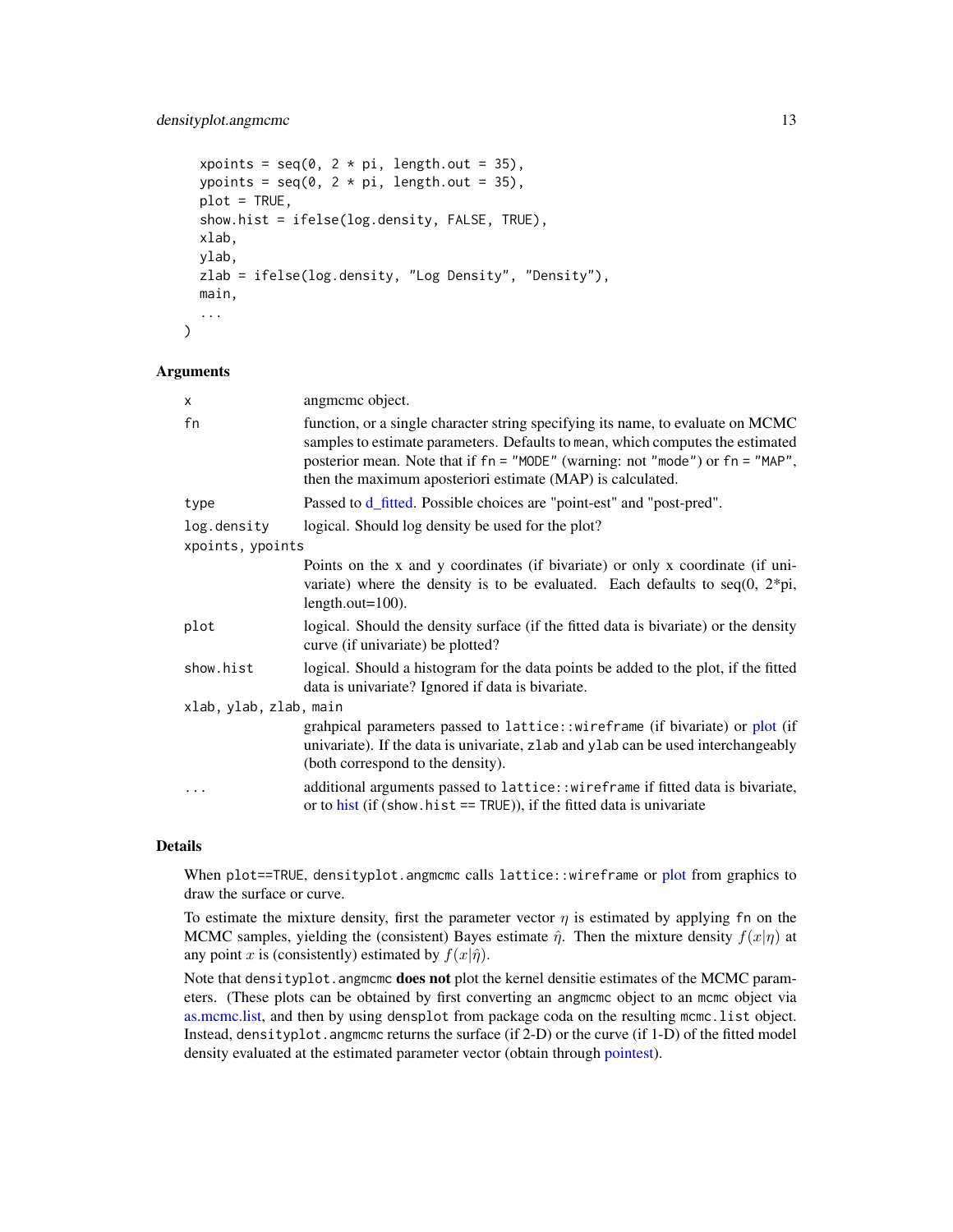```
  xpoints = seq(0, 2 * pi, length.out = 35),
  ypoints = seq(0, 2 * pi, length.out = 35),
  plot = TRUE,
  show.hist = ifelse(log.density, FALSE, TRUE),
  xlab,
  ylab,
  zlab = ifelse(log.density, "Log Density", "Density"),
  main,
  ...
)
```

## Arguments

| | |
|---|---|
| `x` | angmcmc object. |
| `fn` | function, or a single character string specifying its name, to evaluate on MCMC samples to estimate parameters. Defaults to `mean`, which computes the estimated posterior mean. Note that if `fn = "MODE"` (warning: not `"mode"`) or `fn = "MAP"`, then the maximum aposteriori estimate (MAP) is calculated. |
| `type` | Passed to d_fitted. Possible choices are "point-est" and "post-pred". |
| `log.density` | logical. Should log density be used for the plot? |
| `xpoints, ypoints` | Points on the x and y coordinates (if bivariate) or only x coordinate (if univariate) where the density is to be evaluated. Each defaults to seq(0, 2*pi, length.out=100). |
| `plot` | logical. Should the density surface (if the fitted data is bivariate) or the density curve (if univariate) be plotted? |
| `show.hist` | logical. Should a histogram for the data points be added to the plot, if the fitted data is univariate? Ignored if data is bivariate. |
| `xlab, ylab, zlab, main` | grahpical parameters passed to `lattice::wireframe` (if bivariate) or plot (if univariate). If the data is univariate, `zlab` and `ylab` can be used interchangeably (both correspond to the density). |
| `...` | additional arguments passed to `lattice::wireframe` if fitted data is bivariate, or to hist (if (`show.hist == TRUE`)), if the fitted data is univariate |

## Details

When `plot==TRUE`, `densityplot.angmcmc` calls `lattice::wireframe` or plot from graphics to draw the surface or curve.

To estimate the mixture density, first the parameter vector $\eta$ is estimated by applying `fn` on the MCMC samples, yielding the (consistent) Bayes estimate $\hat{\eta}$. Then the mixture density $f(x|\eta)$ at any point $x$ is (consistently) estimated by $f(x|\hat{\eta})$.

Note that `densityplot.angmcmc` **does not** plot the kernel densitie estimates of the MCMC parameters. (These plots can be obtained by first converting an `angmcmc` object to an `mcmc` object via as.mcmc.list, and then by using `densplot` from package coda on the resulting `mcmc.list` object. Instead, `densityplot.angmcmc` returns the surface (if 2-D) or the curve (if 1-D) of the fitted model density evaluated at the estimated parameter vector (obtain through pointest).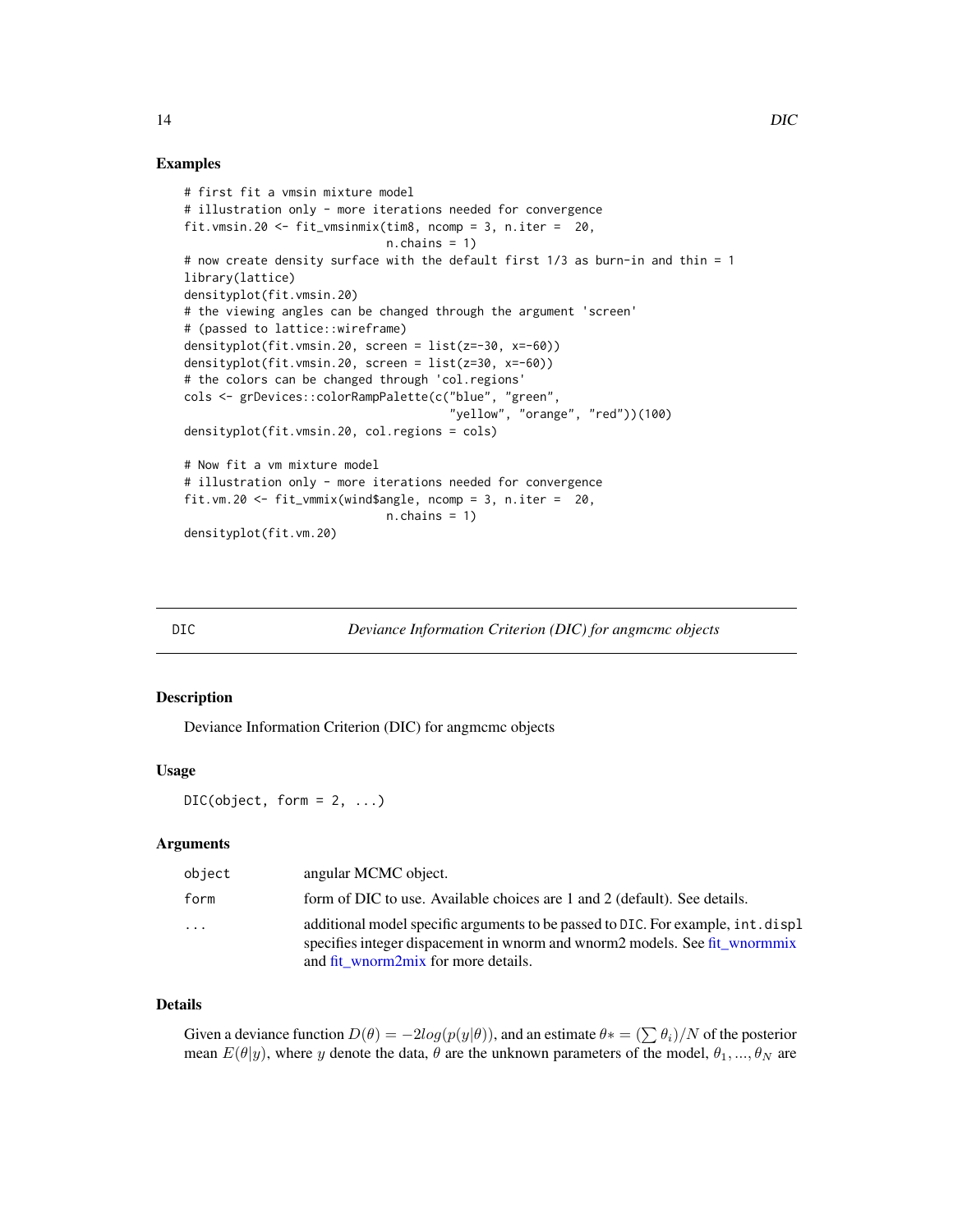### Examples

```
# first fit a vmsin mixture model
# illustration only - more iterations needed for convergence
fit.vmsin.20 <- fit_vmsinmix(tim8, ncomp = 3, n.iter =  20,
                             n.chains = 1)
# now create density surface with the default first 1/3 as burn-in and thin = 1
library(lattice)
densityplot(fit.vmsin.20)
# the viewing angles can be changed through the argument 'screen'
# (passed to lattice::wireframe)
densityplot(fit.vmsin.20, screen = list(z=-30, x=-60))
densityplot(fit.vmsin.20, screen = list(z=30, x=-60))
# the colors can be changed through 'col.regions'
cols <- grDevices::colorRampPalette(c("blue", "green",
                                      "yellow", "orange", "red"))(100)
densityplot(fit.vmsin.20, col.regions = cols)

# Now fit a vm mixture model
# illustration only - more iterations needed for convergence
fit.vm.20 <- fit_vmmix(wind$angle, ncomp = 3, n.iter =  20,
                             n.chains = 1)
densityplot(fit.vm.20)
```

---

## DIC — *Deviance Information Criterion (DIC) for angmcmc objects*

---

### Description

Deviance Information Criterion (DIC) for angmcmc objects

### Usage

```
DIC(object, form = 2, ...)
```

### Arguments

| | |
|---|---|
| `object` | angular MCMC object. |
| `form` | form of DIC to use. Available choices are 1 and 2 (default). See details. |
| `...` | additional model specific arguments to be passed to `DIC`. For example, `int.displ` specifies integer dispacement in wnorm and wnorm2 models. See fit_wnormmix and fit_wnorm2mix for more details. |

### Details

Given a deviance function $D(\theta) = -2log(p(y|\theta))$, and an estimate $\theta* = (\sum \theta_i)/N$ of the posterior mean $E(\theta|y)$, where $y$ denote the data, $\theta$ are the unknown parameters of the model, $\theta_1, ..., \theta_N$ are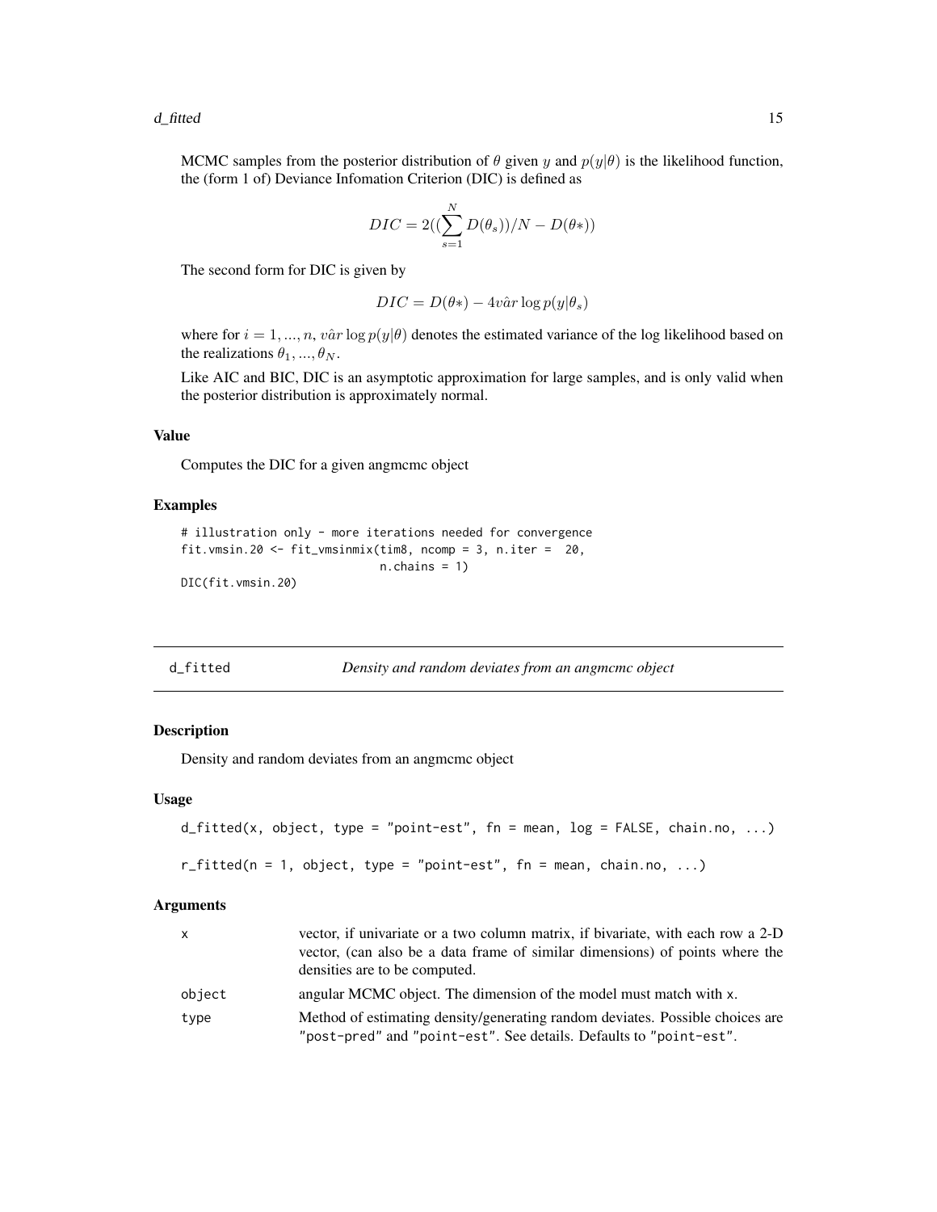MCMC samples from the posterior distribution of $\theta$ given $y$ and $p(y|\theta)$ is the likelihood function, the (form 1 of) Deviance Infomation Criterion (DIC) is defined as

$$DIC = 2((\sum_{s=1}^{N} D(\theta_s))/N - D(\theta*))$$

The second form for DIC is given by

$$DIC = D(\theta*) - 4\hat{var} \log p(y|\theta_s)$$

where for $i = 1, ..., n$, $\hat{var} \log p(y|\theta)$ denotes the estimated variance of the log likelihood based on the realizations $\theta_1, ..., \theta_N$.

Like AIC and BIC, DIC is an asymptotic approximation for large samples, and is only valid when the posterior distribution is approximately normal.

### Value

Computes the DIC for a given angmcmc object

### Examples

```
# illustration only - more iterations needed for convergence
fit.vmsin.20 <- fit_vmsinmix(tim8, ncomp = 3, n.iter =  20,
                             n.chains = 1)
DIC(fit.vmsin.20)
```

---

## d_fitted — *Density and random deviates from an angmcmc object*

### Description

Density and random deviates from an angmcmc object

### Usage

```
d_fitted(x, object, type = "point-est", fn = mean, log = FALSE, chain.no, ...)

r_fitted(n = 1, object, type = "point-est", fn = mean, chain.no, ...)
```

### Arguments

| | |
|---|---|
| `x` | vector, if univariate or a two column matrix, if bivariate, with each row a 2-D vector, (can also be a data frame of similar dimensions) of points where the densities are to be computed. |
| `object` | angular MCMC object. The dimension of the model must match with `x`. |
| `type` | Method of estimating density/generating random deviates. Possible choices are `"post-pred"` and `"point-est"`. See details. Defaults to `"point-est"`. |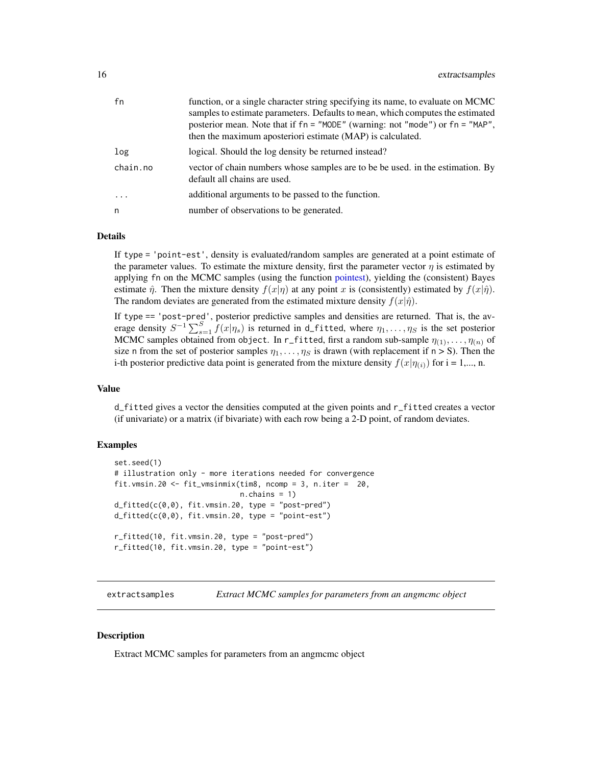| | |
|---|---|
| fn | function, or a single character string specifying its name, to evaluate on MCMC samples to estimate parameters. Defaults to mean, which computes the estimated posterior mean. Note that if fn = "MODE" (warning: not "mode") or fn = "MAP", then the maximum aposteriori estimate (MAP) is calculated. |
| log | logical. Should the log density be returned instead? |
| chain.no | vector of chain numbers whose samples are to be be used. in the estimation. By default all chains are used. |
| ... | additional arguments to be passed to the function. |
| n | number of observations to be generated. |

### Details

If type = 'point-est', density is evaluated/random samples are generated at a point estimate of the parameter values. To estimate the mixture density, first the parameter vector $\eta$ is estimated by applying fn on the MCMC samples (using the function pointest), yielding the (consistent) Bayes estimate $\hat{\eta}$. Then the mixture density $f(x|\eta)$ at any point $x$ is (consistently) estimated by $f(x|\hat{\eta})$. The random deviates are generated from the estimated mixture density $f(x|\hat{\eta})$.

If type == 'post-pred', posterior predictive samples and densities are returned. That is, the average density $S^{-1} \sum_{s=1}^{S} f(x|\eta_s)$ is returned in d_fitted, where $\eta_1, \ldots, \eta_S$ is the set posterior MCMC samples obtained from object. In r_fitted, first a random sub-sample $\eta_{(1)}, \ldots, \eta_{(n)}$ of size n from the set of posterior samples $\eta_1, \ldots, \eta_S$ is drawn (with replacement if n > S). Then the i-th posterior predictive data point is generated from the mixture density $f(x|\eta_{(i)})$ for i = 1,..., n.

### Value

d_fitted gives a vector the densities computed at the given points and r_fitted creates a vector (if univariate) or a matrix (if bivariate) with each row being a 2-D point, of random deviates.

### Examples

```
set.seed(1)
# illustration only - more iterations needed for convergence
fit.vmsin.20 <- fit_vmsinmix(tim8, ncomp = 3, n.iter =  20,
                             n.chains = 1)
d_fitted(c(0,0), fit.vmsin.20, type = "post-pred")
d_fitted(c(0,0), fit.vmsin.20, type = "point-est")

r_fitted(10, fit.vmsin.20, type = "post-pred")
r_fitted(10, fit.vmsin.20, type = "point-est")
```

---

## extractsamples — *Extract MCMC samples for parameters from an angmcmc object*

### Description

Extract MCMC samples for parameters from an angmcmc object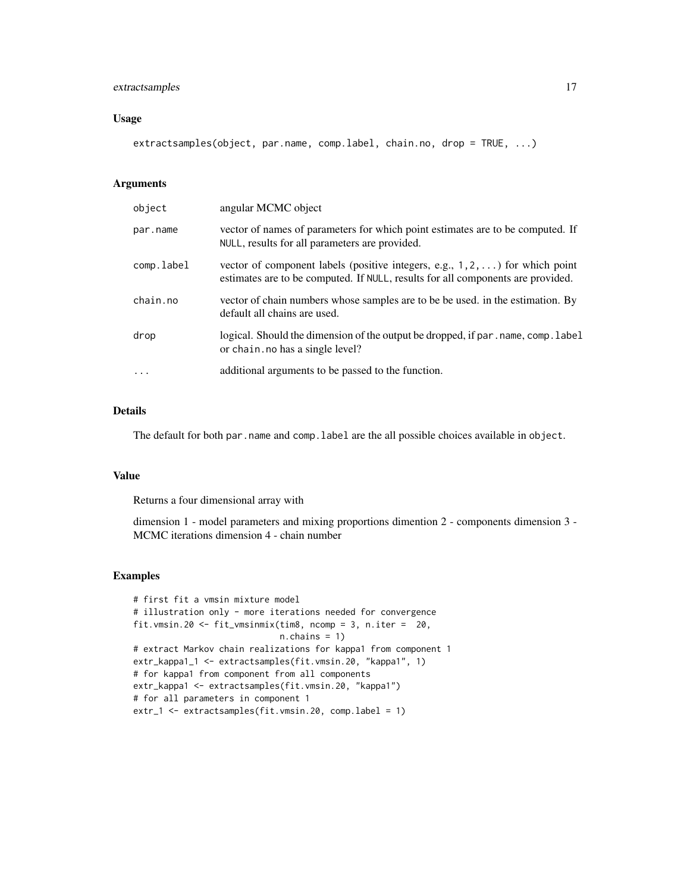## Usage

```
extractsamples(object, par.name, comp.label, chain.no, drop = TRUE, ...)
```

## Arguments

| | |
|---|---|
| object | angular MCMC object |
| par.name | vector of names of parameters for which point estimates are to be computed. If NULL, results for all parameters are provided. |
| comp.label | vector of component labels (positive integers, e.g., 1,2,...) for which point estimates are to be computed. If NULL, results for all components are provided. |
| chain.no | vector of chain numbers whose samples are to be be used. in the estimation. By default all chains are used. |
| drop | logical. Should the dimension of the output be dropped, if par.name, comp.label or chain.no has a single level? |
| ... | additional arguments to be passed to the function. |

## Details

The default for both par.name and comp.label are the all possible choices available in object.

## Value

Returns a four dimensional array with

dimension 1 - model parameters and mixing proportions dimention 2 - components dimension 3 - MCMC iterations dimension 4 - chain number

## Examples

```
# first fit a vmsin mixture model
# illustration only - more iterations needed for convergence
fit.vmsin.20 <- fit_vmsinmix(tim8, ncomp = 3, n.iter =  20,
                             n.chains = 1)
# extract Markov chain realizations for kappa1 from component 1
extr_kappa1_1 <- extractsamples(fit.vmsin.20, "kappa1", 1)
# for kappa1 from component from all components
extr_kappa1 <- extractsamples(fit.vmsin.20, "kappa1")
# for all parameters in component 1
extr_1 <- extractsamples(fit.vmsin.20, comp.label = 1)
```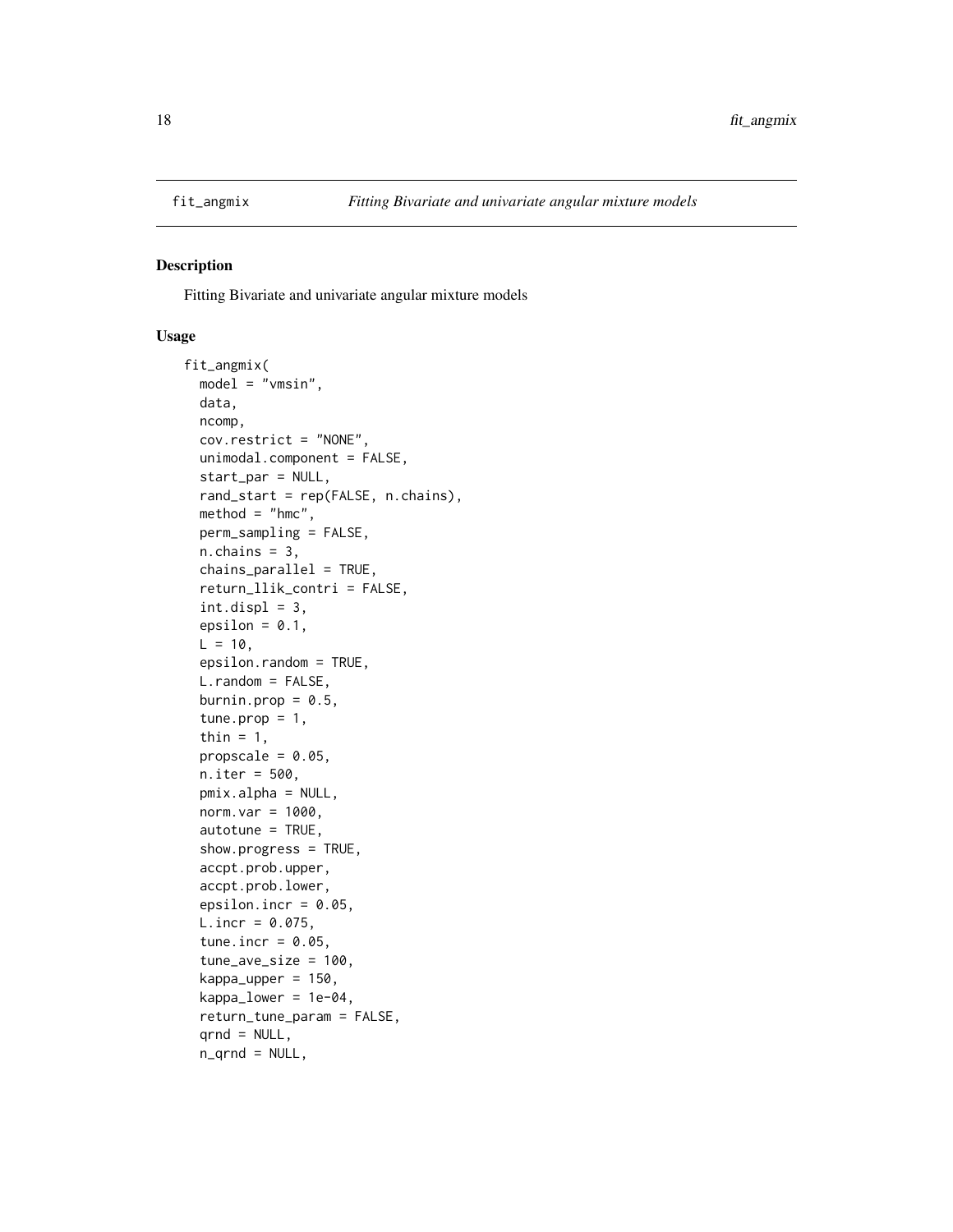`fit_angmix` *Fitting Bivariate and univariate angular mixture models*

## Description

Fitting Bivariate and univariate angular mixture models

## Usage

```
fit_angmix(
  model = "vmsin",
  data,
  ncomp,
  cov.restrict = "NONE",
  unimodal.component = FALSE,
  start_par = NULL,
  rand_start = rep(FALSE, n.chains),
  method = "hmc",
  perm_sampling = FALSE,
  n.chains = 3,
  chains_parallel = TRUE,
  return_llik_contri = FALSE,
  int.displ = 3,
  epsilon = 0.1,
  L = 10,
  epsilon.random = TRUE,
  L.random = FALSE,
  burnin.prop = 0.5,
  tune.prop = 1,
  thin = 1,
  propscale = 0.05,
  n.iter = 500,
  pmix.alpha = NULL,
  norm.var = 1000,
  autotune = TRUE,
  show.progress = TRUE,
  accpt.prob.upper,
  accpt.prob.lower,
  epsilon.incr = 0.05,
  L.incr = 0.075,
  tune.incr = 0.05,
  tune_ave_size = 100,
  kappa_upper = 150,
  kappa_lower = 1e-04,
  return_tune_param = FALSE,
  qrnd = NULL,
  n_qrnd = NULL,
```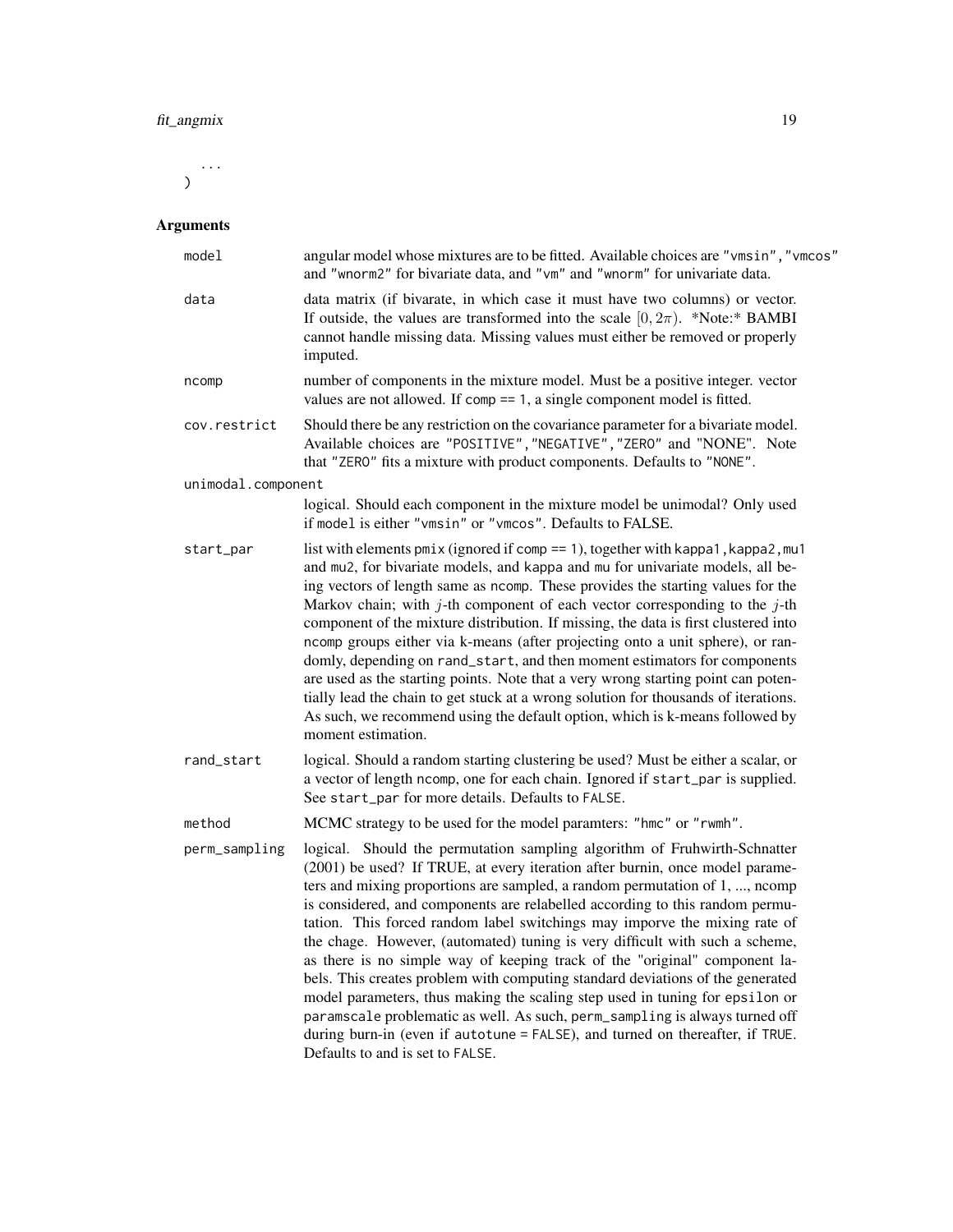```
  ...
)
```

## Arguments

**model**
: angular model whose mixtures are to be fitted. Available choices are "vmsin", "vmcos" and "wnorm2" for bivariate data, and "vm" and "wnorm" for univariate data.

**data**
: data matrix (if bivarate, in which case it must have two columns) or vector. If outside, the values are transformed into the scale $[0, 2\pi)$. *Note:* BAMBI cannot handle missing data. Missing values must either be removed or properly imputed.

**ncomp**
: number of components in the mixture model. Must be a positive integer. vector values are not allowed. If comp == 1, a single component model is fitted.

**cov.restrict**
: Should there be any restriction on the covariance parameter for a bivariate model. Available choices are "POSITIVE", "NEGATIVE", "ZERO" and "NONE". Note that "ZERO" fits a mixture with product components. Defaults to "NONE".

**unimodal.component**
: logical. Should each component in the mixture model be unimodal? Only used if model is either "vmsin" or "vmcos". Defaults to FALSE.

**start_par**
: list with elements pmix (ignored if comp == 1), together with kappa1, kappa2, mu1 and mu2, for bivariate models, and kappa and mu for univariate models, all being vectors of length same as ncomp. These provides the starting values for the Markov chain; with $j$-th component of each vector corresponding to the $j$-th component of the mixture distribution. If missing, the data is first clustered into ncomp groups either via k-means (after projecting onto a unit sphere), or randomly, depending on rand_start, and then moment estimators for components are used as the starting points. Note that a very wrong starting point can potentially lead the chain to get stuck at a wrong solution for thousands of iterations. As such, we recommend using the default option, which is k-means followed by moment estimation.

**rand_start**
: logical. Should a random starting clustering be used? Must be either a scalar, or a vector of length ncomp, one for each chain. Ignored if start_par is supplied. See start_par for more details. Defaults to FALSE.

**method**
: MCMC strategy to be used for the model paramters: "hmc" or "rwmh".

**perm_sampling**
: logical. Should the permutation sampling algorithm of Fruhwirth-Schnatter (2001) be used? If TRUE, at every iteration after burnin, once model parameters and mixing proportions are sampled, a random permutation of 1, ..., ncomp is considered, and components are relabelled according to this random permutation. This forced random label switchings may imporve the mixing rate of the chage. However, (automated) tuning is very difficult with such a scheme, as there is no simple way of keeping track of the "original" component labels. This creates problem with computing standard deviations of the generated model parameters, thus making the scaling step used in tuning for epsilon or paramscale problematic as well. As such, perm_sampling is always turned off during burn-in (even if autotune = FALSE), and turned on thereafter, if TRUE. Defaults to and is set to FALSE.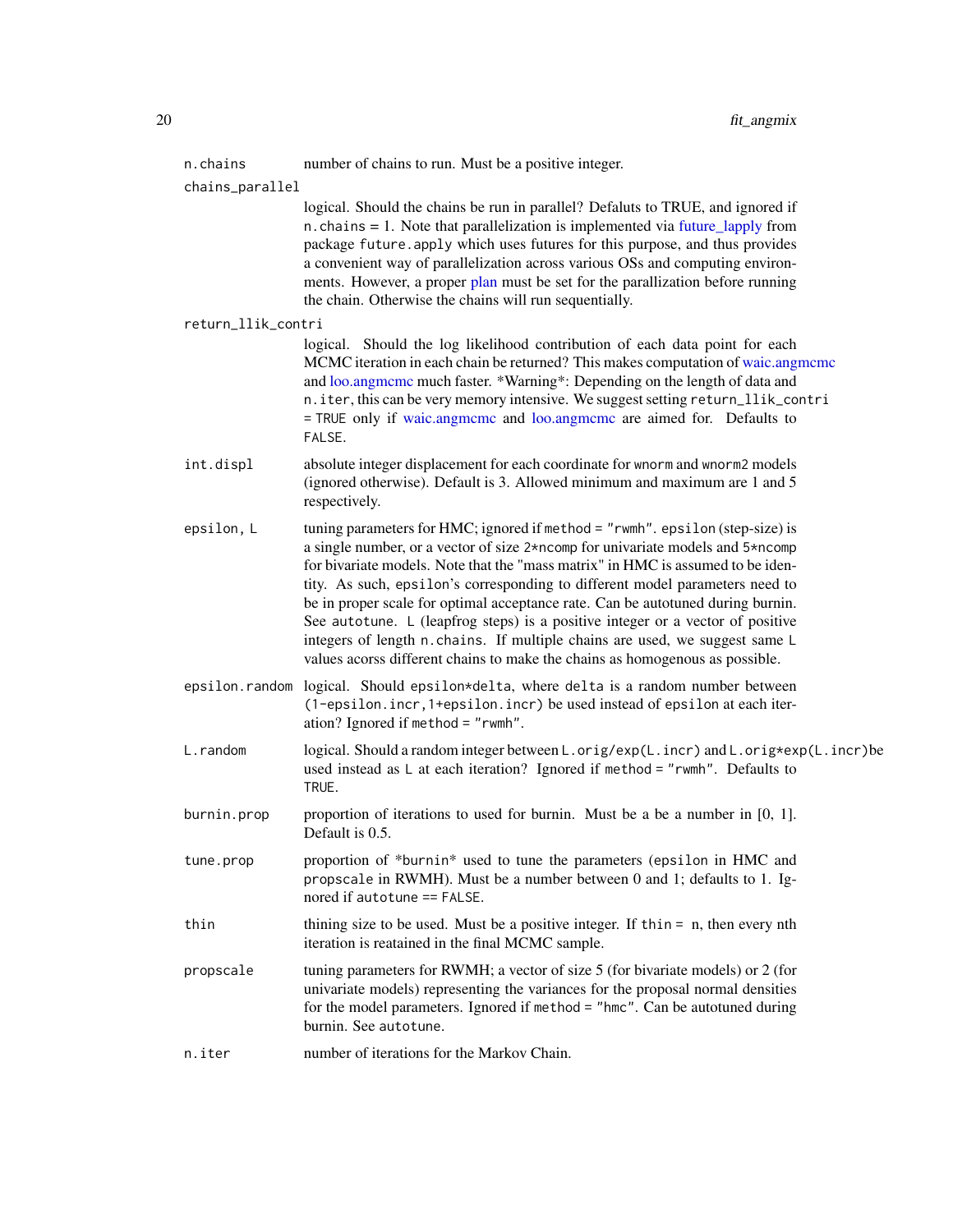n.chains
: number of chains to run. Must be a positive integer.

chains_parallel
: logical. Should the chains be run in parallel? Defaluts to TRUE, and ignored if `n.chains` = 1. Note that parallelization is implemented via future_lapply from package `future.apply` which uses futures for this purpose, and thus provides a convenient way of parallelization across various OSs and computing environments. However, a proper plan must be set for the parallization before running the chain. Otherwise the chains will run sequentially.

return_llik_contri
: logical. Should the log likelihood contribution of each data point for each MCMC iteration in each chain be returned? This makes computation of waic.angmcmc and loo.angmcmc much faster. *Warning*: Depending on the length of data and `n.iter`, this can be very memory intensive. We suggest setting `return_llik_contri = TRUE` only if waic.angmcmc and loo.angmcmc are aimed for. Defaults to `FALSE`.

int.displ
: absolute integer displacement for each coordinate for `wnorm` and `wnorm2` models (ignored otherwise). Default is 3. Allowed minimum and maximum are 1 and 5 respectively.

epsilon, L
: tuning parameters for HMC; ignored if `method = "rwmh"`. `epsilon` (step-size) is a single number, or a vector of size `2*ncomp` for univariate models and `5*ncomp` for bivariate models. Note that the "mass matrix" in HMC is assumed to be identity. As such, `epsilon`'s corresponding to different model parameters need to be in proper scale for optimal acceptance rate. Can be autotuned during burnin. See `autotune`. `L` (leapfrog steps) is a positive integer or a vector of positive integers of length `n.chains`. If multiple chains are used, we suggest same `L` values acorss different chains to make the chains as homogenous as possible.

epsilon.random
: logical. Should `epsilon*delta`, where `delta` is a random number between `(1-epsilon.incr,1+epsilon.incr)` be used instead of `epsilon` at each iteration? Ignored if `method = "rwmh"`.

L.random
: logical. Should a random integer between `L.orig/exp(L.incr)` and `L.orig*exp(L.incr)`be used instead as `L` at each iteration? Ignored if `method = "rwmh"`. Defaults to `TRUE`.

burnin.prop
: proportion of iterations to used for burnin. Must be a be a number in [0, 1]. Default is 0.5.

tune.prop
: proportion of *burnin* used to tune the parameters (`epsilon` in HMC and `propscale` in RWMH). Must be a number between 0 and 1; defaults to 1. Ignored if `autotune == FALSE`.

thin
: thining size to be used. Must be a positive integer. If `thin =` n, then every nth iteration is reatained in the final MCMC sample.

propscale
: tuning parameters for RWMH; a vector of size 5 (for bivariate models) or 2 (for univariate models) representing the variances for the proposal normal densities for the model parameters. Ignored if `method = "hmc"`. Can be autotuned during burnin. See `autotune`.

n.iter
: number of iterations for the Markov Chain.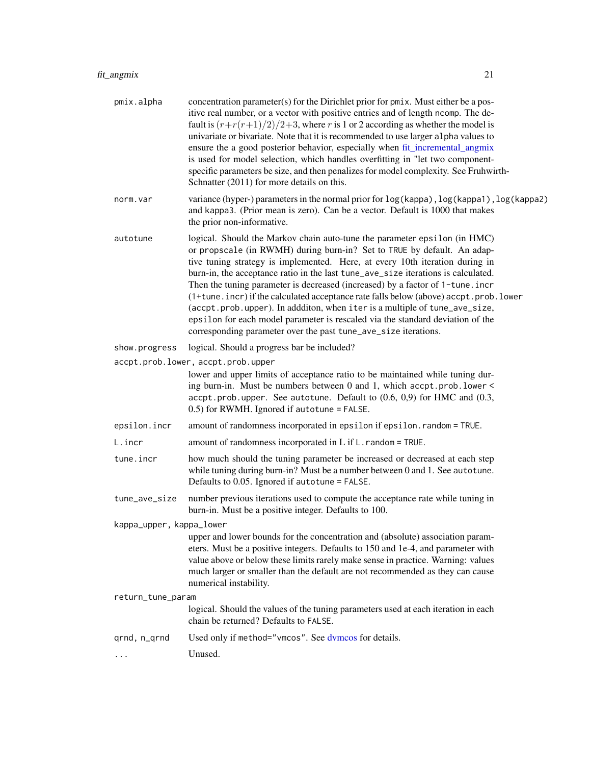**pmix.alpha** concentration parameter(s) for the Dirichlet prior for `pmix`. Must either be a positive real number, or a vector with positive entries and of length `ncomp`. The default is $(r + r(r+1)/2)/2 + 3$, where $r$ is 1 or 2 according as whether the model is univariate or bivariate. Note that it is recommended to use larger `alpha` values to ensure the a good posterior behavior, especially when fit_incremental_angmix is used for model selection, which handles overfitting in "let two component-specific parameters be size, and then penalizes for model complexity. See Fruhwirth-Schnatter (2011) for more details on this.

**norm.var** variance (hyper-) parameters in the normal prior for `log(kappa)`, `log(kappa1)`, `log(kappa2)` and `kappa3`. (Prior mean is zero). Can be a vector. Default is 1000 that makes the prior non-informative.

**autotune** logical. Should the Markov chain auto-tune the parameter `epsilon` (in HMC) or `propscale` (in RWMH) during burn-in? Set to `TRUE` by default. An adaptive tuning strategy is implemented. Here, at every 10th iteration during in burn-in, the acceptance ratio in the last `tune_ave_size` iterations is calculated. Then the tuning parameter is decreased (increased) by a factor of `1-tune.incr` (`1+tune.incr`) if the calculated acceptance rate falls below (above) `accpt.prob.lower` (`accpt.prob.upper`). In addditon, when `iter` is a multiple of `tune_ave_size`, `epsilon` for each model parameter is rescaled via the standard deviation of the corresponding parameter over the past `tune_ave_size` iterations.

**show.progress** logical. Should a progress bar be included?

**accpt.prob.lower, accpt.prob.upper** lower and upper limits of acceptance ratio to be maintained while tuning during burn-in. Must be numbers between 0 and 1, which `accpt.prob.lower` < `accpt.prob.upper`. See `autotune`. Default to (0.6, 0,9) for HMC and (0.3, 0.5) for RWMH. Ignored if `autotune = FALSE`.

**epsilon.incr** amount of randomness incorporated in `epsilon` if `epsilon.random = TRUE`.

**L.incr** amount of randomness incorporated in L if `L.random = TRUE`.

**tune.incr** how much should the tuning parameter be increased or decreased at each step while tuning during burn-in? Must be a number between 0 and 1. See `autotune`. Defaults to 0.05. Ignored if `autotune = FALSE`.

**tune_ave_size** number previous iterations used to compute the acceptance rate while tuning in burn-in. Must be a positive integer. Defaults to 100.

**kappa_upper, kappa_lower** upper and lower bounds for the concentration and (absolute) association parameters. Must be a positive integers. Defaults to 150 and 1e-4, and parameter with value above or below these limits rarely make sense in practice. Warning: values much larger or smaller than the default are not recommended as they can cause numerical instability.

**return_tune_param** logical. Should the values of the tuning parameters used at each iteration in each chain be returned? Defaults to `FALSE`.

**qrnd, n_qrnd** Used only if `method="vmcos"`. See dvmcos for details.

**...** Unused.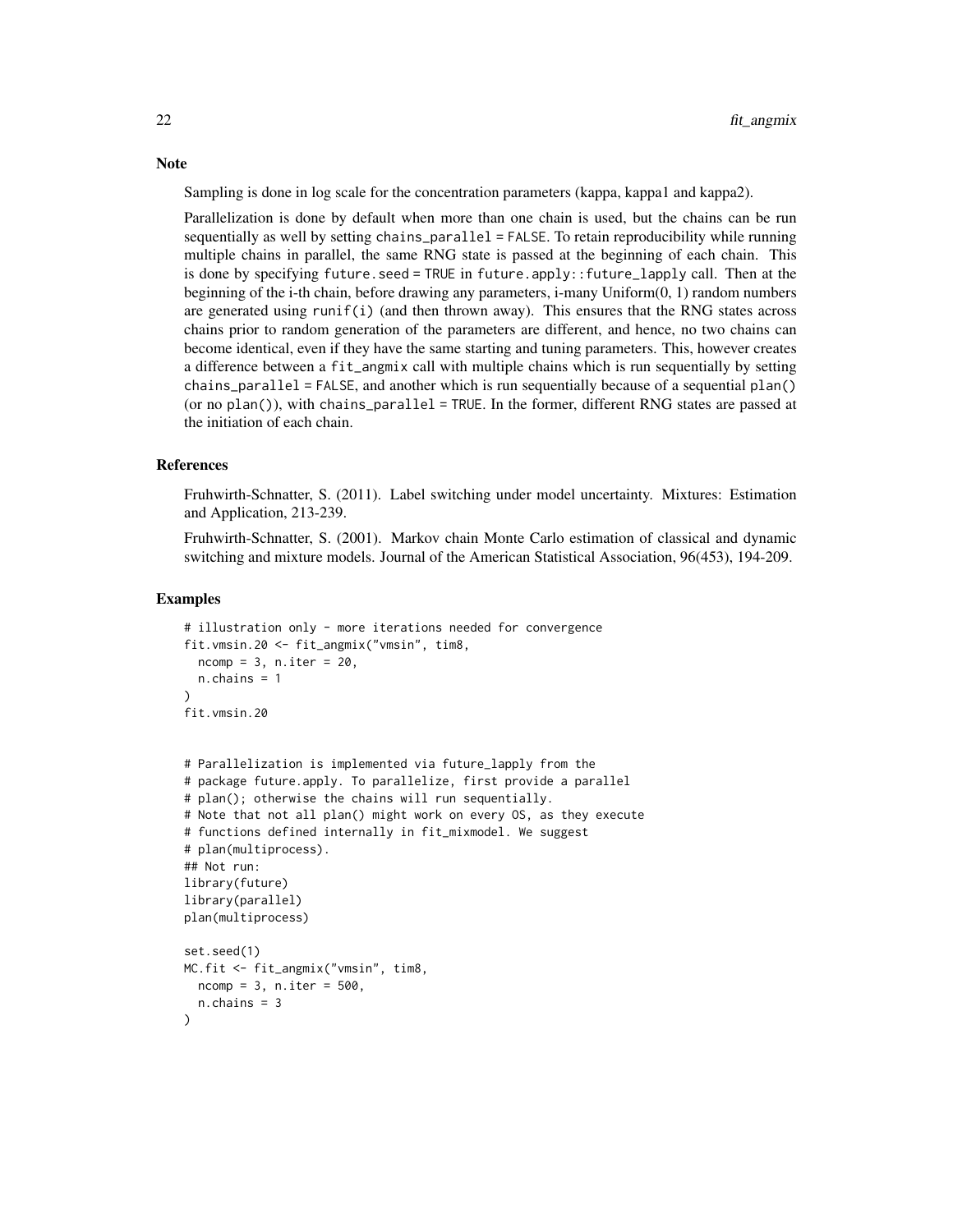### Note

Sampling is done in log scale for the concentration parameters (kappa, kappa1 and kappa2).

Parallelization is done by default when more than one chain is used, but the chains can be run sequentially as well by setting `chains_parallel = FALSE`. To retain reproducibility while running multiple chains in parallel, the same RNG state is passed at the beginning of each chain. This is done by specifying `future.seed = TRUE` in `future.apply::future_lapply` call. Then at the beginning of the i-th chain, before drawing any parameters, i-many Uniform(0, 1) random numbers are generated using `runif(i)` (and then thrown away). This ensures that the RNG states across chains prior to random generation of the parameters are different, and hence, no two chains can become identical, even if they have the same starting and tuning parameters. This, however creates a difference between a `fit_angmix` call with multiple chains which is run sequentially by setting `chains_parallel = FALSE`, and another which is run sequentially because of a sequential `plan()` (or no `plan()`), with `chains_parallel = TRUE`. In the former, different RNG states are passed at the initiation of each chain.

### References

Fruhwirth-Schnatter, S. (2011). Label switching under model uncertainty. Mixtures: Estimation and Application, 213-239.

Fruhwirth-Schnatter, S. (2001). Markov chain Monte Carlo estimation of classical and dynamic switching and mixture models. Journal of the American Statistical Association, 96(453), 194-209.

### Examples

```
# illustration only - more iterations needed for convergence
fit.vmsin.20 <- fit_angmix("vmsin", tim8,
  ncomp = 3, n.iter = 20,
  n.chains = 1
)
fit.vmsin.20


# Parallelization is implemented via future_lapply from the
# package future.apply. To parallelize, first provide a parallel
# plan(); otherwise the chains will run sequentially.
# Note that not all plan() might work on every OS, as they execute
# functions defined internally in fit_mixmodel. We suggest
# plan(multiprocess).
## Not run:
library(future)
library(parallel)
plan(multiprocess)

set.seed(1)
MC.fit <- fit_angmix("vmsin", tim8,
  ncomp = 3, n.iter = 500,
  n.chains = 3
)
```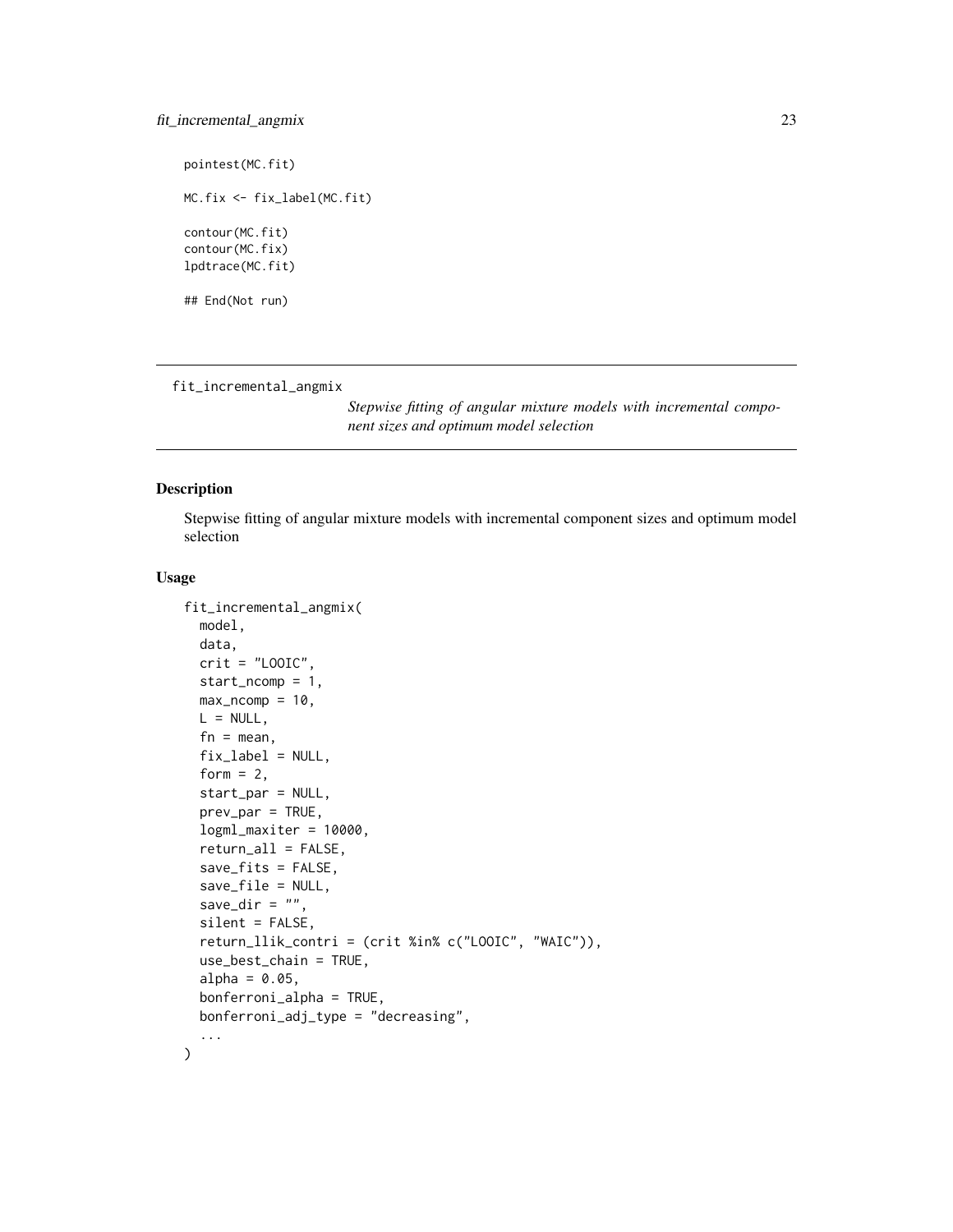```
pointest(MC.fit)

MC.fix <- fix_label(MC.fit)

contour(MC.fit)
contour(MC.fix)
lpdtrace(MC.fit)

## End(Not run)
```

---

## fit_incremental_angmix

*Stepwise fitting of angular mixture models with incremental component sizes and optimum model selection*

---

### Description

Stepwise fitting of angular mixture models with incremental component sizes and optimum model selection

### Usage

```
fit_incremental_angmix(
  model,
  data,
  crit = "LOOIC",
  start_ncomp = 1,
  max_ncomp = 10,
  L = NULL,
  fn = mean,
  fix_label = NULL,
  form = 2,
  start_par = NULL,
  prev_par = TRUE,
  logml_maxiter = 10000,
  return_all = FALSE,
  save_fits = FALSE,
  save_file = NULL,
  save_dir = "",
  silent = FALSE,
  return_llik_contri = (crit %in% c("LOOIC", "WAIC")),
  use_best_chain = TRUE,
  alpha = 0.05,
  bonferroni_alpha = TRUE,
  bonferroni_adj_type = "decreasing",
  ...
)
```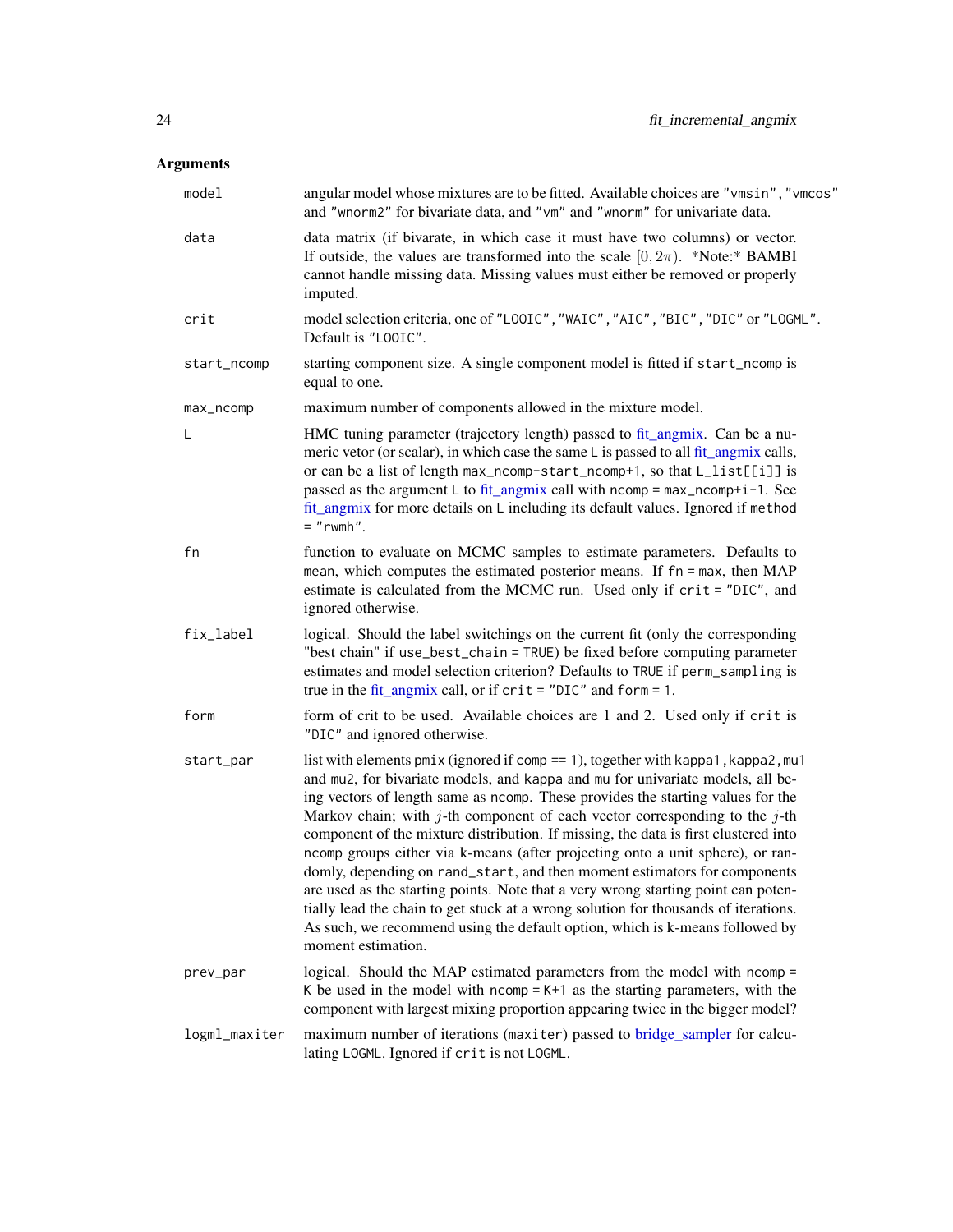## Arguments

| | |
|---|---|
| `model` | angular model whose mixtures are to be fitted. Available choices are "vmsin", "vmcos" and "wnorm2" for bivariate data, and "vm" and "wnorm" for univariate data. |
| `data` | data matrix (if bivarate, in which case it must have two columns) or vector. If outside, the values are transformed into the scale $[0, 2\pi)$. \*Note:\* BAMBI cannot handle missing data. Missing values must either be removed or properly imputed. |
| `crit` | model selection criteria, one of "LOOIC", "WAIC", "AIC", "BIC", "DIC" or "LOGML". Default is "LOOIC". |
| `start_ncomp` | starting component size. A single component model is fitted if `start_ncomp` is equal to one. |
| `max_ncomp` | maximum number of components allowed in the mixture model. |
| `L` | HMC tuning parameter (trajectory length) passed to fit_angmix. Can be a numeric vetor (or scalar), in which case the same `L` is passed to all fit_angmix calls, or can be a list of length `max_ncomp-start_ncomp+1`, so that `L_list[[i]]` is passed as the argument `L` to fit_angmix call with `ncomp = max_ncomp+i-1`. See fit_angmix for more details on `L` including its default values. Ignored if `method = "rwmh"`. |
| `fn` | function to evaluate on MCMC samples to estimate parameters. Defaults to `mean`, which computes the estimated posterior means. If `fn = max`, then MAP estimate is calculated from the MCMC run. Used only if `crit = "DIC"`, and ignored otherwise. |
| `fix_label` | logical. Should the label switchings on the current fit (only the corresponding "best chain" if `use_best_chain = TRUE`) be fixed before computing parameter estimates and model selection criterion? Defaults to `TRUE` if `perm_sampling` is true in the fit_angmix call, or if `crit = "DIC"` and `form = 1`. |
| `form` | form of crit to be used. Available choices are 1 and 2. Used only if `crit` is "DIC" and ignored otherwise. |
| `start_par` | list with elements `pmix` (ignored if `comp == 1`), together with `kappa1`, `kappa2`, `mu1` and `mu2`, for bivariate models, and `kappa` and `mu` for univariate models, all being vectors of length same as `ncomp`. These provides the starting values for the Markov chain; with $j$-th component of each vector corresponding to the $j$-th component of the mixture distribution. If missing, the data is first clustered into `ncomp` groups either via k-means (after projecting onto a unit sphere), or randomly, depending on `rand_start`, and then moment estimators for components are used as the starting points. Note that a very wrong starting point can potentially lead the chain to get stuck at a wrong solution for thousands of iterations. As such, we recommend using the default option, which is k-means followed by moment estimation. |
| `prev_par` | logical. Should the MAP estimated parameters from the model with `ncomp = K` be used in the model with `ncomp = K+1` as the starting parameters, with the component with largest mixing proportion appearing twice in the bigger model? |
| `logml_maxiter` | maximum number of iterations (`maxiter`) passed to bridge_sampler for calculating `LOGML`. Ignored if `crit` is not `LOGML`. |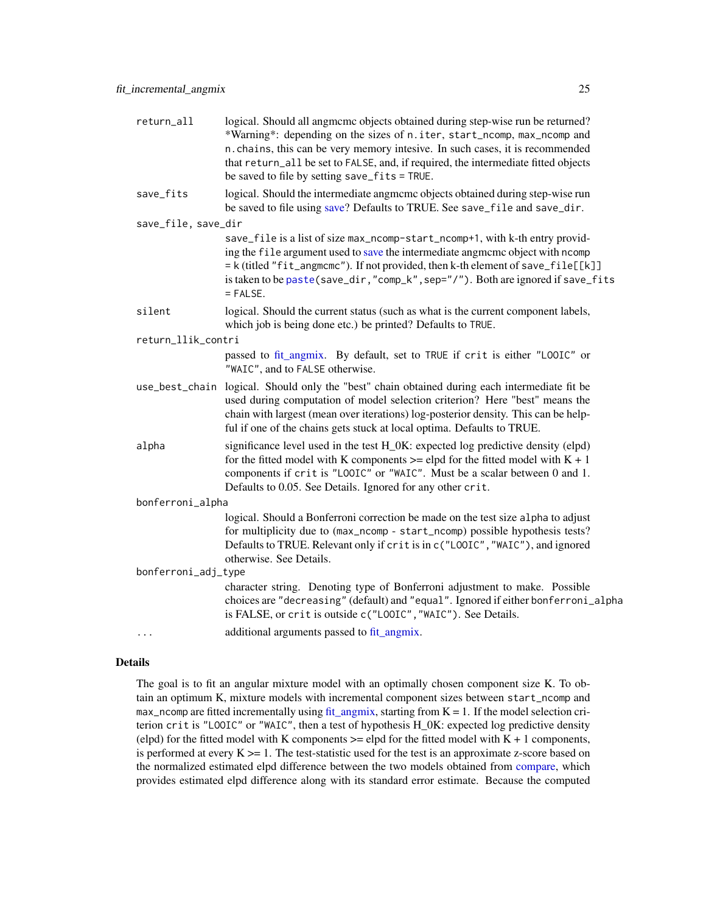| Argument | Description |
| --- | --- |
| `return_all` | logical. Should all angmcmc objects obtained during step-wise run be returned? *Warning*: depending on the sizes of `n.iter`, `start_ncomp`, `max_ncomp` and `n.chains`, this can be very memory intesive. In such cases, it is recommended that `return_all` be set to `FALSE`, and, if required, the intermediate fitted objects be saved to file by setting `save_fits = TRUE`. |
| `save_fits` | logical. Should the intermediate angmcmc objects obtained during step-wise run be saved to file using save? Defaults to TRUE. See `save_file` and `save_dir`. |
| `save_file, save_dir` | `save_file` is a list of size `max_ncomp-start_ncomp+1`, with k-th entry providing the `file` argument used to save the intermediate angmcmc object with `ncomp = k` (titled `"fit_angmcmc"`). If not provided, then k-th element of `save_file[[k]]` is taken to be `paste(save_dir,"comp_k",sep="/")`. Both are ignored if `save_fits = FALSE`. |
| `silent` | logical. Should the current status (such as what is the current component labels, which job is being done etc.) be printed? Defaults to `TRUE`. |
| `return_llik_contri` | passed to fit_angmix. By default, set to `TRUE` if `crit` is either `"LOOIC"` or `"WAIC"`, and to `FALSE` otherwise. |
| `use_best_chain` | logical. Should only the "best" chain obtained during each intermediate fit be used during computation of model selection criterion? Here "best" means the chain with largest (mean over iterations) log-posterior density. This can be helpful if one of the chains gets stuck at local optima. Defaults to TRUE. |
| `alpha` | significance level used in the test H_0K: expected log predictive density (elpd) for the fitted model with K components >= elpd for the fitted model with K + 1 components if `crit` is `"LOOIC"` or `"WAIC"`. Must be a scalar between 0 and 1. Defaults to 0.05. See Details. Ignored for any other `crit`. |
| `bonferroni_alpha` | logical. Should a Bonferroni correction be made on the test size `alpha` to adjust for multiplicity due to (`max_ncomp - start_ncomp`) possible hypothesis tests? Defaults to TRUE. Relevant only if `crit` is in `c("LOOIC","WAIC")`, and ignored otherwise. See Details. |
| `bonferroni_adj_type` | character string. Denoting type of Bonferroni adjustment to make. Possible choices are `"decreasing"` (default) and `"equal"`. Ignored if either `bonferroni_alpha` is FALSE, or `crit` is outside `c("LOOIC","WAIC")`. See Details. |
| `...` | additional arguments passed to fit_angmix. |

### Details

The goal is to fit an angular mixture model with an optimally chosen component size K. To obtain an optimum K, mixture models with incremental component sizes between `start_ncomp` and `max_ncomp` are fitted incrementally using fit_angmix, starting from K = 1. If the model selection criterion `crit` is `"LOOIC"` or `"WAIC"`, then a test of hypothesis H_0K: expected log predictive density (elpd) for the fitted model with K components >= elpd for the fitted model with K + 1 components, is performed at every K >= 1. The test-statistic used for the test is an approximate z-score based on the normalized estimated elpd difference between the two models obtained from compare, which provides estimated elpd difference along with its standard error estimate. Because the computed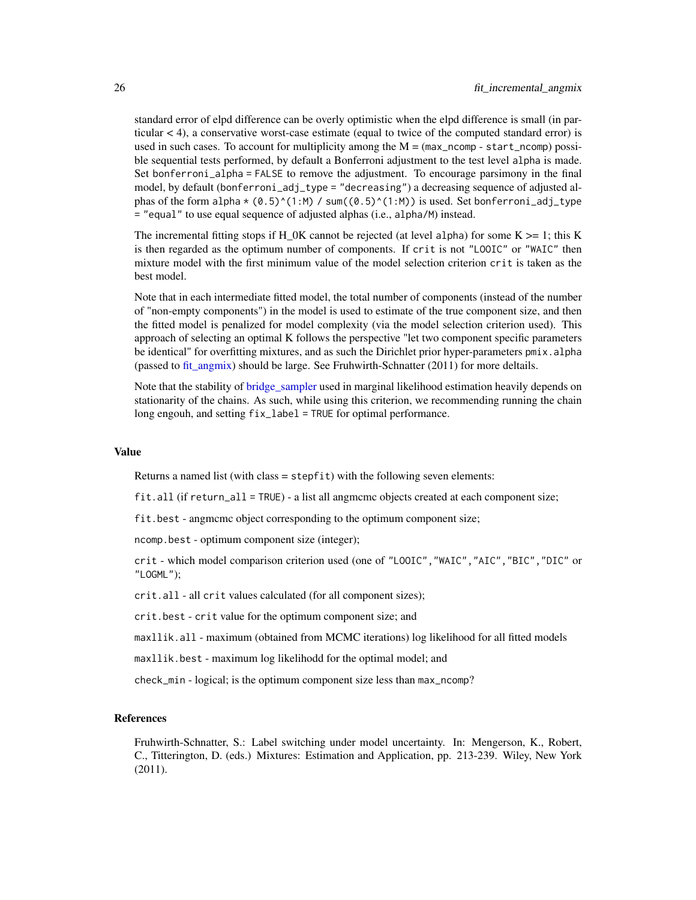standard error of elpd difference can be overly optimistic when the elpd difference is small (in particular < 4), a conservative worst-case estimate (equal to twice of the computed standard error) is used in such cases. To account for multiplicity among the M = (`max_ncomp` - `start_ncomp`) possible sequential tests performed, by default a Bonferroni adjustment to the test level `alpha` is made. Set `bonferroni_alpha = FALSE` to remove the adjustment. To encourage parsimony in the final model, by default (`bonferroni_adj_type = "decreasing"`) a decreasing sequence of adjusted alphas of the form `alpha * (0.5)^(1:M) / sum((0.5)^(1:M))` is used. Set `bonferroni_adj_type = "equal"` to use equal sequence of adjusted alphas (i.e., `alpha/M`) instead.

The incremental fitting stops if H_0K cannot be rejected (at level `alpha`) for some K >= 1; this K is then regarded as the optimum number of components. If `crit` is not `"LOOIC"` or `"WAIC"` then mixture model with the first minimum value of the model selection criterion `crit` is taken as the best model.

Note that in each intermediate fitted model, the total number of components (instead of the number of "non-empty components") in the model is used to estimate of the true component size, and then the fitted model is penalized for model complexity (via the model selection criterion used). This approach of selecting an optimal K follows the perspective "let two component specific parameters be identical" for overfitting mixtures, and as such the Dirichlet prior hyper-parameters `pmix.alpha` (passed to fit_angmix) should be large. See Fruhwirth-Schnatter (2011) for more deltails.

Note that the stability of bridge_sampler used in marginal likelihood estimation heavily depends on stationarity of the chains. As such, while using this criterion, we recommending running the chain long engouh, and setting `fix_label = TRUE` for optimal performance.

### Value

Returns a named list (with class = `stepfit`) with the following seven elements:

`fit.all` (if `return_all = TRUE`) - a list all angmcmc objects created at each component size;

`fit.best` - angmcmc object corresponding to the optimum component size;

`ncomp.best` - optimum component size (integer);

`crit` - which model comparison criterion used (one of `"LOOIC"`, `"WAIC"`, `"AIC"`, `"BIC"`, `"DIC"` or `"LOGML"`);

`crit.all` - all `crit` values calculated (for all component sizes);

`crit.best` - `crit` value for the optimum component size; and

`maxllik.all` - maximum (obtained from MCMC iterations) log likelihood for all fitted models

`maxllik.best` - maximum log likelihodd for the optimal model; and

`check_min` - logical; is the optimum component size less than `max_ncomp`?

### References

Fruhwirth-Schnatter, S.: Label switching under model uncertainty. In: Mengerson, K., Robert, C., Titterington, D. (eds.) Mixtures: Estimation and Application, pp. 213-239. Wiley, New York (2011).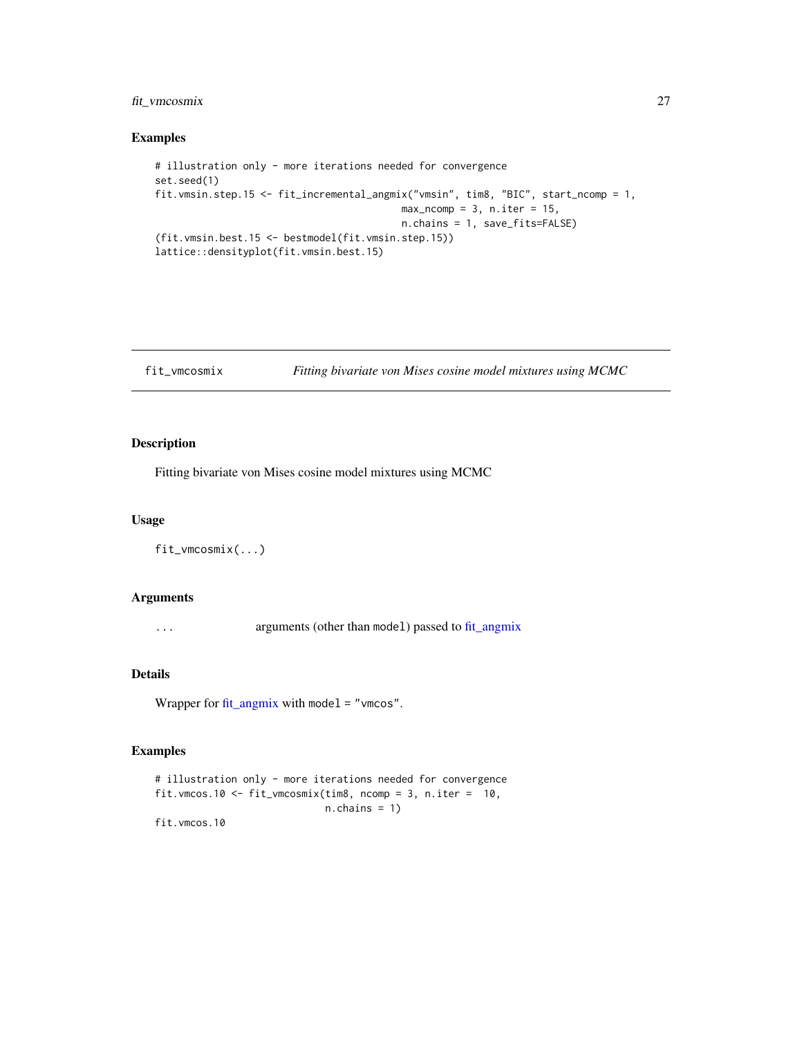## Examples

```
# illustration only - more iterations needed for convergence
set.seed(1)
fit.vmsin.step.15 <- fit_incremental_angmix("vmsin", tim8, "BIC", start_ncomp = 1,
                                           max_ncomp = 3, n.iter = 15,
                                           n.chains = 1, save_fits=FALSE)
(fit.vmsin.best.15 <- bestmodel(fit.vmsin.step.15))
lattice::densityplot(fit.vmsin.best.15)
```

---

# fit_vmcosmix — *Fitting bivariate von Mises cosine model mixtures using MCMC*

---

## Description

Fitting bivariate von Mises cosine model mixtures using MCMC

## Usage

```
fit_vmcosmix(...)
```

## Arguments

| | |
|---|---|
| ... | arguments (other than `model`) passed to fit_angmix |

## Details

Wrapper for fit_angmix with `model = "vmcos"`.

## Examples

```
# illustration only - more iterations needed for convergence
fit.vmcos.10 <- fit_vmcosmix(tim8, ncomp = 3, n.iter =  10,
                             n.chains = 1)
fit.vmcos.10
```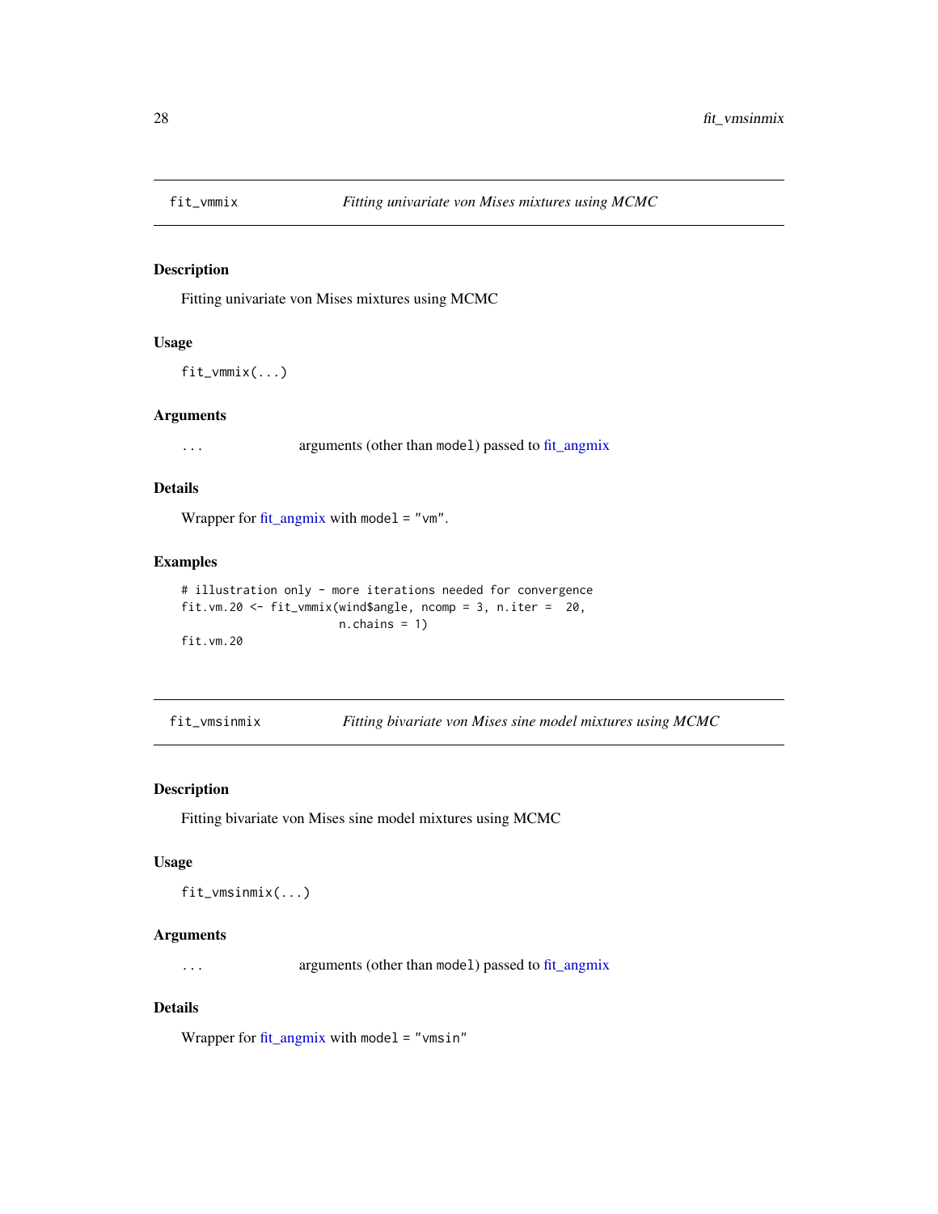## fit_vmmix — *Fitting univariate von Mises mixtures using MCMC*

### Description

Fitting univariate von Mises mixtures using MCMC

### Usage

```
fit_vmmix(...)
```

### Arguments

| | |
|---|---|
| `...` | arguments (other than `model`) passed to fit_angmix |

### Details

Wrapper for fit_angmix with `model = "vm"`.

### Examples

```
# illustration only - more iterations needed for convergence
fit.vm.20 <- fit_vmmix(wind$angle, ncomp = 3, n.iter =  20,
                       n.chains = 1)
fit.vm.20
```

## fit_vmsinmix — *Fitting bivariate von Mises sine model mixtures using MCMC*

### Description

Fitting bivariate von Mises sine model mixtures using MCMC

### Usage

```
fit_vmsinmix(...)
```

### Arguments

| | |
|---|---|
| `...` | arguments (other than `model`) passed to fit_angmix |

### Details

Wrapper for fit_angmix with `model = "vmsin"`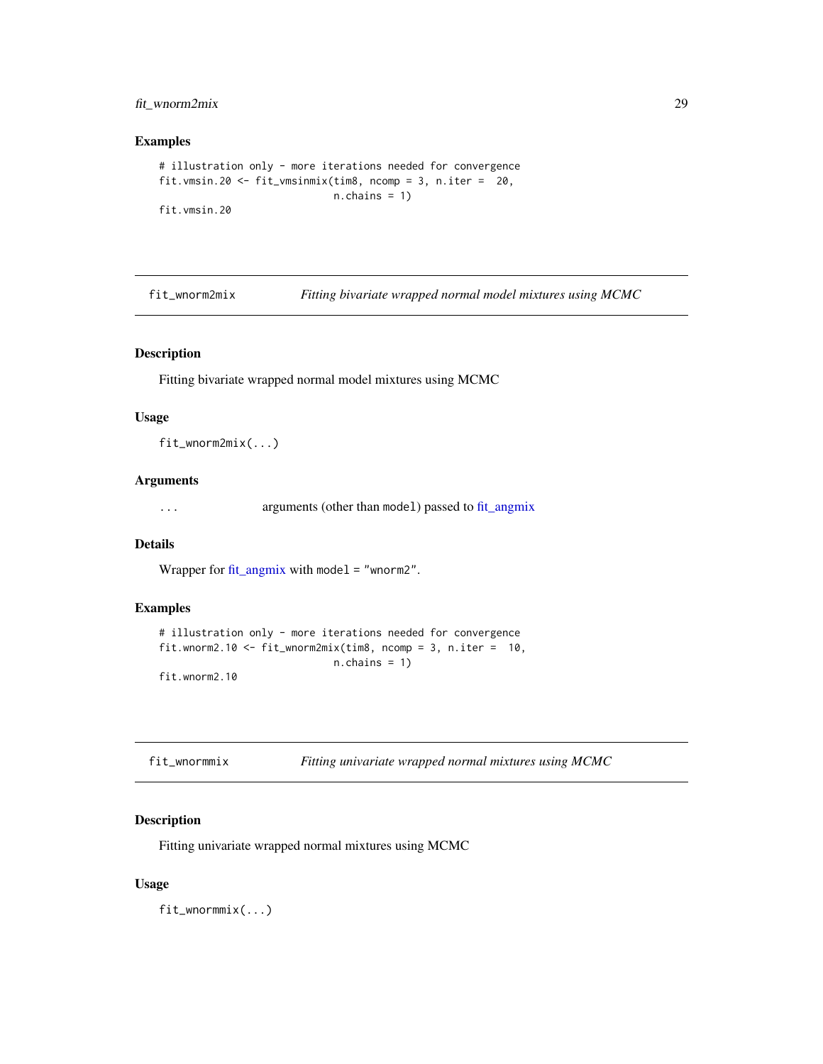## Examples

```
# illustration only - more iterations needed for convergence
fit.vmsin.20 <- fit_vmsinmix(tim8, ncomp = 3, n.iter =  20,
                             n.chains = 1)
fit.vmsin.20
```

---

## fit_wnorm2mix — *Fitting bivariate wrapped normal model mixtures using MCMC*

### Description

Fitting bivariate wrapped normal model mixtures using MCMC

### Usage

```
fit_wnorm2mix(...)
```

### Arguments

| | |
|---|---|
| `...` | arguments (other than `model`) passed to fit_angmix |

### Details

Wrapper for fit_angmix with `model = "wnorm2"`.

### Examples

```
# illustration only - more iterations needed for convergence
fit.wnorm2.10 <- fit_wnorm2mix(tim8, ncomp = 3, n.iter =  10,
                             n.chains = 1)
fit.wnorm2.10
```

---

## fit_wnormmix — *Fitting univariate wrapped normal mixtures using MCMC*

### Description

Fitting univariate wrapped normal mixtures using MCMC

### Usage

```
fit_wnormmix(...)
```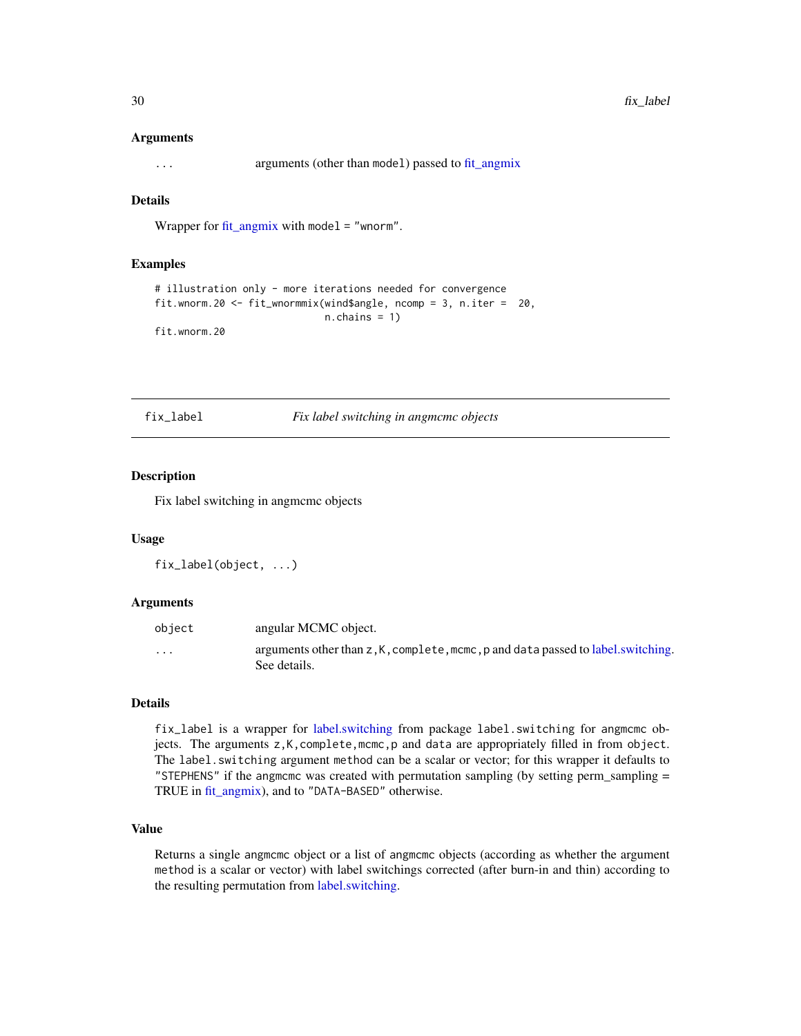### Arguments

| | |
|---|---|
| ... | arguments (other than model) passed to fit_angmix |

### Details

Wrapper for fit_angmix with model = "wnorm".

### Examples

```
# illustration only - more iterations needed for convergence
fit.wnorm.20 <- fit_wnormmix(wind$angle, ncomp = 3, n.iter =  20,
                             n.chains = 1)
fit.wnorm.20
```

---

## fix_label — *Fix label switching in angmcmc objects*

### Description

Fix label switching in angmcmc objects

### Usage

```
fix_label(object, ...)
```

### Arguments

| | |
|---|---|
| object | angular MCMC object. |
| ... | arguments other than z,K,complete,mcmc,p and data passed to label.switching. See details. |

### Details

fix_label is a wrapper for label.switching from package label.switching for angmcmc objects. The arguments z,K,complete,mcmc,p and data are appropriately filled in from object. The label.switching argument method can be a scalar or vector; for this wrapper it defaults to "STEPHENS" if the angmcmc was created with permutation sampling (by setting perm_sampling = TRUE in fit_angmix), and to "DATA-BASED" otherwise.

### Value

Returns a single angmcmc object or a list of angmcmc objects (according as whether the argument method is a scalar or vector) with label switchings corrected (after burn-in and thin) according to the resulting permutation from label.switching.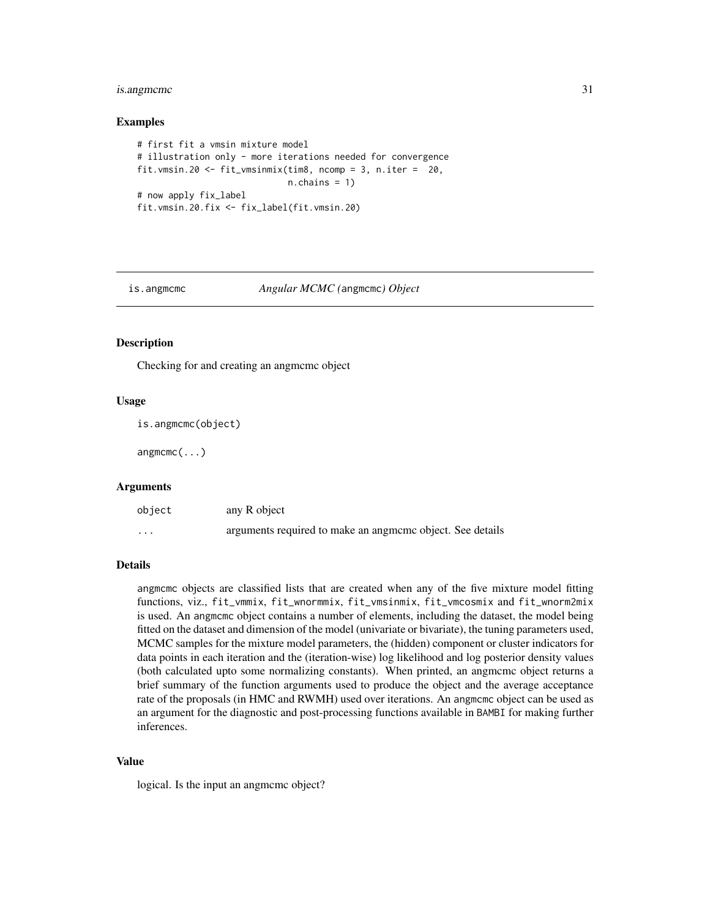## Examples

```
# first fit a vmsin mixture model
# illustration only - more iterations needed for convergence
fit.vmsin.20 <- fit_vmsinmix(tim8, ncomp = 3, n.iter =  20,
                             n.chains = 1)
# now apply fix_label
fit.vmsin.20.fix <- fix_label(fit.vmsin.20)
```

---

# is.angmcmc *Angular MCMC (*angmcmc*) Object*

### Description

Checking for and creating an angmcmc object

### Usage

```
is.angmcmc(object)

angmcmc(...)
```

### Arguments

| | |
|---|---|
| object | any R object |
| ... | arguments required to make an angmcmc object. See details |

### Details

angmcmc objects are classified lists that are created when any of the five mixture model fitting functions, viz., fit_vmmix, fit_wnormmix, fit_vmsinmix, fit_vmcosmix and fit_wnorm2mix is used. An angmcmc object contains a number of elements, including the dataset, the model being fitted on the dataset and dimension of the model (univariate or bivariate), the tuning parameters used, MCMC samples for the mixture model parameters, the (hidden) component or cluster indicators for data points in each iteration and the (iteration-wise) log likelihood and log posterior density values (both calculated upto some normalizing constants). When printed, an angmcmc object returns a brief summary of the function arguments used to produce the object and the average acceptance rate of the proposals (in HMC and RWMH) used over iterations. An angmcmc object can be used as an argument for the diagnostic and post-processing functions available in BAMBI for making further inferences.

### Value

logical. Is the input an angmcmc object?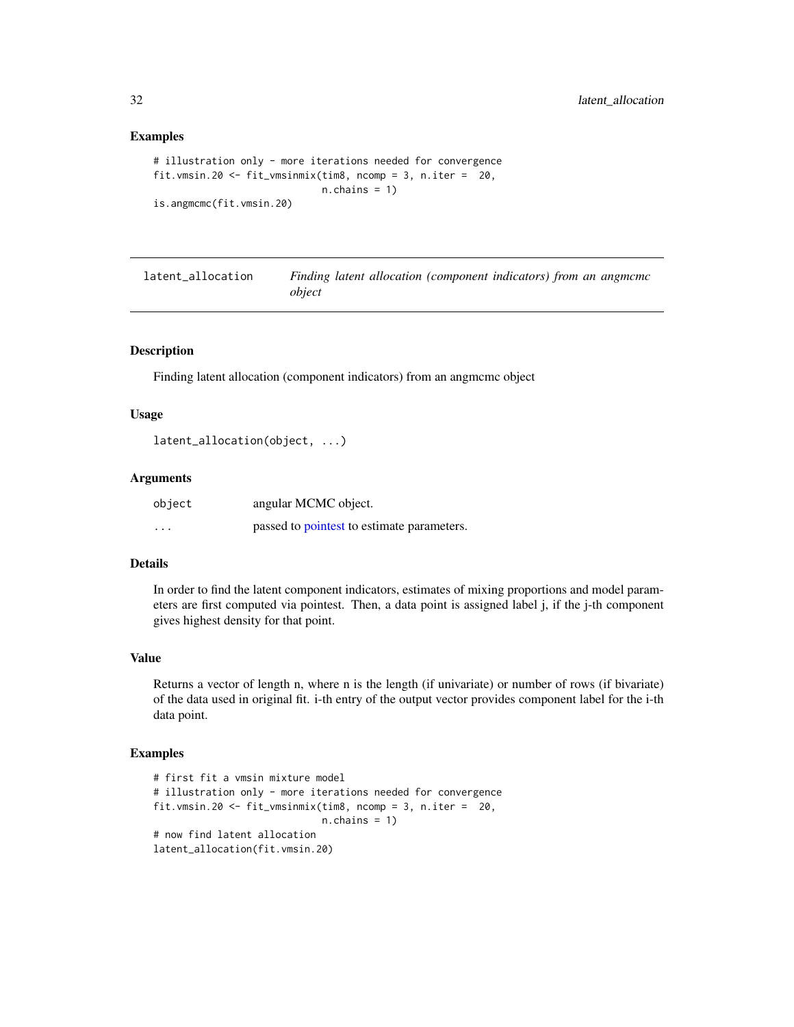### Examples

```
# illustration only - more iterations needed for convergence
fit.vmsin.20 <- fit_vmsinmix(tim8, ncomp = 3, n.iter =  20,
                             n.chains = 1)
is.angmcmc(fit.vmsin.20)
```

---

## latent_allocation — *Finding latent allocation (component indicators) from an angmcmc object*

---

### Description

Finding latent allocation (component indicators) from an angmcmc object

### Usage

```
latent_allocation(object, ...)
```

### Arguments

| | |
|---|---|
| object | angular MCMC object. |
| ... | passed to pointest to estimate parameters. |

### Details

In order to find the latent component indicators, estimates of mixing proportions and model parameters are first computed via pointest. Then, a data point is assigned label j, if the j-th component gives highest density for that point.

### Value

Returns a vector of length n, where n is the length (if univariate) or number of rows (if bivariate) of the data used in original fit. i-th entry of the output vector provides component label for the i-th data point.

### Examples

```
# first fit a vmsin mixture model
# illustration only - more iterations needed for convergence
fit.vmsin.20 <- fit_vmsinmix(tim8, ncomp = 3, n.iter =  20,
                             n.chains = 1)
# now find latent allocation
latent_allocation(fit.vmsin.20)
```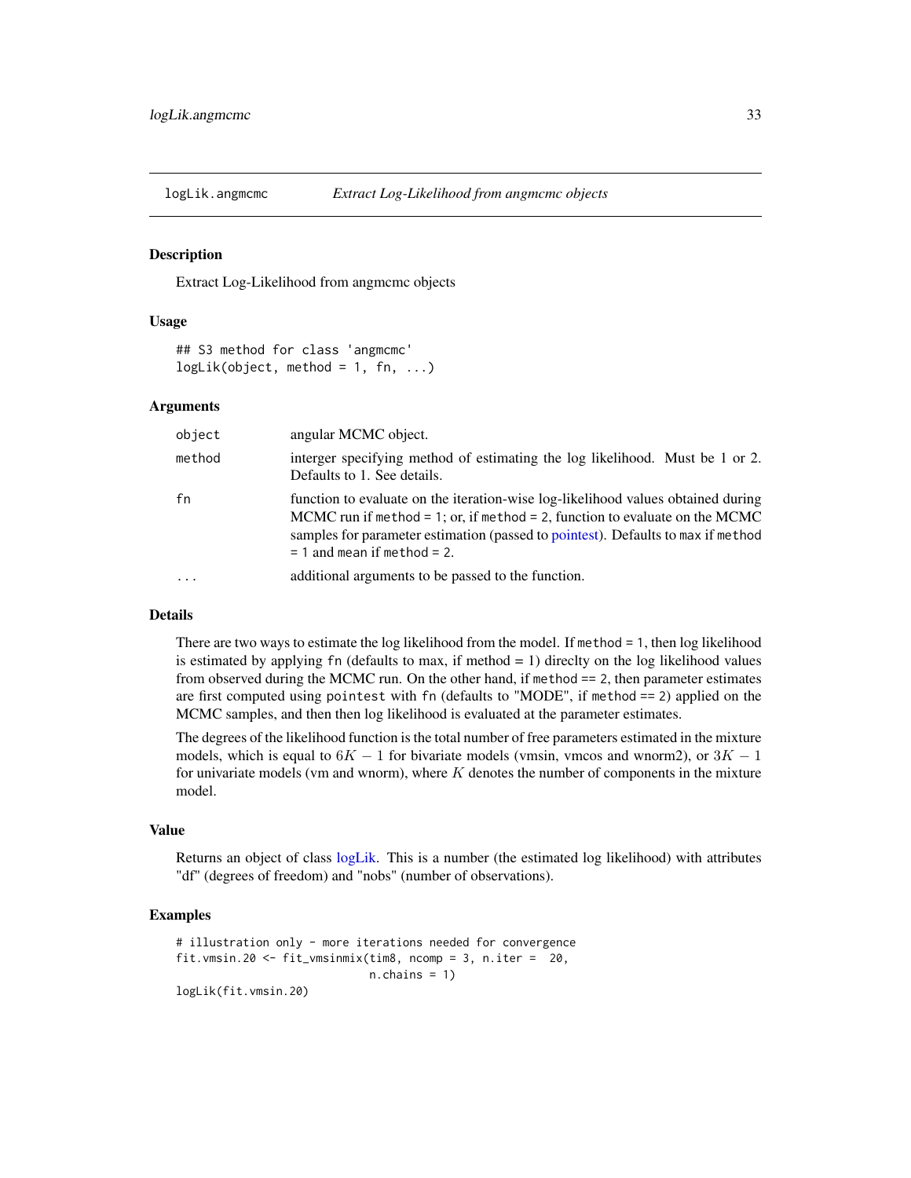logLik.angmcmc *Extract Log-Likelihood from angmcmc objects*

## Description

Extract Log-Likelihood from angmcmc objects

## Usage

```
## S3 method for class 'angmcmc'
logLik(object, method = 1, fn, ...)
```

## Arguments

| | |
|---|---|
| object | angular MCMC object. |
| method | interger specifying method of estimating the log likelihood. Must be 1 or 2. Defaults to 1. See details. |
| fn | function to evaluate on the iteration-wise log-likelihood values obtained during MCMC run if `method = 1`; or, if `method = 2`, function to evaluate on the MCMC samples for parameter estimation (passed to pointest). Defaults to `max` if `method = 1` and `mean` if `method = 2`. |
| ... | additional arguments to be passed to the function. |

## Details

There are two ways to estimate the log likelihood from the model. If `method = 1`, then log likelihood is estimated by applying `fn` (defaults to max, if method = 1) direclty on the log likelihood values from observed during the MCMC run. On the other hand, if `method == 2`, then parameter estimates are first computed using `pointest` with `fn` (defaults to "MODE", if `method == 2`) applied on the MCMC samples, and then then log likelihood is evaluated at the parameter estimates.

The degrees of the likelihood function is the total number of free parameters estimated in the mixture models, which is equal to $6K - 1$ for bivariate models (vmsin, vmcos and wnorm2), or $3K - 1$ for univariate models (vm and wnorm), where $K$ denotes the number of components in the mixture model.

## Value

Returns an object of class logLik. This is a number (the estimated log likelihood) with attributes "df" (degrees of freedom) and "nobs" (number of observations).

## Examples

```
# illustration only - more iterations needed for convergence
fit.vmsin.20 <- fit_vmsinmix(tim8, ncomp = 3, n.iter =  20,
                             n.chains = 1)
logLik(fit.vmsin.20)
```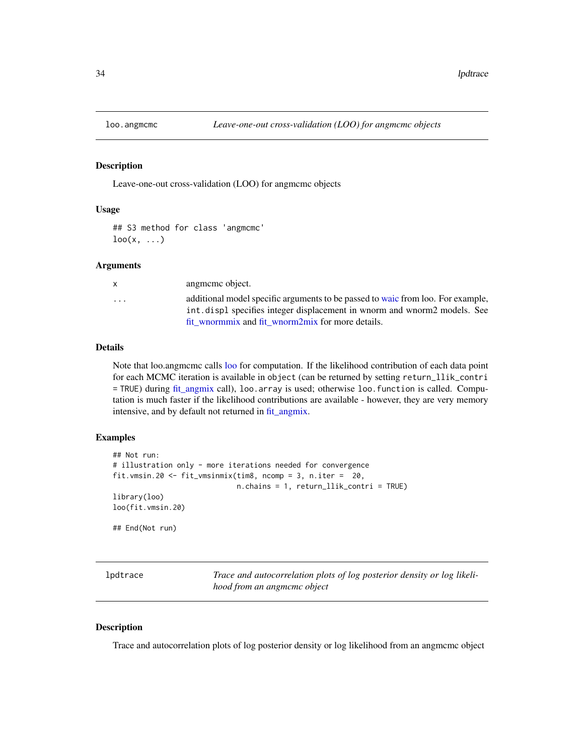## loo.angmcmc — *Leave-one-out cross-validation (LOO) for angmcmc objects*

### Description

Leave-one-out cross-validation (LOO) for angmcmc objects

### Usage

```
## S3 method for class 'angmcmc'
loo(x, ...)
```

### Arguments

| | |
|---|---|
| x | angmcmc object. |
| ... | additional model specific arguments to be passed to waic from loo. For example, `int.displ` specifies integer displacement in wnorm and wnorm2 models. See fit_wnormmix and fit_wnorm2mix for more details. |

### Details

Note that loo.angmcmc calls loo for computation. If the likelihood contribution of each data point for each MCMC iteration is available in `object` (can be returned by setting `return_llik_contri = TRUE`) during fit_angmix call), `loo.array` is used; otherwise `loo.function` is called. Computation is much faster if the likelihood contributions are available - however, they are very memory intensive, and by default not returned in fit_angmix.

### Examples

```
## Not run:
# illustration only - more iterations needed for convergence
fit.vmsin.20 <- fit_vmsinmix(tim8, ncomp = 3, n.iter =  20,
                             n.chains = 1, return_llik_contri = TRUE)
library(loo)
loo(fit.vmsin.20)

## End(Not run)
```

## lpdtrace — *Trace and autocorrelation plots of log posterior density or log likelihood from an angmcmc object*

### Description

Trace and autocorrelation plots of log posterior density or log likelihood from an angmcmc object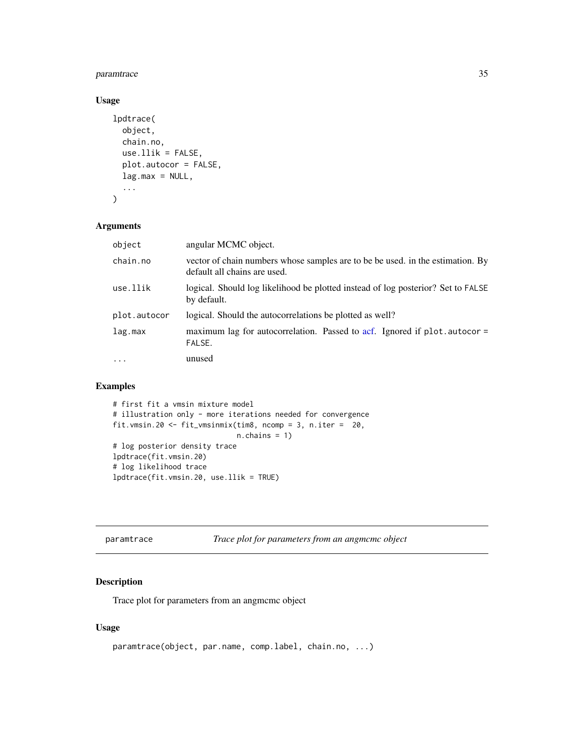### Usage

```
lpdtrace(
  object,
  chain.no,
  use.llik = FALSE,
  plot.autocor = FALSE,
  lag.max = NULL,
  ...
)
```

### Arguments

| | |
|---|---|
| `object` | angular MCMC object. |
| `chain.no` | vector of chain numbers whose samples are to be be used. in the estimation. By default all chains are used. |
| `use.llik` | logical. Should log likelihood be plotted instead of log posterior? Set to `FALSE` by default. |
| `plot.autocor` | logical. Should the autocorrelations be plotted as well? |
| `lag.max` | maximum lag for autocorrelation. Passed to acf. Ignored if `plot.autocor = FALSE`. |
| `...` | unused |

### Examples

```
# first fit a vmsin mixture model
# illustration only - more iterations needed for convergence
fit.vmsin.20 <- fit_vmsinmix(tim8, ncomp = 3, n.iter =  20,
                             n.chains = 1)
# log posterior density trace
lpdtrace(fit.vmsin.20)
# log likelihood trace
lpdtrace(fit.vmsin.20, use.llik = TRUE)
```

---

## paramtrace — *Trace plot for parameters from an angmcmc object*

### Description

Trace plot for parameters from an angmcmc object

### Usage

```
paramtrace(object, par.name, comp.label, chain.no, ...)
```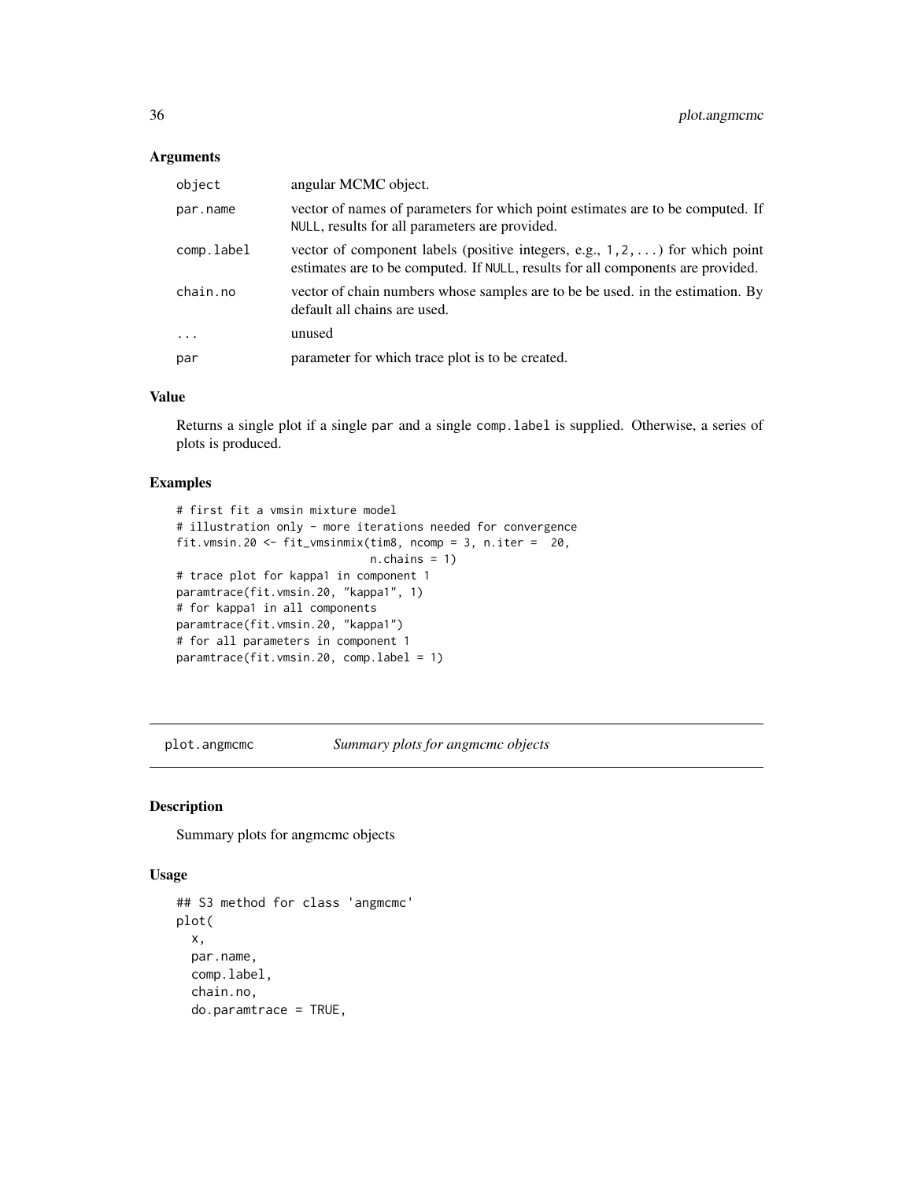### Arguments

| | |
|---|---|
| `object` | angular MCMC object. |
| `par.name` | vector of names of parameters for which point estimates are to be computed. If `NULL`, results for all parameters are provided. |
| `comp.label` | vector of component labels (positive integers, e.g., `1,2,...`) for which point estimates are to be computed. If `NULL`, results for all components are provided. |
| `chain.no` | vector of chain numbers whose samples are to be be used. in the estimation. By default all chains are used. |
| `...` | unused |
| `par` | parameter for which trace plot is to be created. |

### Value

Returns a single plot if a single `par` and a single `comp.label` is supplied. Otherwise, a series of plots is produced.

### Examples

```
# first fit a vmsin mixture model
# illustration only - more iterations needed for convergence
fit.vmsin.20 <- fit_vmsinmix(tim8, ncomp = 3, n.iter =  20,
                             n.chains = 1)
# trace plot for kappa1 in component 1
paramtrace(fit.vmsin.20, "kappa1", 1)
# for kappa1 in all components
paramtrace(fit.vmsin.20, "kappa1")
# for all parameters in component 1
paramtrace(fit.vmsin.20, comp.label = 1)
```

---

## plot.angmcmc — *Summary plots for angmcmc objects*

### Description

Summary plots for angmcmc objects

### Usage

```
## S3 method for class 'angmcmc'
plot(
  x,
  par.name,
  comp.label,
  chain.no,
  do.paramtrace = TRUE,
```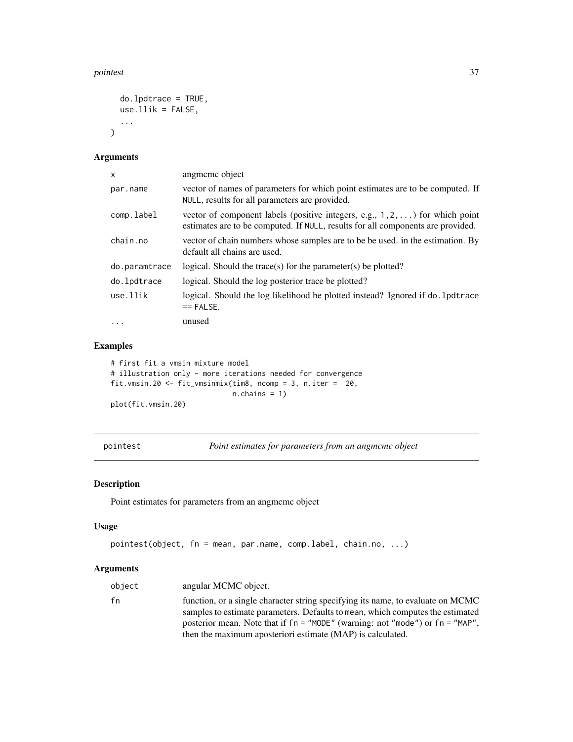```
  do.lpdtrace = TRUE,
  use.llik = FALSE,
  ...
)
```

### Arguments

| | |
|---|---|
| x | angmcmc object |
| par.name | vector of names of parameters for which point estimates are to be computed. If NULL, results for all parameters are provided. |
| comp.label | vector of component labels (positive integers, e.g., 1,2,...) for which point estimates are to be computed. If NULL, results for all components are provided. |
| chain.no | vector of chain numbers whose samples are to be be used. in the estimation. By default all chains are used. |
| do.paramtrace | logical. Should the trace(s) for the parameter(s) be plotted? |
| do.lpdtrace | logical. Should the log posterior trace be plotted? |
| use.llik | logical. Should the log likelihood be plotted instead? Ignored if do.lpdtrace == FALSE. |
| ... | unused |

### Examples

```
# first fit a vmsin mixture model
# illustration only - more iterations needed for convergence
fit.vmsin.20 <- fit_vmsinmix(tim8, ncomp = 3, n.iter =  20,
                             n.chains = 1)
plot(fit.vmsin.20)
```

---

## pointest — *Point estimates for parameters from an angmcmc object*

### Description

Point estimates for parameters from an angmcmc object

### Usage

```
pointest(object, fn = mean, par.name, comp.label, chain.no, ...)
```

### Arguments

| | |
|---|---|
| object | angular MCMC object. |
| fn | function, or a single character string specifying its name, to evaluate on MCMC samples to estimate parameters. Defaults to mean, which computes the estimated posterior mean. Note that if fn = "MODE" (warning: not "mode") or fn = "MAP", then the maximum aposteriori estimate (MAP) is calculated. |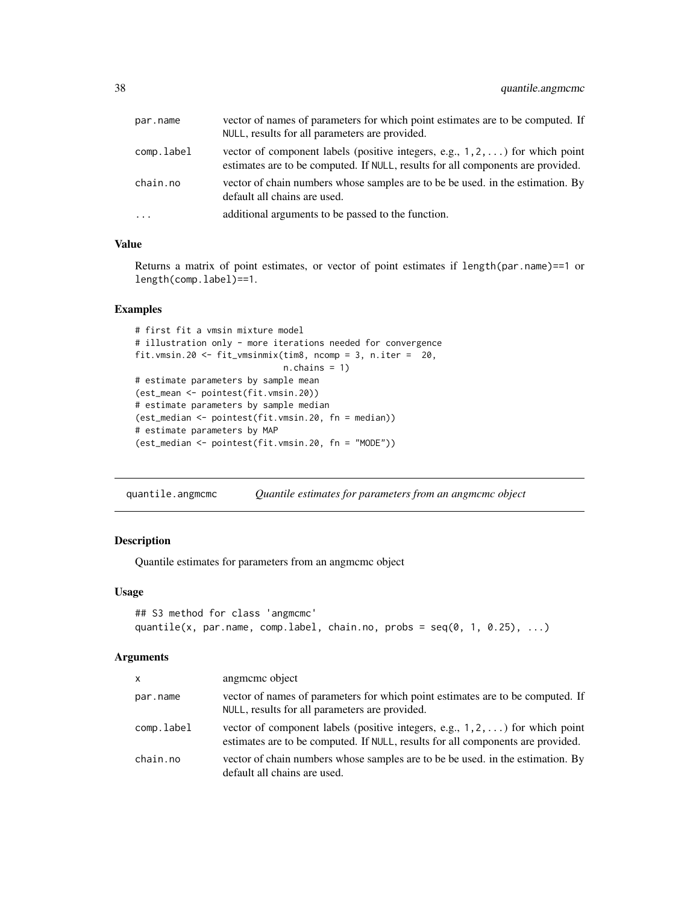| | |
|---|---|
| par.name | vector of names of parameters for which point estimates are to be computed. If NULL, results for all parameters are provided. |
| comp.label | vector of component labels (positive integers, e.g., 1,2,...) for which point estimates are to be computed. If NULL, results for all components are provided. |
| chain.no | vector of chain numbers whose samples are to be be used. in the estimation. By default all chains are used. |
| ... | additional arguments to be passed to the function. |

### Value

Returns a matrix of point estimates, or vector of point estimates if length(par.name)==1 or length(comp.label)==1.

### Examples

```
# first fit a vmsin mixture model
# illustration only - more iterations needed for convergence
fit.vmsin.20 <- fit_vmsinmix(tim8, ncomp = 3, n.iter =  20,
                             n.chains = 1)
# estimate parameters by sample mean
(est_mean <- pointest(fit.vmsin.20))
# estimate parameters by sample median
(est_median <- pointest(fit.vmsin.20, fn = median))
# estimate parameters by MAP
(est_median <- pointest(fit.vmsin.20, fn = "MODE"))
```

---

## quantile.angmcmc — *Quantile estimates for parameters from an angmcmc object*

### Description

Quantile estimates for parameters from an angmcmc object

### Usage

```
## S3 method for class 'angmcmc'
quantile(x, par.name, comp.label, chain.no, probs = seq(0, 1, 0.25), ...)
```

### Arguments

| | |
|---|---|
| x | angmcmc object |
| par.name | vector of names of parameters for which point estimates are to be computed. If NULL, results for all parameters are provided. |
| comp.label | vector of component labels (positive integers, e.g., 1,2,...) for which point estimates are to be computed. If NULL, results for all components are provided. |
| chain.no | vector of chain numbers whose samples are to be be used. in the estimation. By default all chains are used. |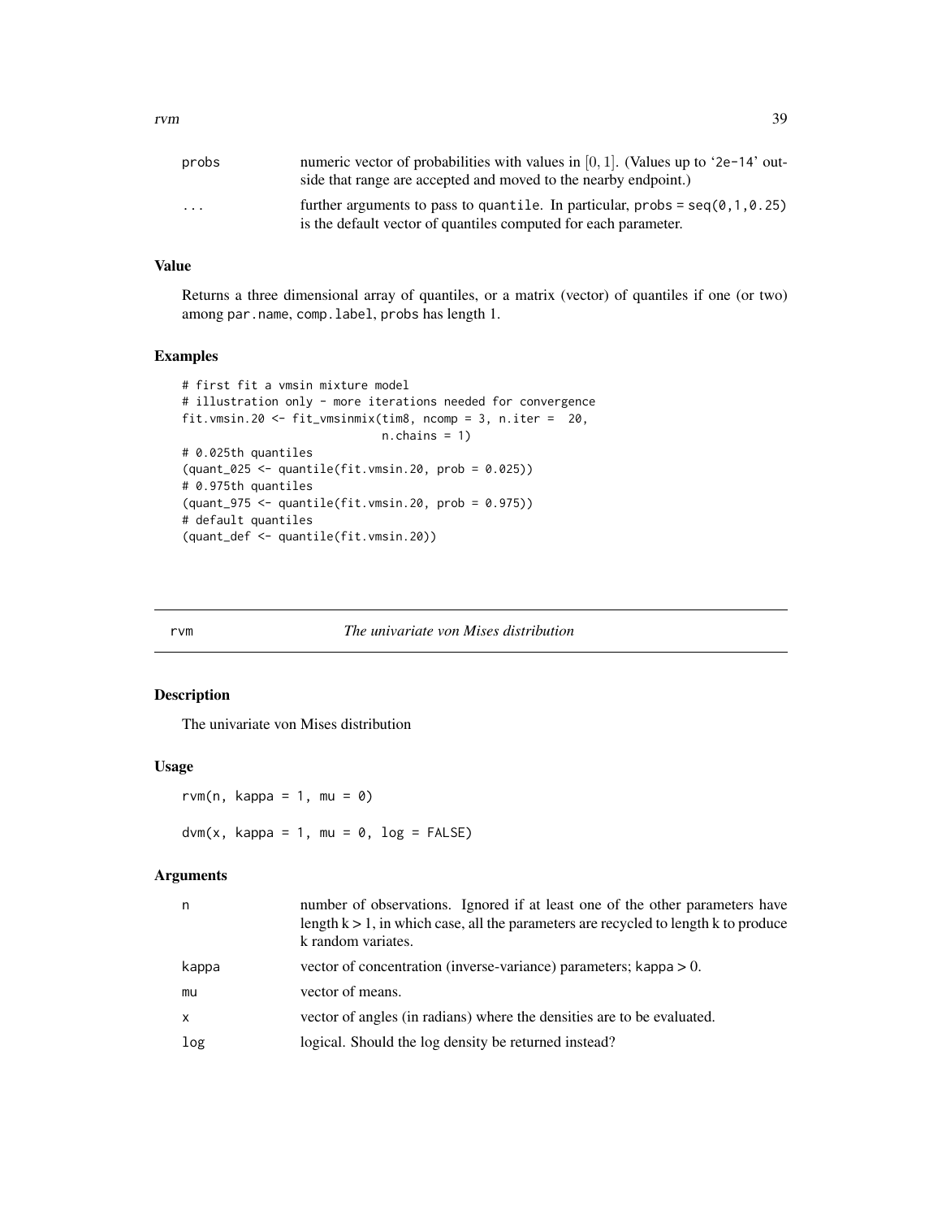| | |
|---|---|
| probs | numeric vector of probabilities with values in $[0, 1]$. (Values up to '2e-14' outside that range are accepted and moved to the nearby endpoint.) |
| ... | further arguments to pass to quantile. In particular, probs = seq(0,1,0.25) is the default vector of quantiles computed for each parameter. |

### Value

Returns a three dimensional array of quantiles, or a matrix (vector) of quantiles if one (or two) among par.name, comp.label, probs has length 1.

### Examples

```
# first fit a vmsin mixture model
# illustration only - more iterations needed for convergence
fit.vmsin.20 <- fit_vmsinmix(tim8, ncomp = 3, n.iter =  20,
                             n.chains = 1)
# 0.025th quantiles
(quant_025 <- quantile(fit.vmsin.20, prob = 0.025))
# 0.975th quantiles
(quant_975 <- quantile(fit.vmsin.20, prob = 0.975))
# default quantiles
(quant_def <- quantile(fit.vmsin.20))
```

---

## rvm *The univariate von Mises distribution*

### Description

The univariate von Mises distribution

### Usage

```
rvm(n, kappa = 1, mu = 0)

dvm(x, kappa = 1, mu = 0, log = FALSE)
```

### Arguments

| | |
|---|---|
| n | number of observations. Ignored if at least one of the other parameters have length k > 1, in which case, all the parameters are recycled to length k to produce k random variates. |
| kappa | vector of concentration (inverse-variance) parameters; kappa > 0. |
| mu | vector of means. |
| x | vector of angles (in radians) where the densities are to be evaluated. |
| log | logical. Should the log density be returned instead? |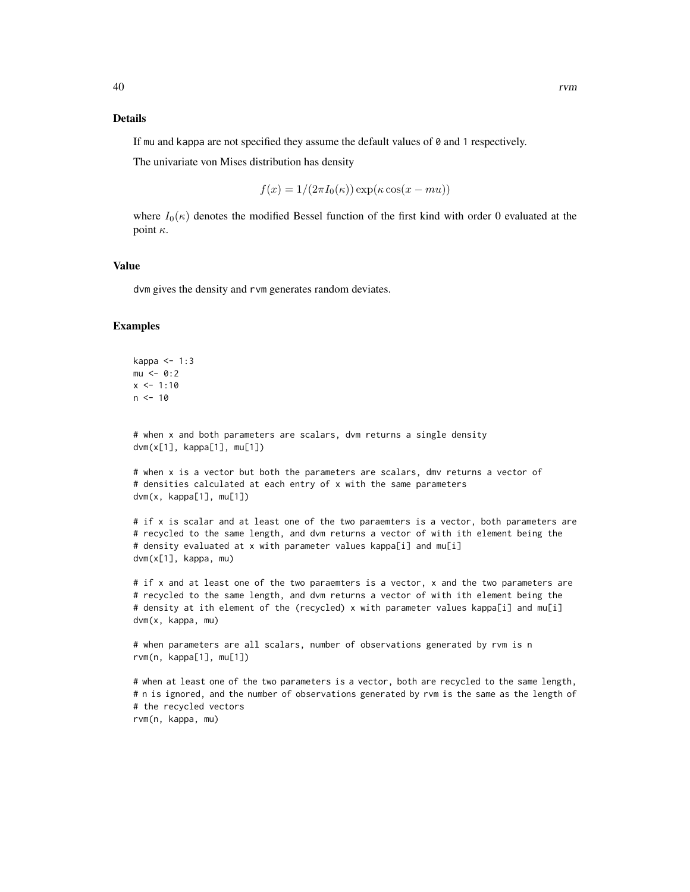## Details

If mu and kappa are not specified they assume the default values of 0 and 1 respectively.

The univariate von Mises distribution has density

$$f(x) = 1/(2\pi I_0(\kappa)) \exp(\kappa \cos(x - mu))$$

where $I_0(\kappa)$ denotes the modified Bessel function of the first kind with order 0 evaluated at the point $\kappa$.

## Value

dvm gives the density and rvm generates random deviates.

## Examples

```
kappa <- 1:3
mu <- 0:2
x <- 1:10
n <- 10


# when x and both parameters are scalars, dvm returns a single density
dvm(x[1], kappa[1], mu[1])

# when x is a vector but both the parameters are scalars, dmv returns a vector of
# densities calculated at each entry of x with the same parameters
dvm(x, kappa[1], mu[1])

# if x is scalar and at least one of the two paraemters is a vector, both parameters are
# recycled to the same length, and dvm returns a vector of with ith element being the
# density evaluated at x with parameter values kappa[i] and mu[i]
dvm(x[1], kappa, mu)

# if x and at least one of the two paraemters is a vector, x and the two parameters are
# recycled to the same length, and dvm returns a vector of with ith element being the
# density at ith element of the (recycled) x with parameter values kappa[i] and mu[i]
dvm(x, kappa, mu)

# when parameters are all scalars, number of observations generated by rvm is n
rvm(n, kappa[1], mu[1])

# when at least one of the two parameters is a vector, both are recycled to the same length,
# n is ignored, and the number of observations generated by rvm is the same as the length of
# the recycled vectors
rvm(n, kappa, mu)
```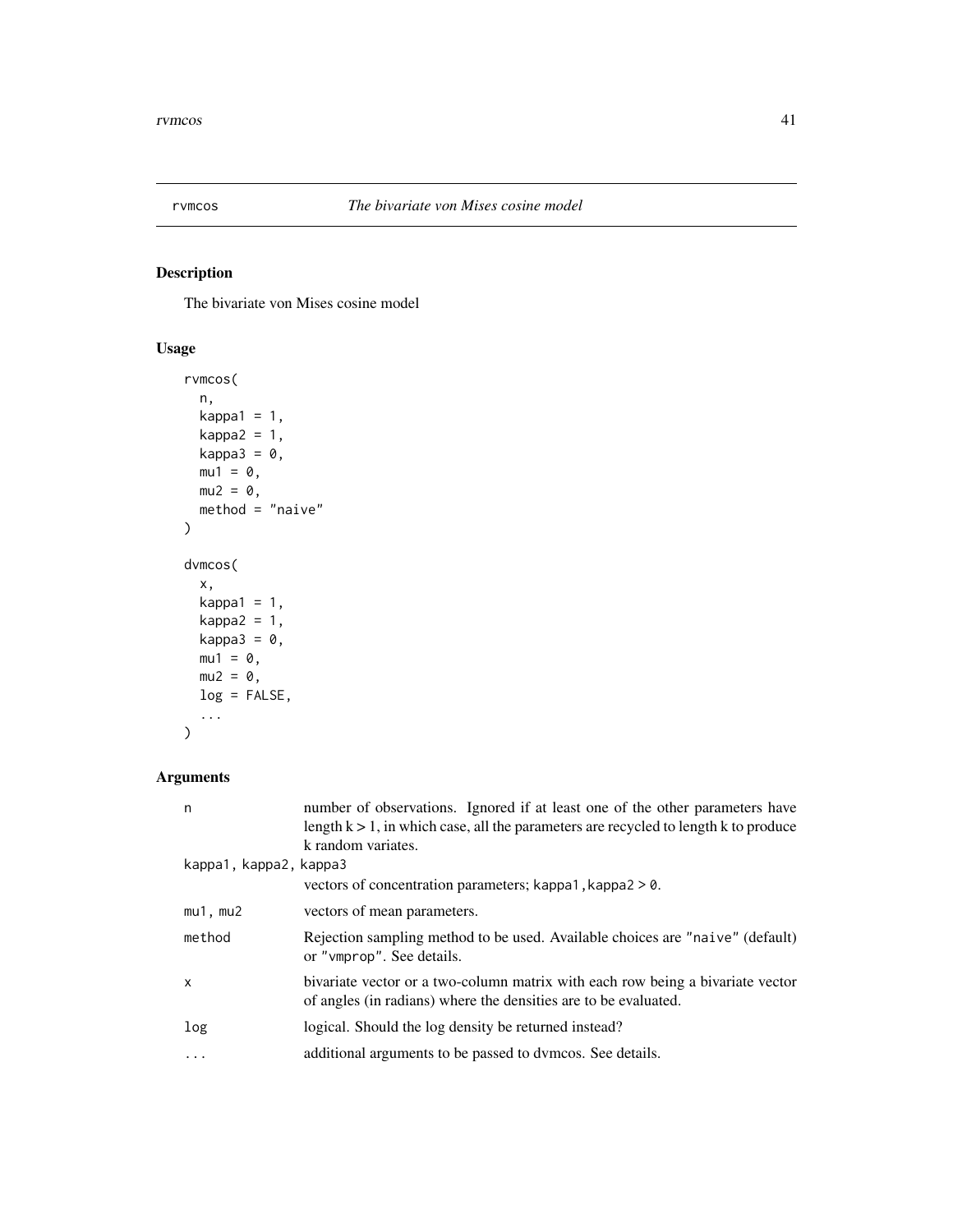rvmcos *The bivariate von Mises cosine model*

## Description

The bivariate von Mises cosine model

## Usage

```
rvmcos(
  n,
  kappa1 = 1,
  kappa2 = 1,
  kappa3 = 0,
  mu1 = 0,
  mu2 = 0,
  method = "naive"
)

dvmcos(
  x,
  kappa1 = 1,
  kappa2 = 1,
  kappa3 = 0,
  mu1 = 0,
  mu2 = 0,
  log = FALSE,
  ...
)
```

## Arguments

| | |
|---|---|
| `n` | number of observations. Ignored if at least one of the other parameters have length k > 1, in which case, all the parameters are recycled to length k to produce k random variates. |
| `kappa1, kappa2, kappa3` | vectors of concentration parameters; `kappa1,kappa2 > 0`. |
| `mu1, mu2` | vectors of mean parameters. |
| `method` | Rejection sampling method to be used. Available choices are `"naive"` (default) or `"vmprop"`. See details. |
| `x` | bivariate vector or a two-column matrix with each row being a bivariate vector of angles (in radians) where the densities are to be evaluated. |
| `log` | logical. Should the log density be returned instead? |
| `...` | additional arguments to be passed to dvmcos. See details. |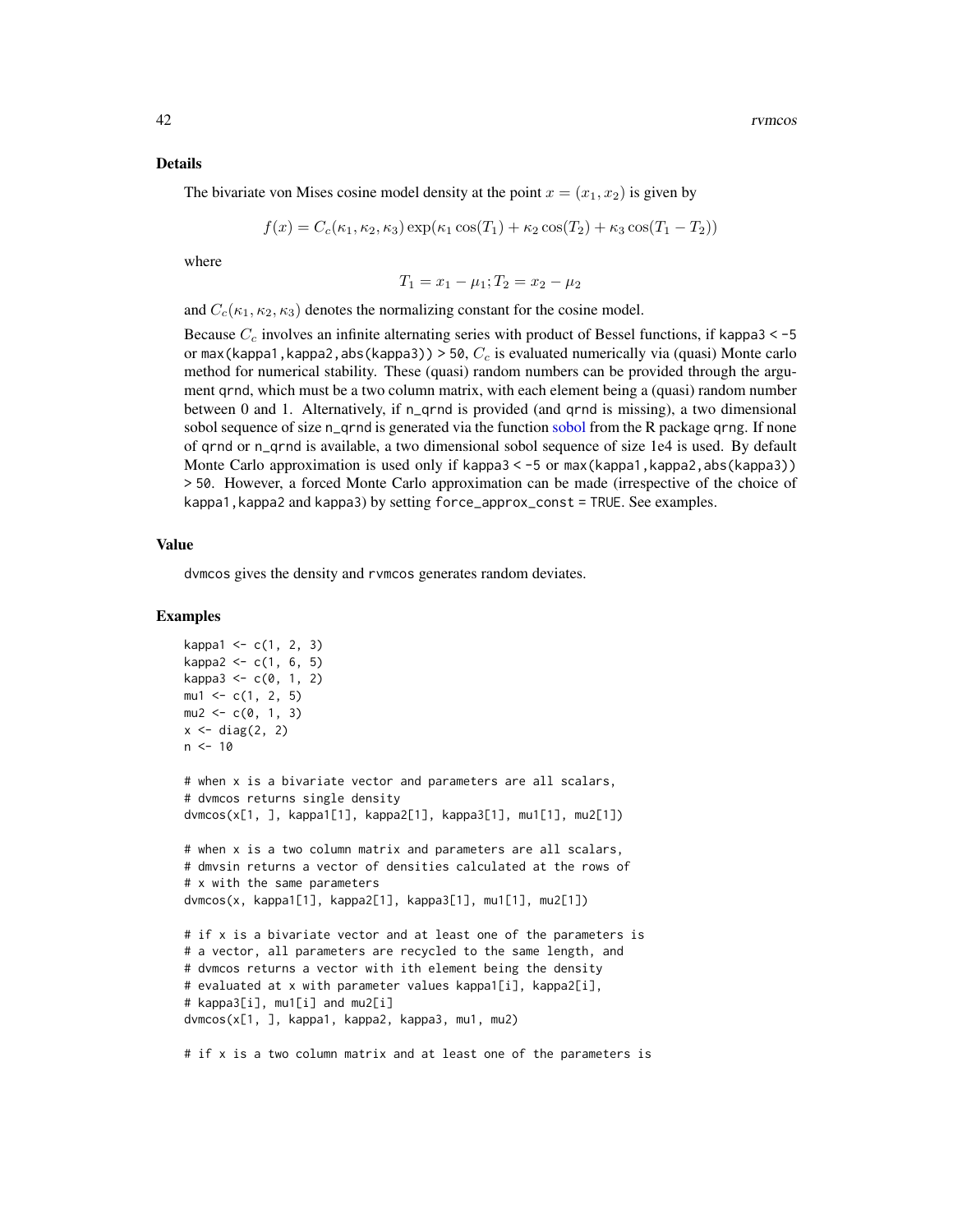### Details

The bivariate von Mises cosine model density at the point $x = (x_1, x_2)$ is given by

$$f(x) = C_c(\kappa_1, \kappa_2, \kappa_3) \exp(\kappa_1 \cos(T_1) + \kappa_2 \cos(T_2) + \kappa_3 \cos(T_1 - T_2))$$

where

$$T_1 = x_1 - \mu_1; T_2 = x_2 - \mu_2$$

and $C_c(\kappa_1, \kappa_2, \kappa_3)$ denotes the normalizing constant for the cosine model.

Because $C_c$ involves an infinite alternating series with product of Bessel functions, if `kappa3 < -5` or `max(kappa1,kappa2,abs(kappa3)) > 50`, $C_c$ is evaluated numerically via (quasi) Monte carlo method for numerical stability. These (quasi) random numbers can be provided through the argument `qrnd`, which must be a two column matrix, with each element being a (quasi) random number between 0 and 1. Alternatively, if `n_qrnd` is provided (and `qrnd` is missing), a two dimensional sobol sequence of size `n_qrnd` is generated via the function sobol from the R package `qrng`. If none of `qrnd` or `n_qrnd` is available, a two dimensional sobol sequence of size 1e4 is used. By default Monte Carlo approximation is used only if `kappa3 < -5` or `max(kappa1,kappa2,abs(kappa3)) > 50`. However, a forced Monte Carlo approximation can be made (irrespective of the choice of `kappa1,kappa2` and `kappa3`) by setting `force_approx_const = TRUE`. See examples.

### Value

`dvmcos` gives the density and `rvmcos` generates random deviates.

### Examples

```
kappa1 <- c(1, 2, 3)
kappa2 <- c(1, 6, 5)
kappa3 <- c(0, 1, 2)
mu1 <- c(1, 2, 5)
mu2 <- c(0, 1, 3)
x <- diag(2, 2)
n <- 10

# when x is a bivariate vector and parameters are all scalars,
# dvmcos returns single density
dvmcos(x[1, ], kappa1[1], kappa2[1], kappa3[1], mu1[1], mu2[1])

# when x is a two column matrix and parameters are all scalars,
# dmvsin returns a vector of densities calculated at the rows of
# x with the same parameters
dvmcos(x, kappa1[1], kappa2[1], kappa3[1], mu1[1], mu2[1])

# if x is a bivariate vector and at least one of the parameters is
# a vector, all parameters are recycled to the same length, and
# dvmcos returns a vector with ith element being the density
# evaluated at x with parameter values kappa1[i], kappa2[i],
# kappa3[i], mu1[i] and mu2[i]
dvmcos(x[1, ], kappa1, kappa2, kappa3, mu1, mu2)

# if x is a two column matrix and at least one of the parameters is
```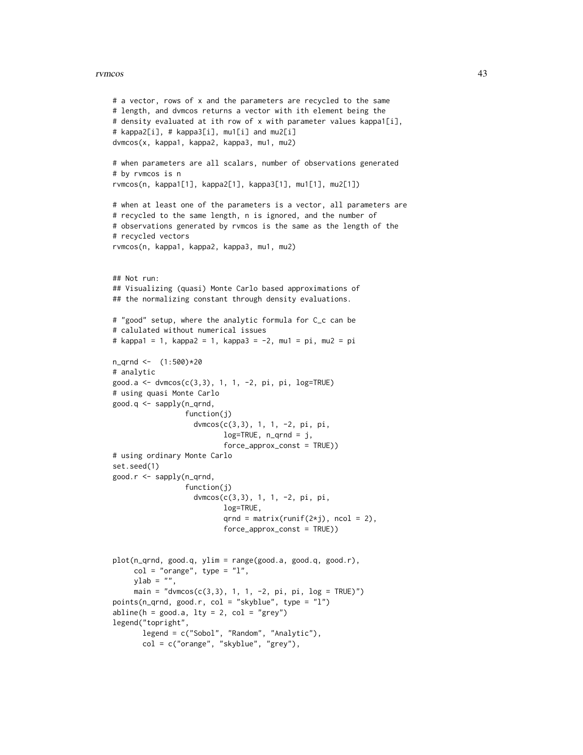```
# a vector, rows of x and the parameters are recycled to the same
# length, and dvmcos returns a vector with ith element being the
# density evaluated at ith row of x with parameter values kappa1[i],
# kappa2[i], # kappa3[i], mu1[i] and mu2[i]
dvmcos(x, kappa1, kappa2, kappa3, mu1, mu2)

# when parameters are all scalars, number of observations generated
# by rvmcos is n
rvmcos(n, kappa1[1], kappa2[1], kappa3[1], mu1[1], mu2[1])

# when at least one of the parameters is a vector, all parameters are
# recycled to the same length, n is ignored, and the number of
# observations generated by rvmcos is the same as the length of the
# recycled vectors
rvmcos(n, kappa1, kappa2, kappa3, mu1, mu2)


## Not run:
## Visualizing (quasi) Monte Carlo based approximations of
## the normalizing constant through density evaluations.

# "good" setup, where the analytic formula for C_c can be
# calulated without numerical issues
# kappa1 = 1, kappa2 = 1, kappa3 = -2, mu1 = pi, mu2 = pi

n_qrnd <-  (1:500)*20
# analytic
good.a <- dvmcos(c(3,3), 1, 1, -2, pi, pi, log=TRUE)
# using quasi Monte Carlo
good.q <- sapply(n_qrnd,
                 function(j)
                   dvmcos(c(3,3), 1, 1, -2, pi, pi,
                          log=TRUE, n_qrnd = j,
                          force_approx_const = TRUE))
# using ordinary Monte Carlo
set.seed(1)
good.r <- sapply(n_qrnd,
                 function(j)
                   dvmcos(c(3,3), 1, 1, -2, pi, pi,
                          log=TRUE,
                          qrnd = matrix(runif(2*j), ncol = 2),
                          force_approx_const = TRUE))


plot(n_qrnd, good.q, ylim = range(good.a, good.q, good.r),
     col = "orange", type = "l",
     ylab = "",
     main = "dvmcos(c(3,3), 1, 1, -2, pi, pi, log = TRUE)")
points(n_qrnd, good.r, col = "skyblue", type = "l")
abline(h = good.a, lty = 2, col = "grey")
legend("topright",
       legend = c("Sobol", "Random", "Analytic"),
       col = c("orange", "skyblue", "grey"),
```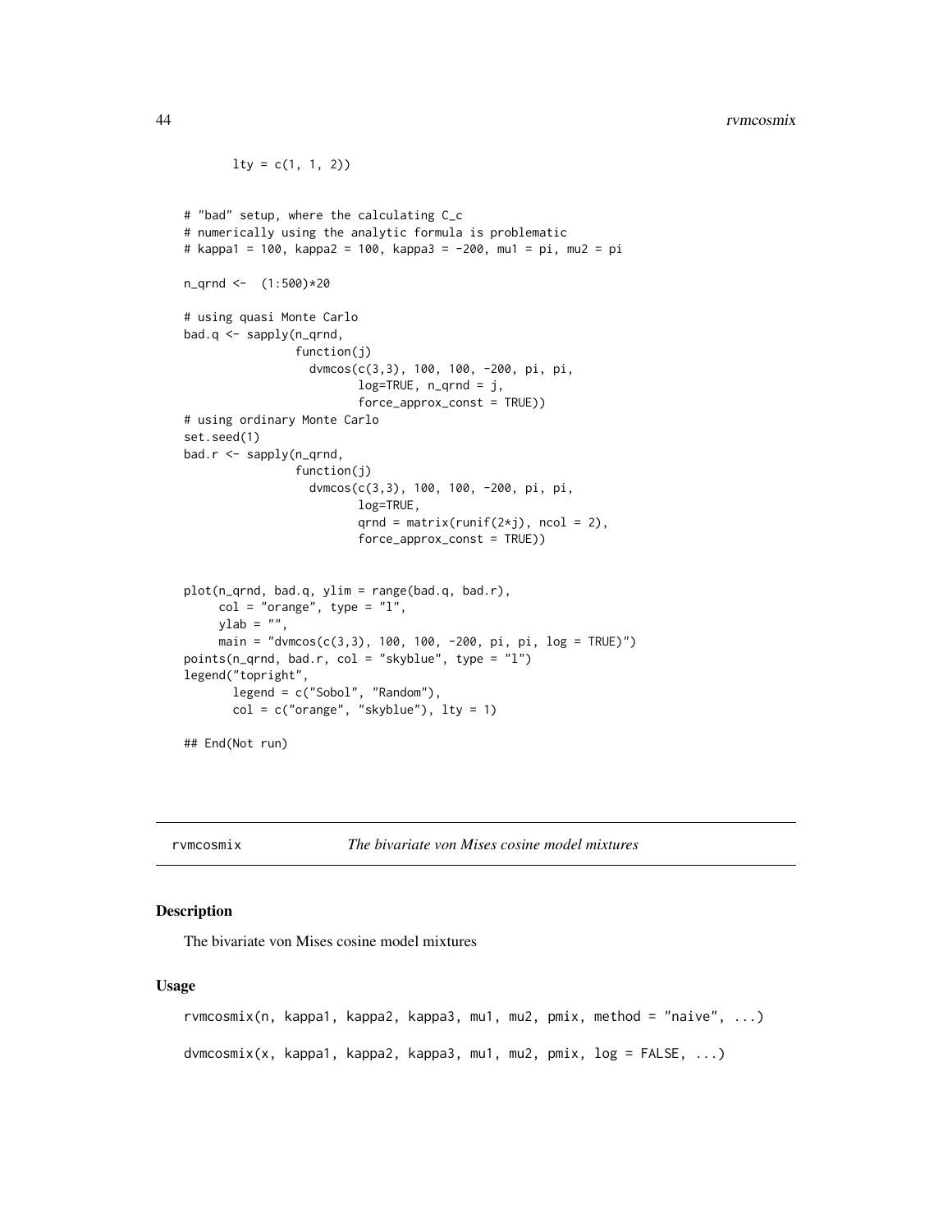```
       lty = c(1, 1, 2))


# "bad" setup, where the calculating C_c
# numerically using the analytic formula is problematic
# kappa1 = 100, kappa2 = 100, kappa3 = -200, mu1 = pi, mu2 = pi

n_qrnd <-  (1:500)*20

# using quasi Monte Carlo
bad.q <- sapply(n_qrnd,
                function(j)
                  dvmcos(c(3,3), 100, 100, -200, pi, pi,
                         log=TRUE, n_qrnd = j,
                         force_approx_const = TRUE))
# using ordinary Monte Carlo
set.seed(1)
bad.r <- sapply(n_qrnd,
                function(j)
                  dvmcos(c(3,3), 100, 100, -200, pi, pi,
                         log=TRUE,
                         qrnd = matrix(runif(2*j), ncol = 2),
                         force_approx_const = TRUE))


plot(n_qrnd, bad.q, ylim = range(bad.q, bad.r),
     col = "orange", type = "l",
     ylab = "",
     main = "dvmcos(c(3,3), 100, 100, -200, pi, pi, log = TRUE)")
points(n_qrnd, bad.r, col = "skyblue", type = "l")
legend("topright",
       legend = c("Sobol", "Random"),
       col = c("orange", "skyblue"), lty = 1)

## End(Not run)
```

## rvmcosmix *The bivariate von Mises cosine model mixtures*

### Description

The bivariate von Mises cosine model mixtures

### Usage

```
rvmcosmix(n, kappa1, kappa2, kappa3, mu1, mu2, pmix, method = "naive", ...)

dvmcosmix(x, kappa1, kappa2, kappa3, mu1, mu2, pmix, log = FALSE, ...)
```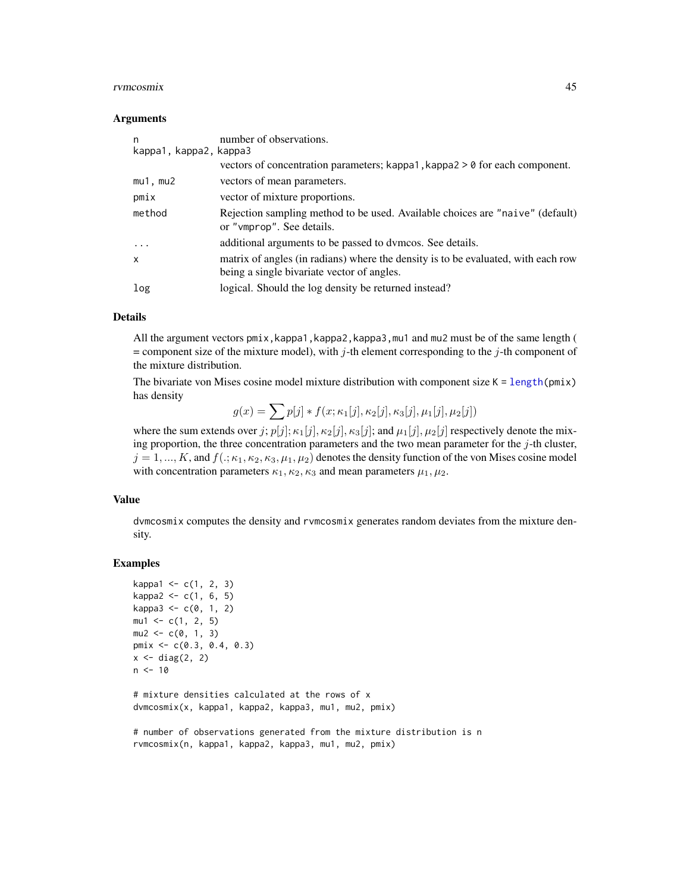### Arguments

| | |
|---|---|
| n | number of observations. |
| kappa1, kappa2, kappa3 | vectors of concentration parameters; kappa1,kappa2 > 0 for each component. |
| mu1, mu2 | vectors of mean parameters. |
| pmix | vector of mixture proportions. |
| method | Rejection sampling method to be used. Available choices are "naive" (default) or "vmprop". See details. |
| ... | additional arguments to be passed to dvmcos. See details. |
| x | matrix of angles (in radians) where the density is to be evaluated, with each row being a single bivariate vector of angles. |
| log | logical. Should the log density be returned instead? |

### Details

All the argument vectors pmix,kappa1,kappa2,kappa3,mu1 and mu2 must be of the same length ( = component size of the mixture model), with $j$-th element corresponding to the $j$-th component of the mixture distribution.

The bivariate von Mises cosine model mixture distribution with component size K = length(pmix) has density

$$g(x) = \sum p[j] * f(x; \kappa_1[j], \kappa_2[j], \kappa_3[j], \mu_1[j], \mu_2[j])$$

where the sum extends over $j$; $p[j]$; $\kappa_1[j], \kappa_2[j], \kappa_3[j]$; and $\mu_1[j], \mu_2[j]$ respectively denote the mixing proportion, the three concentration parameters and the two mean parameter for the $j$-th cluster, $j = 1, ..., K$, and $f(.; \kappa_1, \kappa_2, \kappa_3, \mu_1, \mu_2)$ denotes the density function of the von Mises cosine model with concentration parameters $\kappa_1, \kappa_2, \kappa_3$ and mean parameters $\mu_1, \mu_2$.

### Value

dvmcosmix computes the density and rvmcosmix generates random deviates from the mixture density.

### Examples

```
kappa1 <- c(1, 2, 3)
kappa2 <- c(1, 6, 5)
kappa3 <- c(0, 1, 2)
mu1 <- c(1, 2, 5)
mu2 <- c(0, 1, 3)
pmix <- c(0.3, 0.4, 0.3)
x <- diag(2, 2)
n <- 10

# mixture densities calculated at the rows of x
dvmcosmix(x, kappa1, kappa2, kappa3, mu1, mu2, pmix)

# number of observations generated from the mixture distribution is n
rvmcosmix(n, kappa1, kappa2, kappa3, mu1, mu2, pmix)
```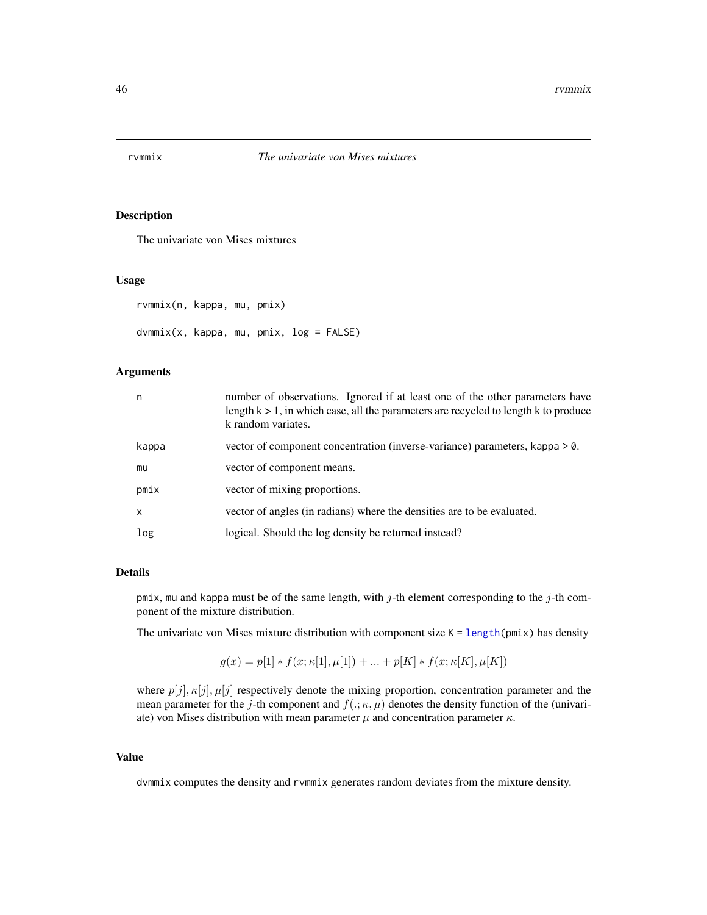## rvmmix — *The univariate von Mises mixtures*

### Description

The univariate von Mises mixtures

### Usage

```
rvmmix(n, kappa, mu, pmix)

dvmmix(x, kappa, mu, pmix, log = FALSE)
```

### Arguments

| | |
|---|---|
| n | number of observations. Ignored if at least one of the other parameters have length k > 1, in which case, all the parameters are recycled to length k to produce k random variates. |
| kappa | vector of component concentration (inverse-variance) parameters, kappa > 0. |
| mu | vector of component means. |
| pmix | vector of mixing proportions. |
| x | vector of angles (in radians) where the densities are to be evaluated. |
| log | logical. Should the log density be returned instead? |

### Details

pmix, mu and kappa must be of the same length, with $j$-th element corresponding to the $j$-th component of the mixture distribution.

The univariate von Mises mixture distribution with component size K = length(pmix) has density

$$g(x) = p[1] * f(x; \kappa[1], \mu[1]) + ... + p[K] * f(x; \kappa[K], \mu[K])$$

where $p[j], \kappa[j], \mu[j]$ respectively denote the mixing proportion, concentration parameter and the mean parameter for the $j$-th component and $f(.; \kappa, \mu)$ denotes the density function of the (univariate) von Mises distribution with mean parameter $\mu$ and concentration parameter $\kappa$.

### Value

dvmmix computes the density and rvmmix generates random deviates from the mixture density.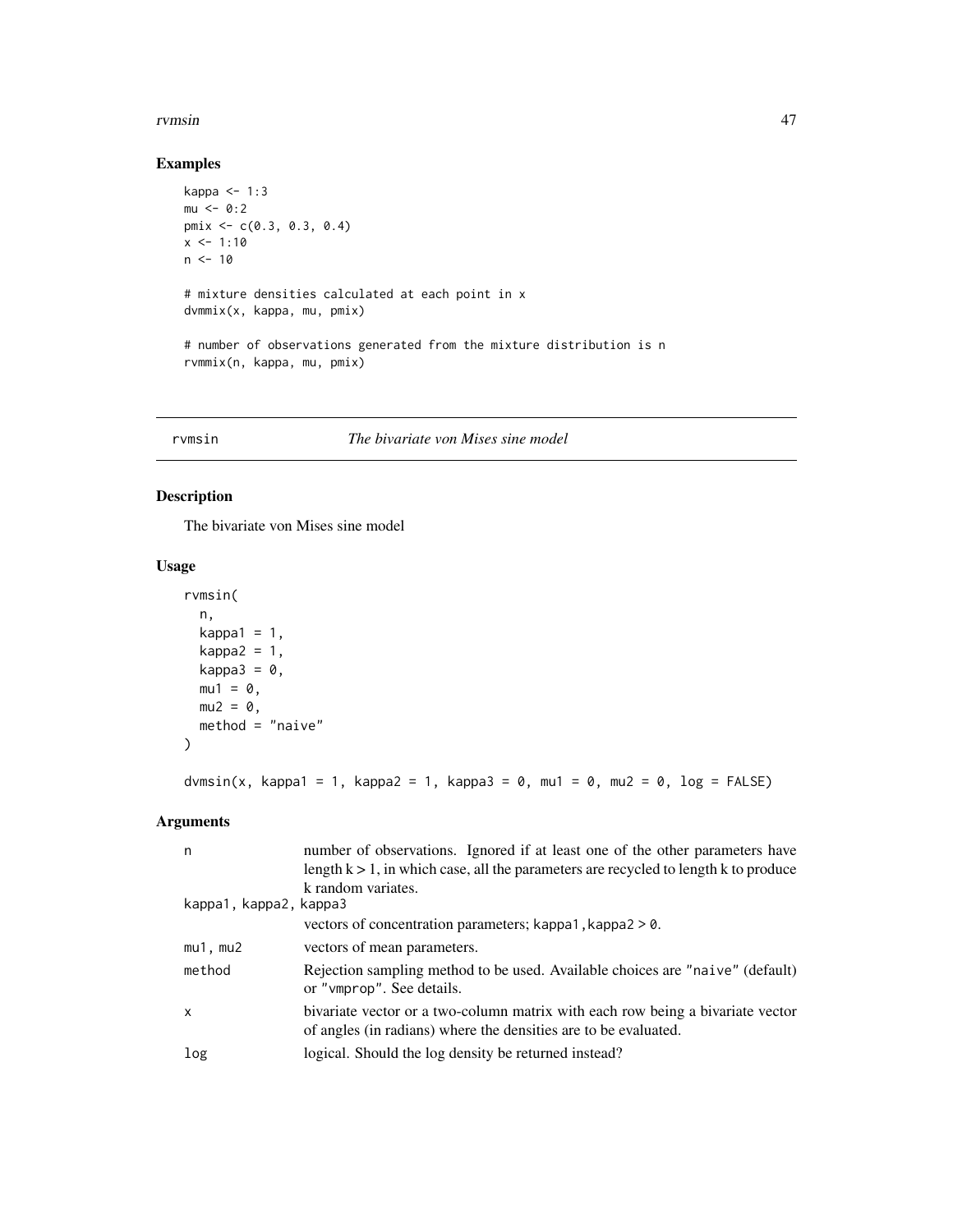## Examples

```
kappa <- 1:3
mu <- 0:2
pmix <- c(0.3, 0.3, 0.4)
x <- 1:10
n <- 10

# mixture densities calculated at each point in x
dvmmix(x, kappa, mu, pmix)

# number of observations generated from the mixture distribution is n
rvmmix(n, kappa, mu, pmix)
```

---

# rvmsin — *The bivariate von Mises sine model*

## Description

The bivariate von Mises sine model

## Usage

```
rvmsin(
  n,
  kappa1 = 1,
  kappa2 = 1,
  kappa3 = 0,
  mu1 = 0,
  mu2 = 0,
  method = "naive"
)

dvmsin(x, kappa1 = 1, kappa2 = 1, kappa3 = 0, mu1 = 0, mu2 = 0, log = FALSE)
```

## Arguments

| | |
|---|---|
| `n` | number of observations. Ignored if at least one of the other parameters have length $k > 1$, in which case, all the parameters are recycled to length k to produce k random variates. |
| `kappa1, kappa2, kappa3` | vectors of concentration parameters; `kappa1,kappa2` > 0. |
| `mu1, mu2` | vectors of mean parameters. |
| `method` | Rejection sampling method to be used. Available choices are `"naive"` (default) or `"vmprop"`. See details. |
| `x` | bivariate vector or a two-column matrix with each row being a bivariate vector of angles (in radians) where the densities are to be evaluated. |
| `log` | logical. Should the log density be returned instead? |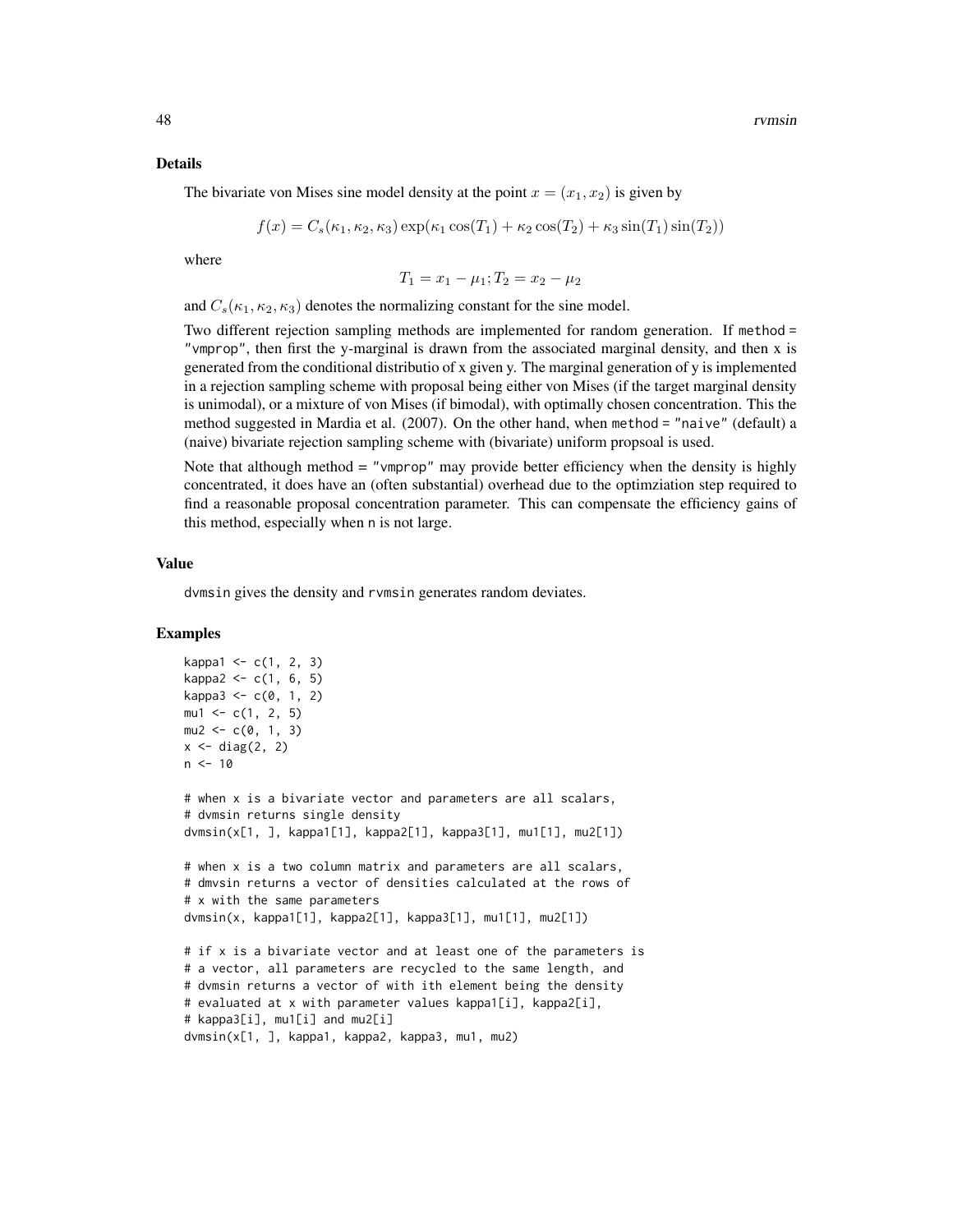### Details

The bivariate von Mises sine model density at the point $x = (x_1, x_2)$ is given by

$$f(x) = C_s(\kappa_1, \kappa_2, \kappa_3) \exp(\kappa_1 \cos(T_1) + \kappa_2 \cos(T_2) + \kappa_3 \sin(T_1) \sin(T_2))$$

where

$$T_1 = x_1 - \mu_1; T_2 = x_2 - \mu_2$$

and $C_s(\kappa_1, \kappa_2, \kappa_3)$ denotes the normalizing constant for the sine model.

Two different rejection sampling methods are implemented for random generation. If method = "vmprop", then first the y-marginal is drawn from the associated marginal density, and then x is generated from the conditional distributio of x given y. The marginal generation of y is implemented in a rejection sampling scheme with proposal being either von Mises (if the target marginal density is unimodal), or a mixture of von Mises (if bimodal), with optimally chosen concentration. This the method suggested in Mardia et al. (2007). On the other hand, when method = "naive" (default) a (naive) bivariate rejection sampling scheme with (bivariate) uniform propsoal is used.

Note that although method = "vmprop" may provide better efficiency when the density is highly concentrated, it does have an (often substantial) overhead due to the optimziation step required to find a reasonable proposal concentration parameter. This can compensate the efficiency gains of this method, especially when n is not large.

### Value

dvmsin gives the density and rvmsin generates random deviates.

### Examples

```
kappa1 <- c(1, 2, 3)
kappa2 <- c(1, 6, 5)
kappa3 <- c(0, 1, 2)
mu1 <- c(1, 2, 5)
mu2 <- c(0, 1, 3)
x <- diag(2, 2)
n <- 10

# when x is a bivariate vector and parameters are all scalars,
# dvmsin returns single density
dvmsin(x[1, ], kappa1[1], kappa2[1], kappa3[1], mu1[1], mu2[1])

# when x is a two column matrix and parameters are all scalars,
# dmvsin returns a vector of densities calculated at the rows of
# x with the same parameters
dvmsin(x, kappa1[1], kappa2[1], kappa3[1], mu1[1], mu2[1])

# if x is a bivariate vector and at least one of the parameters is
# a vector, all parameters are recycled to the same length, and
# dvmsin returns a vector of with ith element being the density
# evaluated at x with parameter values kappa1[i], kappa2[i],
# kappa3[i], mu1[i] and mu2[i]
dvmsin(x[1, ], kappa1, kappa2, kappa3, mu1, mu2)
```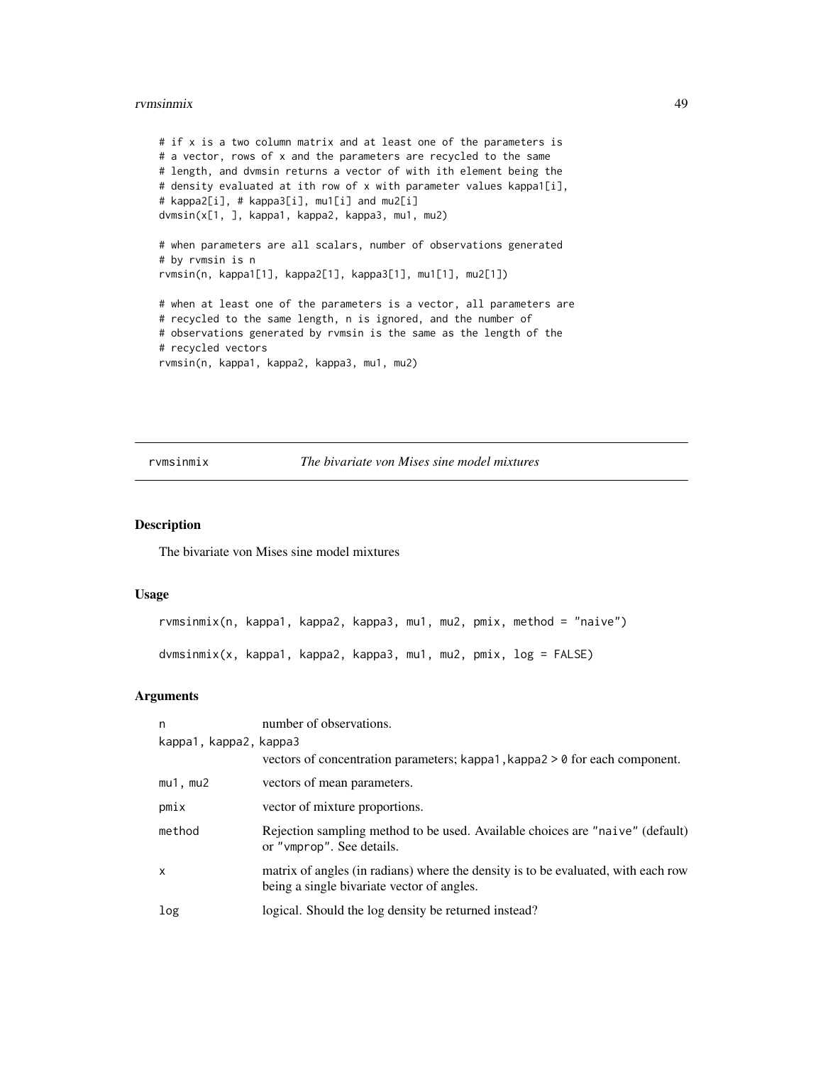```
# if x is a two column matrix and at least one of the parameters is
# a vector, rows of x and the parameters are recycled to the same
# length, and dvmsin returns a vector of with ith element being the
# density evaluated at ith row of x with parameter values kappa1[i],
# kappa2[i], # kappa3[i], mu1[i] and mu2[i]
dvmsin(x[1, ], kappa1, kappa2, kappa3, mu1, mu2)

# when parameters are all scalars, number of observations generated
# by rvmsin is n
rvmsin(n, kappa1[1], kappa2[1], kappa3[1], mu1[1], mu2[1])

# when at least one of the parameters is a vector, all parameters are
# recycled to the same length, n is ignored, and the number of
# observations generated by rvmsin is the same as the length of the
# recycled vectors
rvmsin(n, kappa1, kappa2, kappa3, mu1, mu2)
```

## rvmsinmix — *The bivariate von Mises sine model mixtures*

### Description

The bivariate von Mises sine model mixtures

### Usage

```
rvmsinmix(n, kappa1, kappa2, kappa3, mu1, mu2, pmix, method = "naive")

dvmsinmix(x, kappa1, kappa2, kappa3, mu1, mu2, pmix, log = FALSE)
```

### Arguments

| | |
|---|---|
| `n` | number of observations. |
| `kappa1, kappa2, kappa3` | vectors of concentration parameters; `kappa1,kappa2 > 0` for each component. |
| `mu1, mu2` | vectors of mean parameters. |
| `pmix` | vector of mixture proportions. |
| `method` | Rejection sampling method to be used. Available choices are `"naive"` (default) or `"vmprop"`. See details. |
| `x` | matrix of angles (in radians) where the density is to be evaluated, with each row being a single bivariate vector of angles. |
| `log` | logical. Should the log density be returned instead? |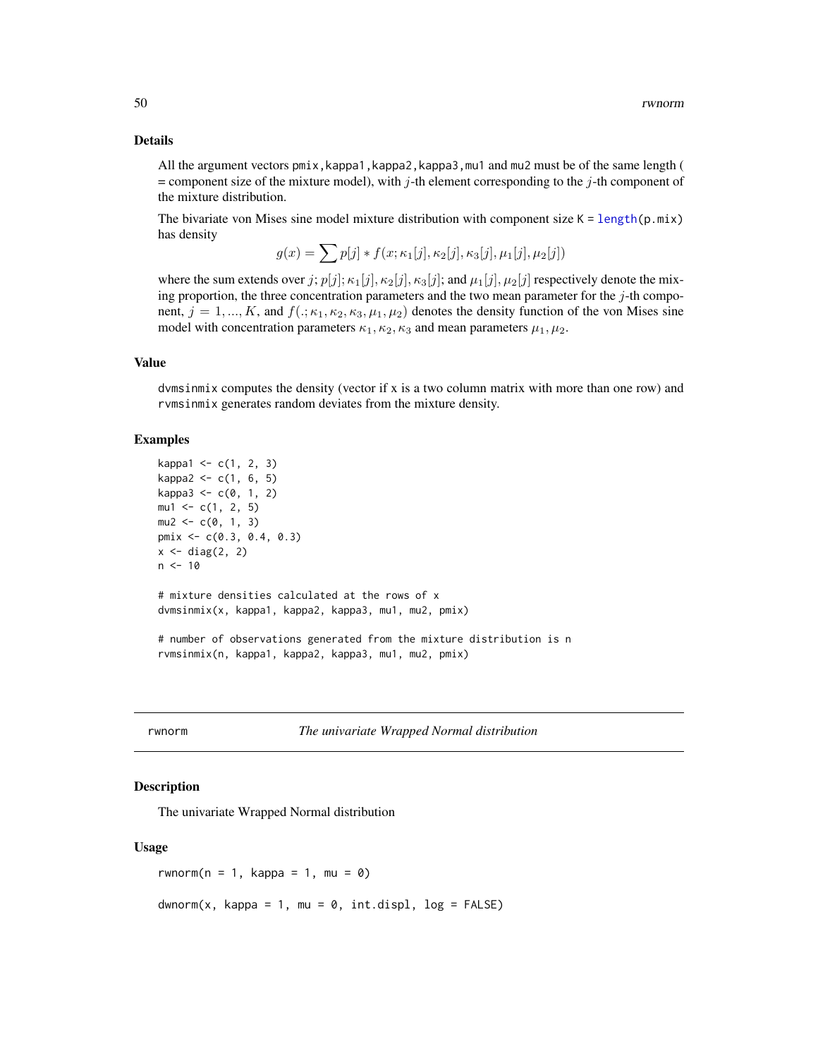### Details

All the argument vectors pmix, kappa1, kappa2, kappa3, mu1 and mu2 must be of the same length ( = component size of the mixture model), with $j$-th element corresponding to the $j$-th component of the mixture distribution.

The bivariate von Mises sine model mixture distribution with component size K = length(p.mix) has density

$$g(x) = \sum p[j] * f(x; \kappa_1[j], \kappa_2[j], \kappa_3[j], \mu_1[j], \mu_2[j])$$

where the sum extends over $j$; $p[j]$; $\kappa_1[j], \kappa_2[j], \kappa_3[j]$; and $\mu_1[j], \mu_2[j]$ respectively denote the mixing proportion, the three concentration parameters and the two mean parameter for the $j$-th component, $j = 1, ..., K$, and $f(.; \kappa_1, \kappa_2, \kappa_3, \mu_1, \mu_2)$ denotes the density function of the von Mises sine model with concentration parameters $\kappa_1, \kappa_2, \kappa_3$ and mean parameters $\mu_1, \mu_2$.

### Value

dvmsinmix computes the density (vector if x is a two column matrix with more than one row) and rvmsinmix generates random deviates from the mixture density.

### Examples

```
kappa1 <- c(1, 2, 3)
kappa2 <- c(1, 6, 5)
kappa3 <- c(0, 1, 2)
mu1 <- c(1, 2, 5)
mu2 <- c(0, 1, 3)
pmix <- c(0.3, 0.4, 0.3)
x <- diag(2, 2)
n <- 10

# mixture densities calculated at the rows of x
dvmsinmix(x, kappa1, kappa2, kappa3, mu1, mu2, pmix)

# number of observations generated from the mixture distribution is n
rvmsinmix(n, kappa1, kappa2, kappa3, mu1, mu2, pmix)
```

---

## rwnorm *The univariate Wrapped Normal distribution*

### Description

The univariate Wrapped Normal distribution

### Usage

```
rwnorm(n = 1, kappa = 1, mu = 0)

dwnorm(x, kappa = 1, mu = 0, int.displ, log = FALSE)
```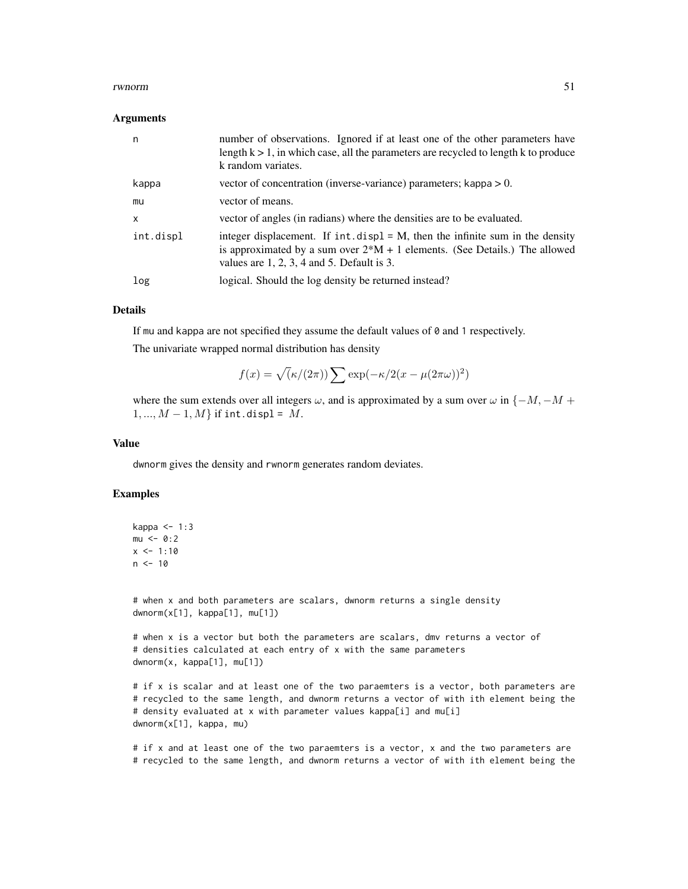### Arguments

| | |
|---|---|
| n | number of observations. Ignored if at least one of the other parameters have length k > 1, in which case, all the parameters are recycled to length k to produce k random variates. |
| kappa | vector of concentration (inverse-variance) parameters; kappa > 0. |
| mu | vector of means. |
| x | vector of angles (in radians) where the densities are to be evaluated. |
| int.displ | integer displacement. If int.displ = M, then the infinite sum in the density is approximated by a sum over 2*M + 1 elements. (See Details.) The allowed values are 1, 2, 3, 4 and 5. Default is 3. |
| log | logical. Should the log density be returned instead? |

### Details

If mu and kappa are not specified they assume the default values of 0 and 1 respectively.

The univariate wrapped normal distribution has density

$$f(x) = \sqrt{(}\kappa/(2\pi)) \sum \exp(-\kappa/2(x - \mu(2\pi\omega))^2)$$

where the sum extends over all integers $\omega$, and is approximated by a sum over $\omega$ in $\{-M, -M + 1, ..., M - 1, M\}$ if int.displ = $M$.

### Value

dwnorm gives the density and rwnorm generates random deviates.

### Examples

```
kappa <- 1:3
mu <- 0:2
x <- 1:10
n <- 10


# when x and both parameters are scalars, dwnorm returns a single density
dwnorm(x[1], kappa[1], mu[1])

# when x is a vector but both the parameters are scalars, dmv returns a vector of
# densities calculated at each entry of x with the same parameters
dwnorm(x, kappa[1], mu[1])

# if x is scalar and at least one of the two paraemters is a vector, both parameters are
# recycled to the same length, and dwnorm returns a vector of with ith element being the
# density evaluated at x with parameter values kappa[i] and mu[i]
dwnorm(x[1], kappa, mu)

# if x and at least one of the two paraemters is a vector, x and the two parameters are
# recycled to the same length, and dwnorm returns a vector of with ith element being the
```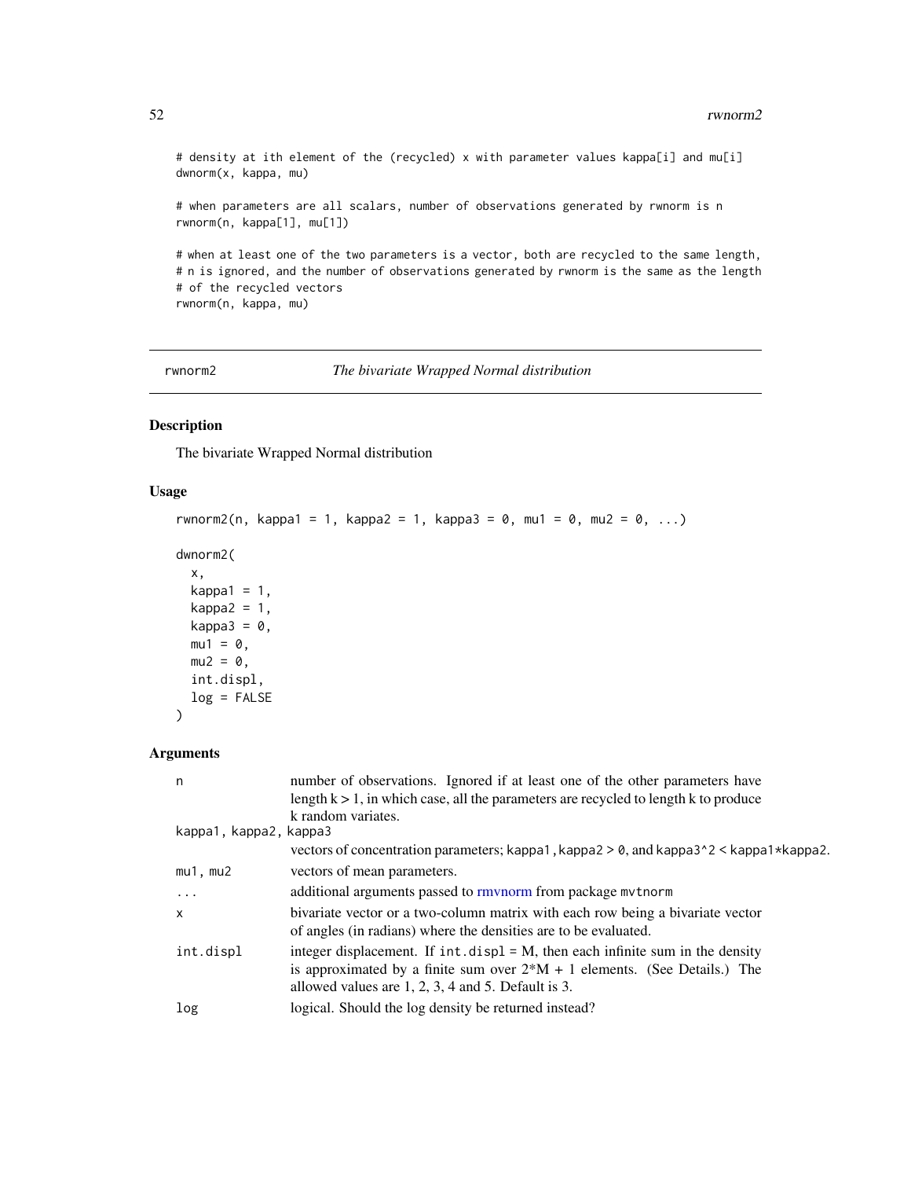```
# density at ith element of the (recycled) x with parameter values kappa[i] and mu[i]
dwnorm(x, kappa, mu)

# when parameters are all scalars, number of observations generated by rwnorm is n
rwnorm(n, kappa[1], mu[1])

# when at least one of the two parameters is a vector, both are recycled to the same length,
# n is ignored, and the number of observations generated by rwnorm is the same as the length
# of the recycled vectors
rwnorm(n, kappa, mu)
```

---

rwnorm2 *The bivariate Wrapped Normal distribution*

---

## Description

The bivariate Wrapped Normal distribution

## Usage

```
rwnorm2(n, kappa1 = 1, kappa2 = 1, kappa3 = 0, mu1 = 0, mu2 = 0, ...)

dwnorm2(
  x,
  kappa1 = 1,
  kappa2 = 1,
  kappa3 = 0,
  mu1 = 0,
  mu2 = 0,
  int.displ,
  log = FALSE
)
```

## Arguments

| | |
|---|---|
| `n` | number of observations. Ignored if at least one of the other parameters have length k > 1, in which case, all the parameters are recycled to length k to produce k random variates. |
| `kappa1, kappa2, kappa3` | vectors of concentration parameters; `kappa1, kappa2 > 0`, and `kappa3^2 < kappa1*kappa2`. |
| `mu1, mu2` | vectors of mean parameters. |
| `...` | additional arguments passed to rmvnorm from package `mvtnorm` |
| `x` | bivariate vector or a two-column matrix with each row being a bivariate vector of angles (in radians) where the densities are to be evaluated. |
| `int.displ` | integer displacement. If `int.displ` = M, then each infinite sum in the density is approximated by a finite sum over 2*M + 1 elements. (See Details.) The allowed values are 1, 2, 3, 4 and 5. Default is 3. |
| `log` | logical. Should the log density be returned instead? |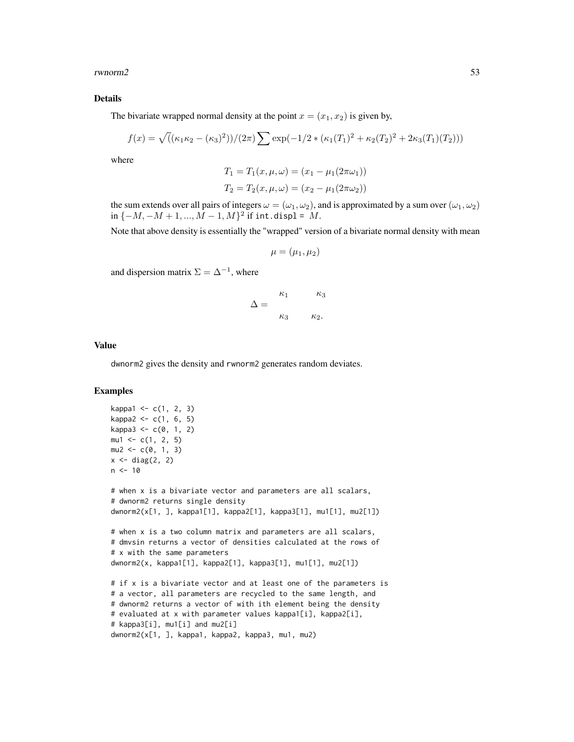### Details

The bivariate wrapped normal density at the point $x = (x_1, x_2)$ is given by,

$$f(x) = \sqrt{((\kappa_1 \kappa_2 - (\kappa_3)^2))}/(2\pi) \sum \exp(-1/2 * (\kappa_1 (T_1)^2 + \kappa_2 (T_2)^2 + 2\kappa_3 (T_1)(T_2)))$$

where

$$T_1 = T_1(x, \mu, \omega) = (x_1 - \mu_1(2\pi\omega_1))$$

$$T_2 = T_2(x, \mu, \omega) = (x_2 - \mu_1(2\pi\omega_2))$$

the sum extends over all pairs of integers $\omega = (\omega_1, \omega_2)$, and is approximated by a sum over $(\omega_1, \omega_2)$ in $\{-M, -M+1, ..., M-1, M\}^2$ if `int.displ =` $M$.

Note that above density is essentially the "wrapped" version of a bivariate normal density with mean

$$\mu = (\mu_1, \mu_2)$$

and dispersion matrix $\Sigma = \Delta^{-1}$, where

$$\Delta = \begin{matrix} \kappa_1 & \kappa_3 \\ \kappa_3 & \kappa_2. \end{matrix}$$

### Value

dwnorm2 gives the density and rwnorm2 generates random deviates.

### Examples

```
kappa1 <- c(1, 2, 3)
kappa2 <- c(1, 6, 5)
kappa3 <- c(0, 1, 2)
mu1 <- c(1, 2, 5)
mu2 <- c(0, 1, 3)
x <- diag(2, 2)
n <- 10

# when x is a bivariate vector and parameters are all scalars,
# dwnorm2 returns single density
dwnorm2(x[1, ], kappa1[1], kappa2[1], kappa3[1], mu1[1], mu2[1])

# when x is a two column matrix and parameters are all scalars,
# dmvsin returns a vector of densities calculated at the rows of
# x with the same parameters
dwnorm2(x, kappa1[1], kappa2[1], kappa3[1], mu1[1], mu2[1])

# if x is a bivariate vector and at least one of the parameters is
# a vector, all parameters are recycled to the same length, and
# dwnorm2 returns a vector of with ith element being the density
# evaluated at x with parameter values kappa1[i], kappa2[i],
# kappa3[i], mu1[i] and mu2[i]
dwnorm2(x[1, ], kappa1, kappa2, kappa3, mu1, mu2)
```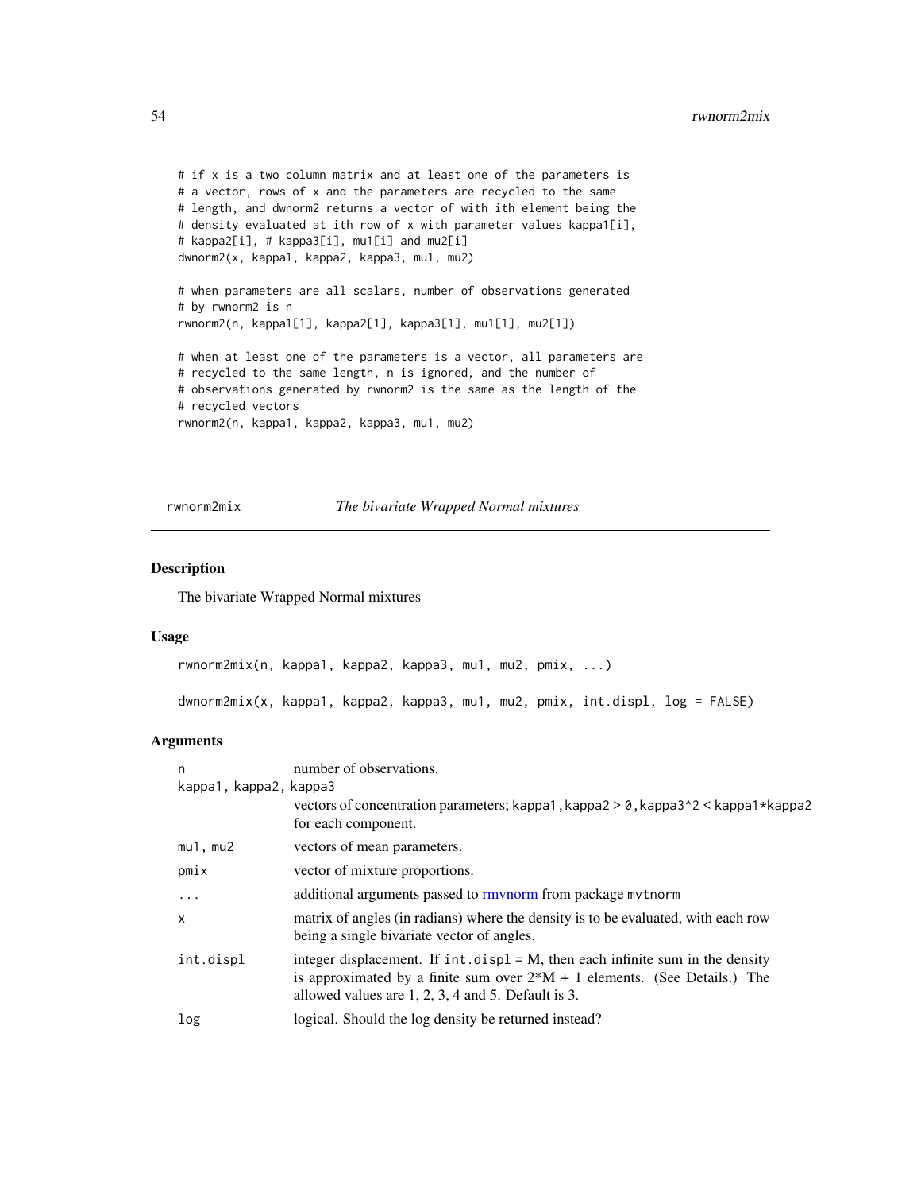```
# if x is a two column matrix and at least one of the parameters is
# a vector, rows of x and the parameters are recycled to the same
# length, and dwnorm2 returns a vector of with ith element being the
# density evaluated at ith row of x with parameter values kappa1[i],
# kappa2[i], # kappa3[i], mu1[i] and mu2[i]
dwnorm2(x, kappa1, kappa2, kappa3, mu1, mu2)

# when parameters are all scalars, number of observations generated
# by rwnorm2 is n
rwnorm2(n, kappa1[1], kappa2[1], kappa3[1], mu1[1], mu2[1])

# when at least one of the parameters is a vector, all parameters are
# recycled to the same length, n is ignored, and the number of
# observations generated by rwnorm2 is the same as the length of the
# recycled vectors
rwnorm2(n, kappa1, kappa2, kappa3, mu1, mu2)
```

## rwnorm2mix — *The bivariate Wrapped Normal mixtures*

### Description

The bivariate Wrapped Normal mixtures

### Usage

```
rwnorm2mix(n, kappa1, kappa2, kappa3, mu1, mu2, pmix, ...)

dwnorm2mix(x, kappa1, kappa2, kappa3, mu1, mu2, pmix, int.displ, log = FALSE)
```

### Arguments

| | |
|---|---|
| n | number of observations. |
| kappa1, kappa2, kappa3 | vectors of concentration parameters; kappa1, kappa2 > 0, kappa3^2 < kappa1*kappa2 for each component. |
| mu1, mu2 | vectors of mean parameters. |
| pmix | vector of mixture proportions. |
| ... | additional arguments passed to rmvnorm from package mvtnorm |
| x | matrix of angles (in radians) where the density is to be evaluated, with each row being a single bivariate vector of angles. |
| int.displ | integer displacement. If int.displ = M, then each infinite sum in the density is approximated by a finite sum over 2*M + 1 elements. (See Details.) The allowed values are 1, 2, 3, 4 and 5. Default is 3. |
| log | logical. Should the log density be returned instead? |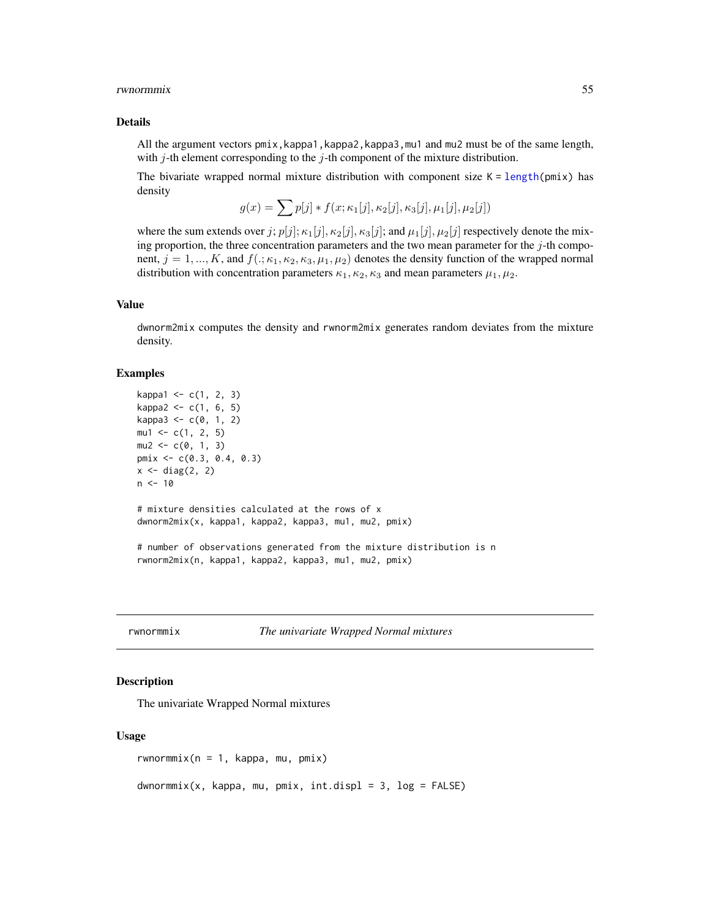## Details

All the argument vectors `pmix`, `kappa1`, `kappa2`, `kappa3`, `mu1` and `mu2` must be of the same length, with $j$-th element corresponding to the $j$-th component of the mixture distribution.

The bivariate wrapped normal mixture distribution with component size `K = length(pmix)` has density

$$g(x) = \sum p[j] * f(x; \kappa_1[j], \kappa_2[j], \kappa_3[j], \mu_1[j], \mu_2[j])$$

where the sum extends over $j$; $p[j]$; $\kappa_1[j], \kappa_2[j], \kappa_3[j]$; and $\mu_1[j], \mu_2[j]$ respectively denote the mixing proportion, the three concentration parameters and the two mean parameter for the $j$-th component, $j = 1, ..., K$, and $f(.; \kappa_1, \kappa_2, \kappa_3, \mu_1, \mu_2)$ denotes the density function of the wrapped normal distribution with concentration parameters $\kappa_1, \kappa_2, \kappa_3$ and mean parameters $\mu_1, \mu_2$.

## Value

`dwnorm2mix` computes the density and `rwnorm2mix` generates random deviates from the mixture density.

## Examples

```
kappa1 <- c(1, 2, 3)
kappa2 <- c(1, 6, 5)
kappa3 <- c(0, 1, 2)
mu1 <- c(1, 2, 5)
mu2 <- c(0, 1, 3)
pmix <- c(0.3, 0.4, 0.3)
x <- diag(2, 2)
n <- 10

# mixture densities calculated at the rows of x
dwnorm2mix(x, kappa1, kappa2, kappa3, mu1, mu2, pmix)

# number of observations generated from the mixture distribution is n
rwnorm2mix(n, kappa1, kappa2, kappa3, mu1, mu2, pmix)
```

---

# rwnormmix — *The univariate Wrapped Normal mixtures*

## Description

The univariate Wrapped Normal mixtures

## Usage

```
rwnormmix(n = 1, kappa, mu, pmix)

dwnormmix(x, kappa, mu, pmix, int.displ = 3, log = FALSE)
```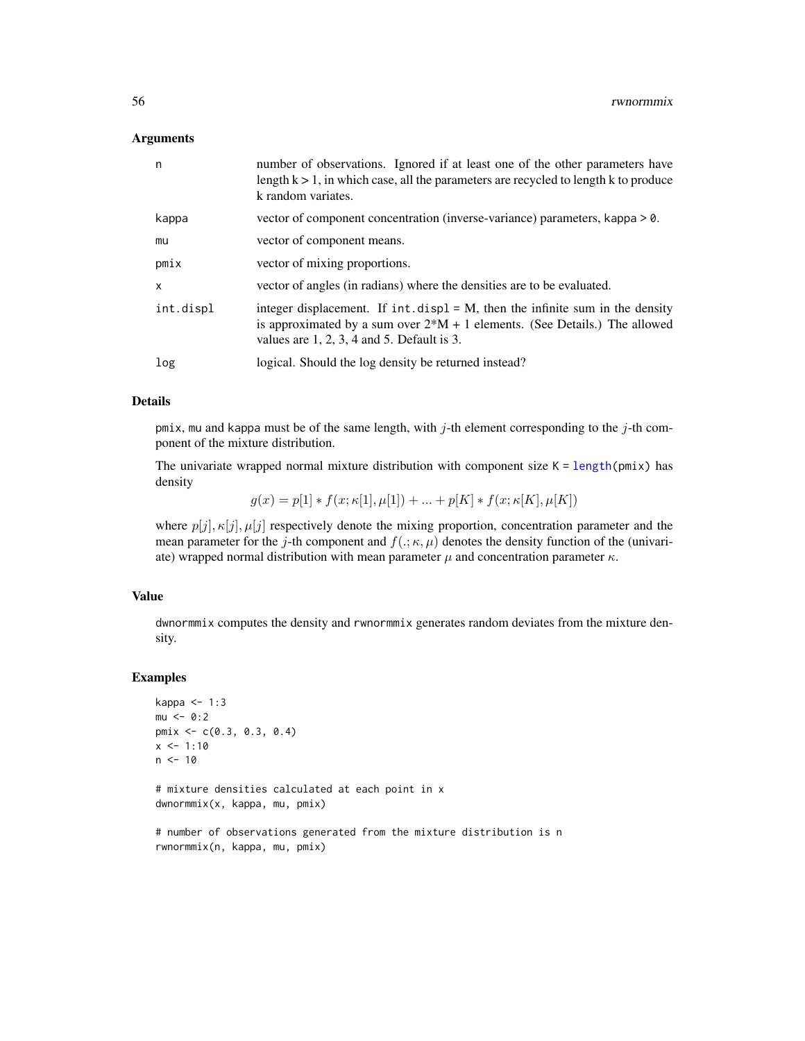## Arguments

| | |
|---|---|
| n | number of observations. Ignored if at least one of the other parameters have length k > 1, in which case, all the parameters are recycled to length k to produce k random variates. |
| kappa | vector of component concentration (inverse-variance) parameters, kappa > 0. |
| mu | vector of component means. |
| pmix | vector of mixing proportions. |
| x | vector of angles (in radians) where the densities are to be evaluated. |
| int.displ | integer displacement. If int.displ = M, then the infinite sum in the density is approximated by a sum over 2*M + 1 elements. (See Details.) The allowed values are 1, 2, 3, 4 and 5. Default is 3. |
| log | logical. Should the log density be returned instead? |

## Details

pmix, mu and kappa must be of the same length, with $j$-th element corresponding to the $j$-th component of the mixture distribution.

The univariate wrapped normal mixture distribution with component size K = length(pmix) has density

$$g(x) = p[1] * f(x; \kappa[1], \mu[1]) + ... + p[K] * f(x; \kappa[K], \mu[K])$$

where $p[j], \kappa[j], \mu[j]$ respectively denote the mixing proportion, concentration parameter and the mean parameter for the $j$-th component and $f(.; \kappa, \mu)$ denotes the density function of the (univariate) wrapped normal distribution with mean parameter $\mu$ and concentration parameter $\kappa$.

## Value

dwnormmix computes the density and rwnormmix generates random deviates from the mixture density.

## Examples

```
kappa <- 1:3
mu <- 0:2
pmix <- c(0.3, 0.3, 0.4)
x <- 1:10
n <- 10

# mixture densities calculated at each point in x
dwnormmix(x, kappa, mu, pmix)

# number of observations generated from the mixture distribution is n
rwnormmix(n, kappa, mu, pmix)
```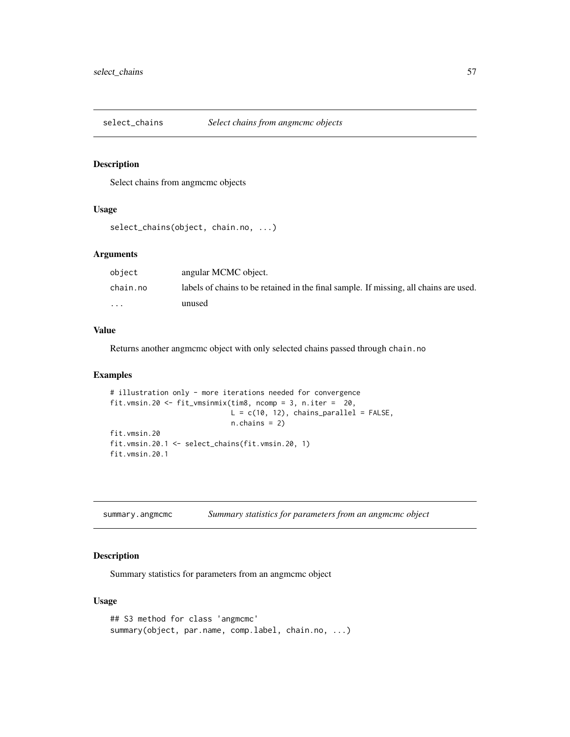## select_chains *Select chains from angmcmc objects*

### Description

Select chains from angmcmc objects

### Usage

```
select_chains(object, chain.no, ...)
```

### Arguments

| | |
|---|---|
| `object` | angular MCMC object. |
| `chain.no` | labels of chains to be retained in the final sample. If missing, all chains are used. |
| `...` | unused |

### Value

Returns another angmcmc object with only selected chains passed through `chain.no`

### Examples

```
# illustration only - more iterations needed for convergence
fit.vmsin.20 <- fit_vmsinmix(tim8, ncomp = 3, n.iter =  20,
                             L = c(10, 12), chains_parallel = FALSE,
                             n.chains = 2)
fit.vmsin.20
fit.vmsin.20.1 <- select_chains(fit.vmsin.20, 1)
fit.vmsin.20.1
```

## summary.angmcmc *Summary statistics for parameters from an angmcmc object*

### Description

Summary statistics for parameters from an angmcmc object

### Usage

```
## S3 method for class 'angmcmc'
summary(object, par.name, comp.label, chain.no, ...)
```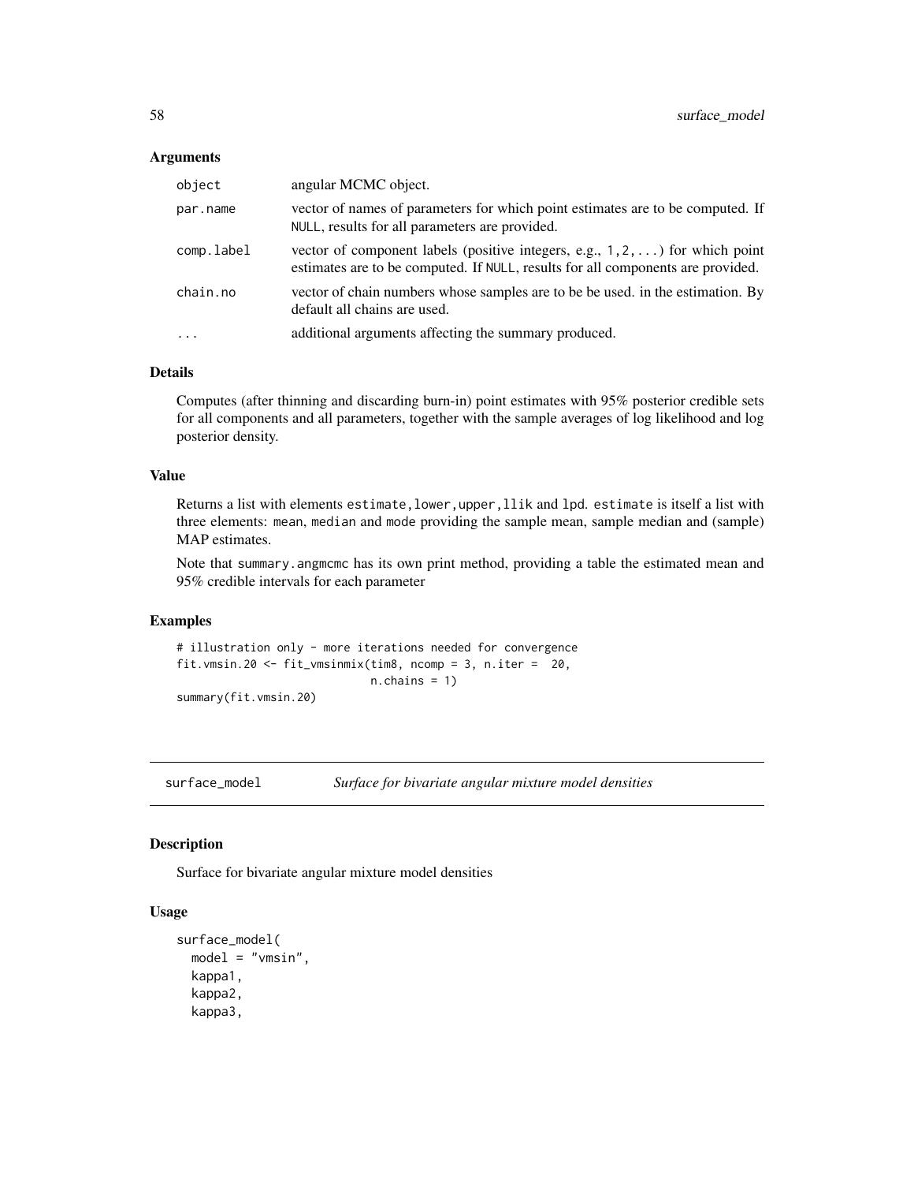### Arguments

| | |
|---|---|
| object | angular MCMC object. |
| par.name | vector of names of parameters for which point estimates are to be computed. If NULL, results for all parameters are provided. |
| comp.label | vector of component labels (positive integers, e.g., 1,2,...) for which point estimates are to be computed. If NULL, results for all components are provided. |
| chain.no | vector of chain numbers whose samples are to be be used. in the estimation. By default all chains are used. |
| ... | additional arguments affecting the summary produced. |

### Details

Computes (after thinning and discarding burn-in) point estimates with 95% posterior credible sets for all components and all parameters, together with the sample averages of log likelihood and log posterior density.

### Value

Returns a list with elements estimate, lower, upper, llik and lpd. estimate is itself a list with three elements: mean, median and mode providing the sample mean, sample median and (sample) MAP estimates.

Note that summary.angmcmc has its own print method, providing a table the estimated mean and 95% credible intervals for each parameter

### Examples

```
# illustration only - more iterations needed for convergence
fit.vmsin.20 <- fit_vmsinmix(tim8, ncomp = 3, n.iter =  20,
                             n.chains = 1)
summary(fit.vmsin.20)
```

---

## surface_model    *Surface for bivariate angular mixture model densities*

---

### Description

Surface for bivariate angular mixture model densities

### Usage

```
surface_model(
  model = "vmsin",
  kappa1,
  kappa2,
  kappa3,
```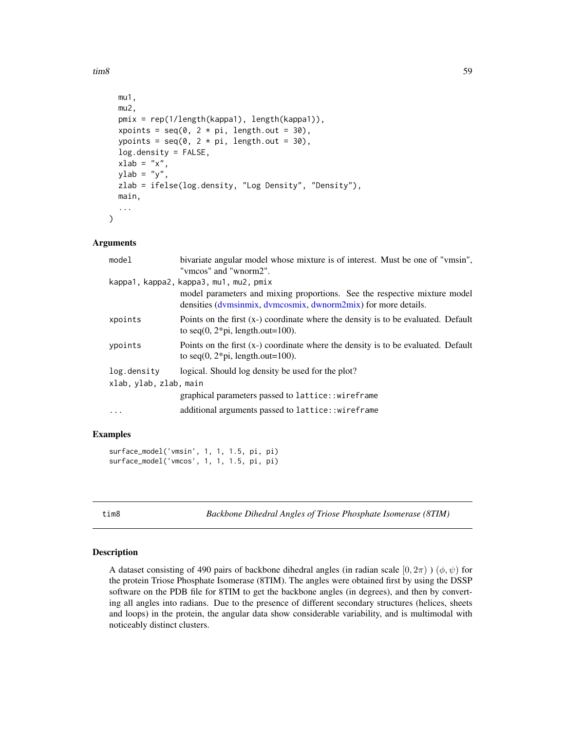```
  mu1,
  mu2,
  pmix = rep(1/length(kappa1), length(kappa1)),
  xpoints = seq(0, 2 * pi, length.out = 30),
  ypoints = seq(0, 2 * pi, length.out = 30),
  log.density = FALSE,
  xlab = "x",
  ylab = "y",
  zlab = ifelse(log.density, "Log Density", "Density"),
  main,
  ...
)
```

### Arguments

| | |
|---|---|
| `model` | bivariate angular model whose mixture is of interest. Must be one of "vmsin", "vmcos" and "wnorm2". |
| `kappa1, kappa2, kappa3, mu1, mu2, pmix` | model parameters and mixing proportions. See the respective mixture model densities (dvmsinmix, dvmcosmix, dwnorm2mix) for more details. |
| `xpoints` | Points on the first (x-) coordinate where the density is to be evaluated. Default to seq(0, 2*pi, length.out=100). |
| `ypoints` | Points on the first (x-) coordinate where the density is to be evaluated. Default to seq(0, 2*pi, length.out=100). |
| `log.density` | logical. Should log density be used for the plot? |
| `xlab, ylab, zlab, main` | graphical parameters passed to `lattice::wireframe` |
| `...` | additional arguments passed to `lattice::wireframe` |

### Examples

```
surface_model('vmsin', 1, 1, 1.5, pi, pi)
surface_model('vmcos', 1, 1, 1.5, pi, pi)
```

---

## tim8 — *Backbone Dihedral Angles of Triose Phosphate Isomerase (8TIM)*

### Description

A dataset consisting of 490 pairs of backbone dihedral angles (in radian scale $[0, 2\pi)$ ) $(\phi, \psi)$ for the protein Triose Phosphate Isomerase (8TIM). The angles were obtained first by using the DSSP software on the PDB file for 8TIM to get the backbone angles (in degrees), and then by converting all angles into radians. Due to the presence of different secondary structures (helices, sheets and loops) in the protein, the angular data show considerable variability, and is multimodal with noticeably distinct clusters.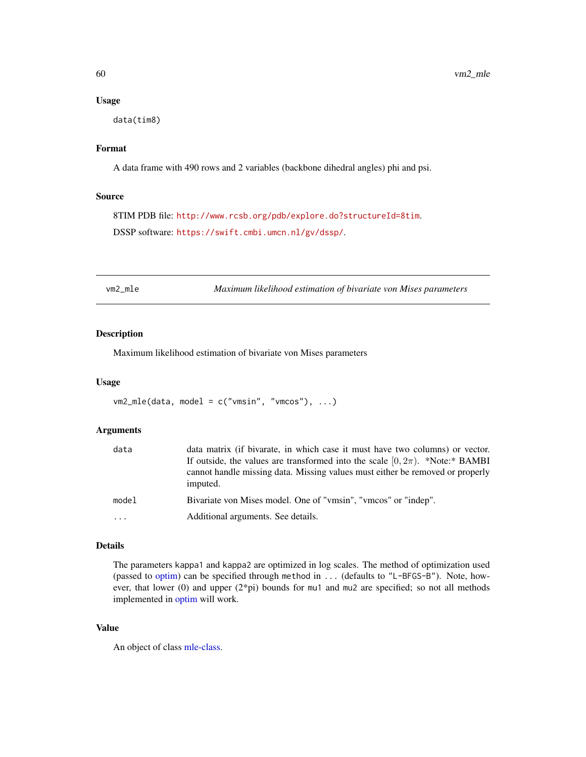### Usage

```
data(tim8)
```

### Format

A data frame with 490 rows and 2 variables (backbone dihedral angles) phi and psi.

### Source

8TIM PDB file: http://www.rcsb.org/pdb/explore.do?structureId=8tim.

DSSP software: https://swift.cmbi.umcn.nl/gv/dssp/.

---

## vm2_mle — *Maximum likelihood estimation of bivariate von Mises parameters*

---

### Description

Maximum likelihood estimation of bivariate von Mises parameters

### Usage

```
vm2_mle(data, model = c("vmsin", "vmcos"), ...)
```

### Arguments

| | |
|---|---|
| `data` | data matrix (if bivarate, in which case it must have two columns) or vector. If outside, the values are transformed into the scale $[0, 2\pi)$. *Note:* BAMBI cannot handle missing data. Missing values must either be removed or properly imputed. |
| `model` | Bivariate von Mises model. One of "vmsin", "vmcos" or "indep". |
| `...` | Additional arguments. See details. |

### Details

The parameters `kappa1` and `kappa2` are optimized in log scales. The method of optimization used (passed to optim) can be specified through `method` in `...` (defaults to `"L-BFGS-B"`). Note, however, that lower (0) and upper (2*pi) bounds for `mu1` and `mu2` are specified; so not all methods implemented in optim will work.

### Value

An object of class mle-class.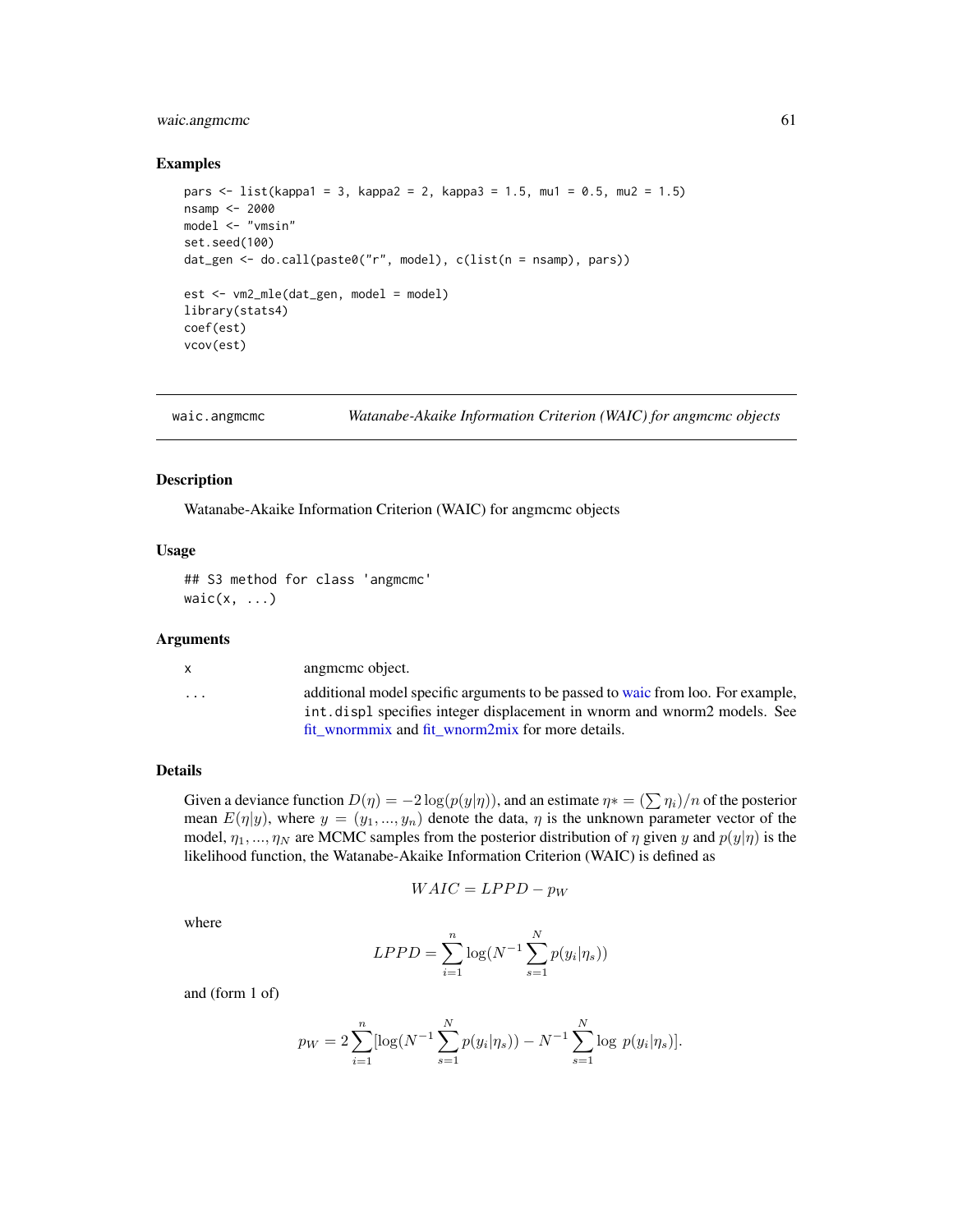## Examples

```
pars <- list(kappa1 = 3, kappa2 = 2, kappa3 = 1.5, mu1 = 0.5, mu2 = 1.5)
nsamp <- 2000
model <- "vmsin"
set.seed(100)
dat_gen <- do.call(paste0("r", model), c(list(n = nsamp), pars))

est <- vm2_mle(dat_gen, model = model)
library(stats4)
coef(est)
vcov(est)
```

---

# waic.angmcmc — *Watanabe-Akaike Information Criterion (WAIC) for angmcmc objects*

## Description

Watanabe-Akaike Information Criterion (WAIC) for angmcmc objects

## Usage

```
## S3 method for class 'angmcmc'
waic(x, ...)
```

## Arguments

| | |
|---|---|
| `x` | angmcmc object. |
| `...` | additional model specific arguments to be passed to waic from loo. For example, `int.displ` specifies integer displacement in wnorm and wnorm2 models. See fit_wnormmix and fit_wnorm2mix for more details. |

## Details

Given a deviance function $D(\eta) = -2\log(p(y|\eta))$, and an estimate $\eta* = (\sum \eta_i)/n$ of the posterior mean $E(\eta|y)$, where $y = (y_1, ..., y_n)$ denote the data, $\eta$ is the unknown parameter vector of the model, $\eta_1, ..., \eta_N$ are MCMC samples from the posterior distribution of $\eta$ given $y$ and $p(y|\eta)$ is the likelihood function, the Watanabe-Akaike Information Criterion (WAIC) is defined as

$$WAIC = LPPD - p_W$$

where

$$LPPD = \sum_{i=1}^{n} \log(N^{-1} \sum_{s=1}^{N} p(y_i|\eta_s))$$

and (form 1 of)

$$p_W = 2\sum_{i=1}^{n}[\log(N^{-1} \sum_{s=1}^{N} p(y_i|\eta_s)) - N^{-1}\sum_{s=1}^{N} \log\ p(y_i|\eta_s)].$$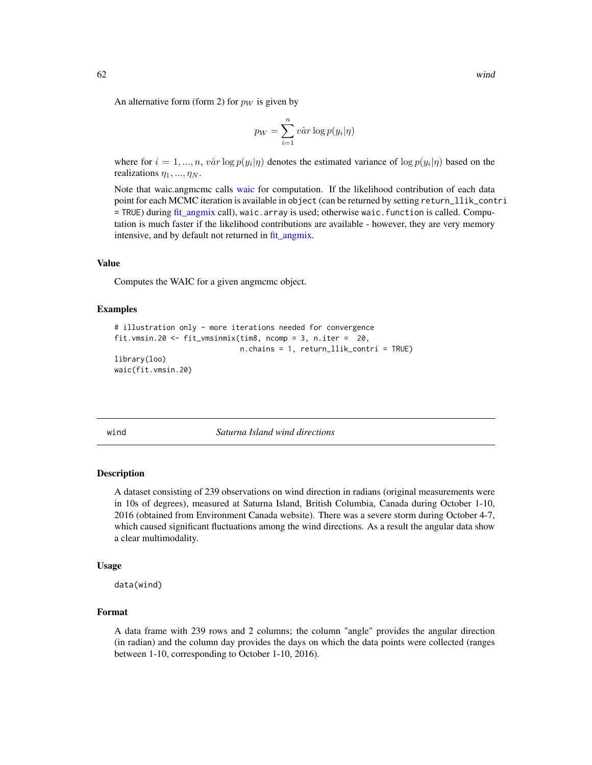An alternative form (form 2) for $p_W$ is given by

$$p_W = \sum_{i=1}^{n} v\hat{a}r \log p(y_i|\eta)$$

where for $i = 1, ..., n$, $v\hat{a}r \log p(y_i|\eta)$ denotes the estimated variance of $\log p(y_i|\eta)$ based on the realizations $\eta_1, ..., \eta_N$.

Note that waic.angmcmc calls waic for computation. If the likelihood contribution of each data point for each MCMC iteration is available in `object` (can be returned by setting `return_llik_contri = TRUE`) during fit_angmix call), `waic.array` is used; otherwise `waic.function` is called. Computation is much faster if the likelihood contributions are available - however, they are very memory intensive, and by default not returned in fit_angmix.

### Value

Computes the WAIC for a given angmcmc object.

### Examples

```
# illustration only - more iterations needed for convergence
fit.vmsin.20 <- fit_vmsinmix(tim8, ncomp = 3, n.iter =  20,
                             n.chains = 1, return_llik_contri = TRUE)
library(loo)
waic(fit.vmsin.20)
```

---

## wind — *Saturna Island wind directions*

### Description

A dataset consisting of 239 observations on wind direction in radians (original measurements were in 10s of degrees), measured at Saturna Island, British Columbia, Canada during October 1-10, 2016 (obtained from Environment Canada website). There was a severe storm during October 4-7, which caused significant fluctuations among the wind directions. As a result the angular data show a clear multimodality.

### Usage

```
data(wind)
```

### Format

A data frame with 239 rows and 2 columns; the column "angle" provides the angular direction (in radian) and the column day provides the days on which the data points were collected (ranges between 1-10, corresponding to October 1-10, 2016).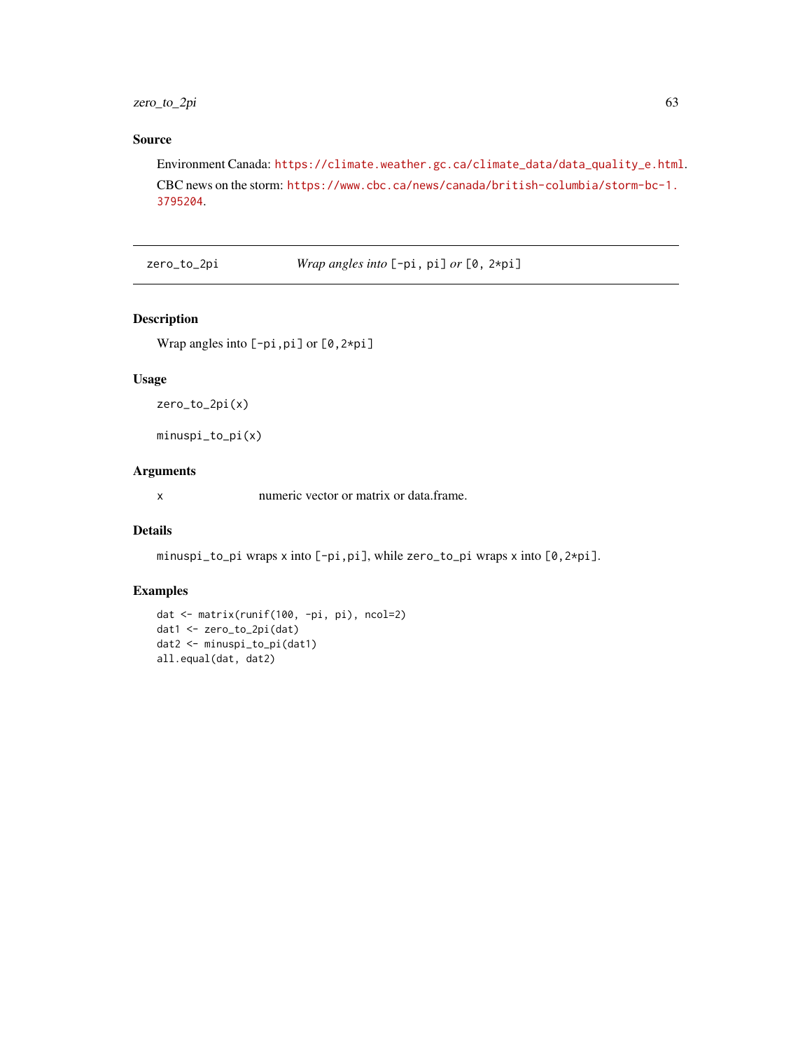## Source

Environment Canada: https://climate.weather.gc.ca/climate_data/data_quality_e.html.

CBC news on the storm: https://www.cbc.ca/news/canada/british-columbia/storm-bc-1.3795204.

---

# zero_to_2pi — *Wrap angles into* `[-pi, pi]` *or* `[0, 2*pi]`

---

## Description

Wrap angles into `[-pi,pi]` or `[0,2*pi]`

## Usage

```
zero_to_2pi(x)

minuspi_to_pi(x)
```

## Arguments

| | |
|---|---|
| `x` | numeric vector or matrix or data.frame. |

## Details

`minuspi_to_pi` wraps `x` into `[-pi,pi]`, while `zero_to_pi` wraps `x` into `[0,2*pi]`.

## Examples

```
dat <- matrix(runif(100, -pi, pi), ncol=2)
dat1 <- zero_to_2pi(dat)
dat2 <- minuspi_to_pi(dat1)
all.equal(dat, dat2)
```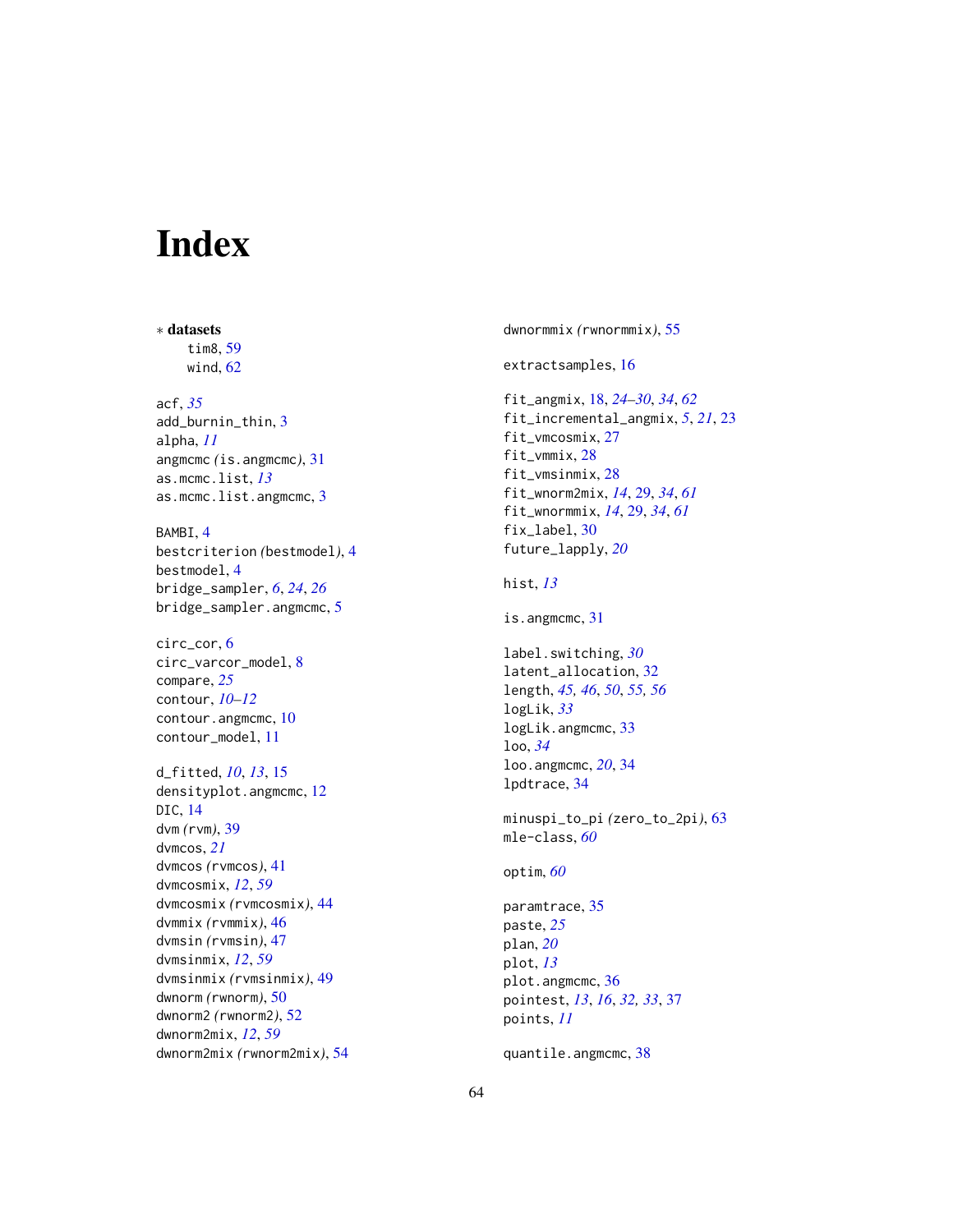# Index

∗ **datasets**
- tim8, 59
- wind, 62

acf, *35*
add_burnin_thin, 3
alpha, *11*
angmcmc (is.angmcmc), 31
as.mcmc.list, *13*
as.mcmc.list.angmcmc, 3

BAMBI, 4
bestcriterion (bestmodel), 4
bestmodel, 4
bridge_sampler, *6*, *24*, *26*
bridge_sampler.angmcmc, 5

circ_cor, 6
circ_varcor_model, 8
compare, *25*
contour, *10–12*
contour.angmcmc, 10
contour_model, 11

d_fitted, *10*, *13*, 15
densityplot.angmcmc, 12
DIC, 14
dvm (rvm), 39
dvmcos, *21*
dvmcos (rvmcos), 41
dvmcosmix, *12*, *59*
dvmcosmix (rvmcosmix), 44
dvmmix (rvmmix), 46
dvmsin (rvmsin), 47
dvmsinmix, *12*, *59*
dvmsinmix (rvmsinmix), 49
dwnorm (rwnorm), 50
dwnorm2 (rwnorm2), 52
dwnorm2mix, *12*, *59*
dwnorm2mix (rwnorm2mix), 54
dwnormmix (rwnormmix), 55

extractsamples, 16

fit_angmix, 18, *24–30*, *34*, *62*
fit_incremental_angmix, *5*, *21*, 23
fit_vmcosmix, 27
fit_vmmix, 28
fit_vmsinmix, 28
fit_wnorm2mix, *14*, 29, *34*, *61*
fit_wnormmix, *14*, 29, *34*, *61*
fix_label, 30
future_lapply, *20*

hist, *13*

is.angmcmc, 31

label.switching, *30*
latent_allocation, 32
length, *45, 46*, *50*, *55, 56*
logLik, *33*
logLik.angmcmc, 33
loo, *34*
loo.angmcmc, *20*, 34
lpdtrace, 34

minuspi_to_pi (zero_to_2pi), 63
mle-class, *60*

optim, *60*

paramtrace, 35
paste, *25*
plan, *20*
plot, *13*
plot.angmcmc, 36
pointest, *13*, *16*, *32, 33*, 37
points, *11*

quantile.angmcmc, 38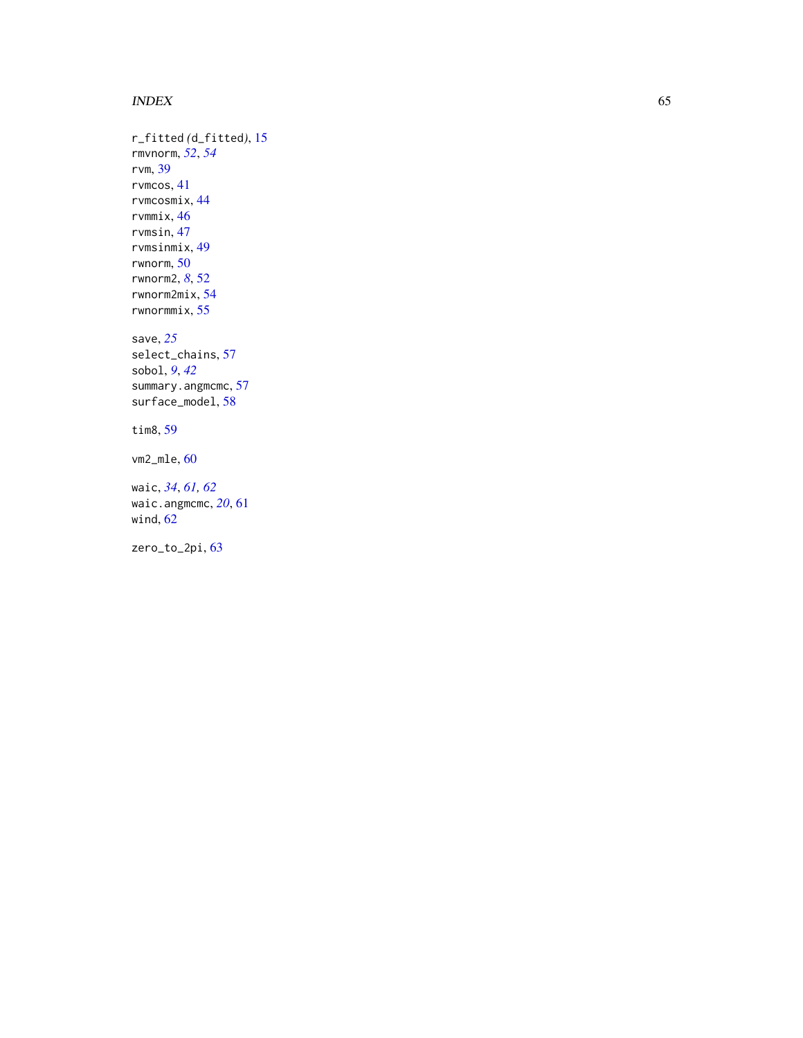r_fitted *(*d_fitted*)*, 15
rmvnorm, *52*, *54*
rvm, 39
rvmcos, 41
rvmcosmix, 44
rvmmix, 46
rvmsin, 47
rvmsinmix, 49
rwnorm, 50
rwnorm2, *8*, 52
rwnorm2mix, 54
rwnormmix, 55

save, *25*
select_chains, 57
sobol, *9*, *42*
summary.angmcmc, 57
surface_model, 58

tim8, 59

vm2_mle, 60

waic, *34*, *61, 62*
waic.angmcmc, *20*, 61
wind, 62

zero_to_2pi, 63